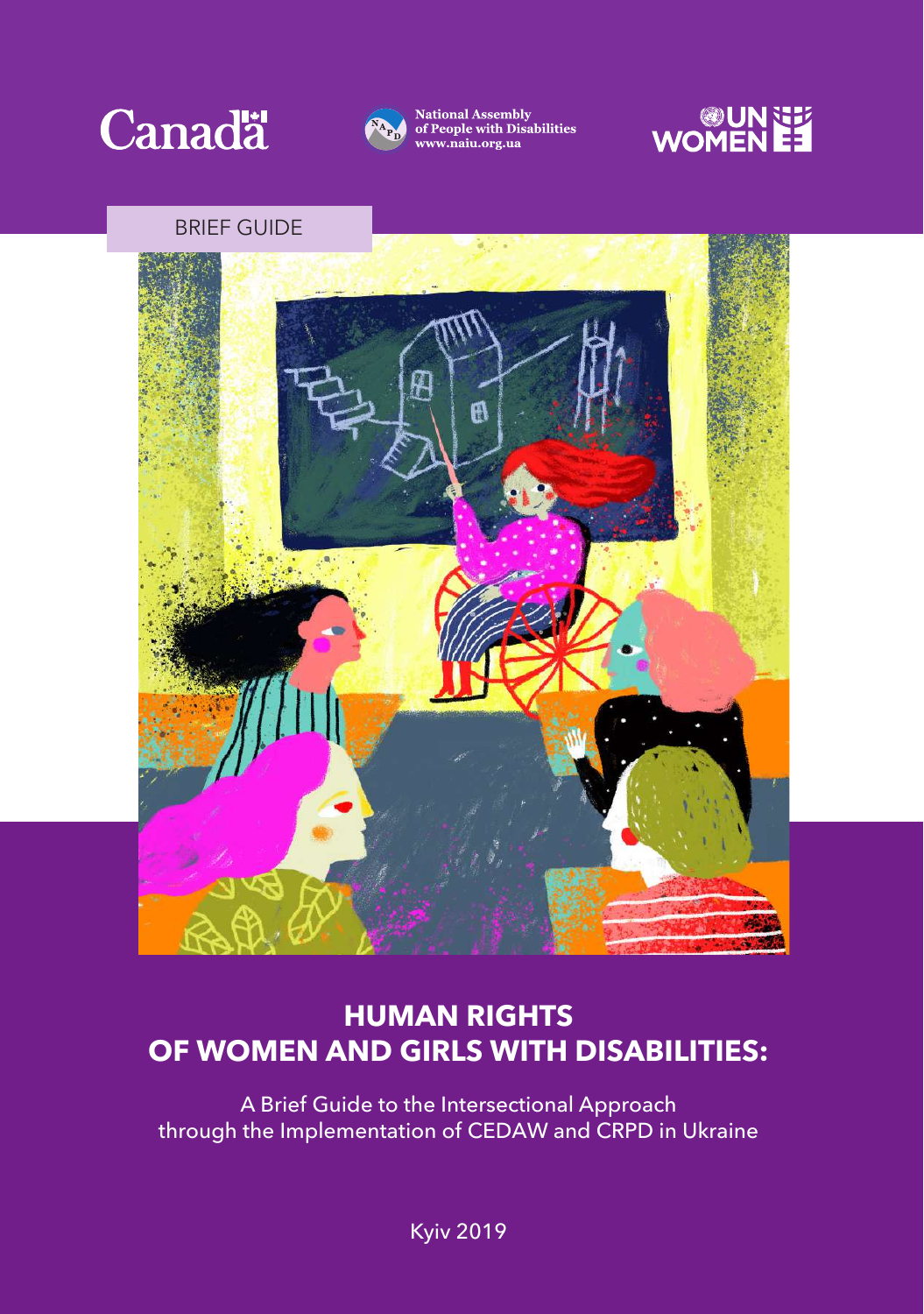Canada

National Assembly of People with Disabilities
www.naiu.org.ua

UN WOMEN

BRIEF GUIDE

# HUMAN RIGHTS OF WOMEN AND GIRLS WITH DISABILITIES:

A Brief Guide to the Intersectional Approach through the Implementation of CEDAW and CRPD in Ukraine

Kyiv 2019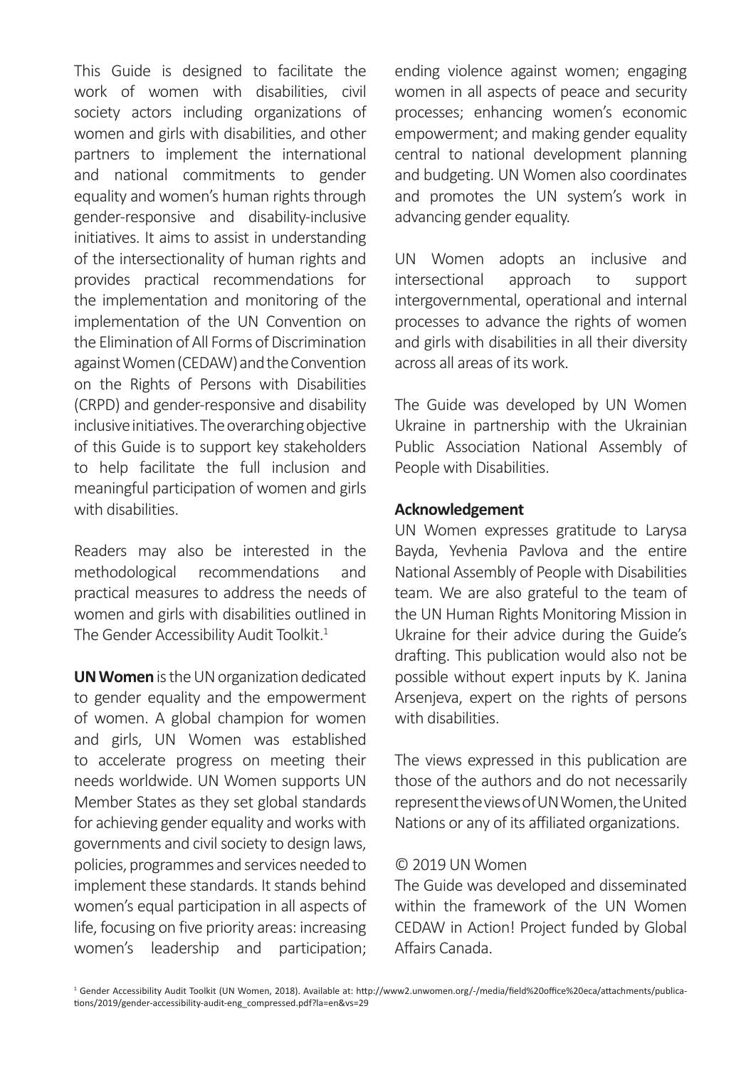This Guide is designed to facilitate the work of women with disabilities, civil society actors including organizations of women and girls with disabilities, and other partners to implement the international and national commitments to gender equality and women's human rights through gender-responsive and disability-inclusive initiatives. It aims to assist in understanding of the intersectionality of human rights and provides practical recommendations for the implementation and monitoring of the implementation of the UN Convention on the Elimination of All Forms of Discrimination against Women (CEDAW) and the Convention on the Rights of Persons with Disabilities (CRPD) and gender-responsive and disability inclusive initiatives. The overarching objective of this Guide is to support key stakeholders to help facilitate the full inclusion and meaningful participation of women and girls with disabilities.

Readers may also be interested in the methodological recommendations and practical measures to address the needs of women and girls with disabilities outlined in The Gender Accessibility Audit Toolkit.[1]

**UN Women** is the UN organization dedicated to gender equality and the empowerment of women. A global champion for women and girls, UN Women was established to accelerate progress on meeting their needs worldwide. UN Women supports UN Member States as they set global standards for achieving gender equality and works with governments and civil society to design laws, policies, programmes and services needed to implement these standards. It stands behind women's equal participation in all aspects of life, focusing on five priority areas: increasing women's leadership and participation; ending violence against women; engaging women in all aspects of peace and security processes; enhancing women's economic empowerment; and making gender equality central to national development planning and budgeting. UN Women also coordinates and promotes the UN system's work in advancing gender equality.

UN Women adopts an inclusive and intersectional approach to support intergovernmental, operational and internal processes to advance the rights of women and girls with disabilities in all their diversity across all areas of its work.

The Guide was developed by UN Women Ukraine in partnership with the Ukrainian Public Association National Assembly of People with Disabilities.

**Acknowledgement**

UN Women expresses gratitude to Larysa Bayda, Yevhenia Pavlova and the entire National Assembly of People with Disabilities team. We are also grateful to the team of the UN Human Rights Monitoring Mission in Ukraine for their advice during the Guide's drafting. This publication would also not be possible without expert inputs by K. Janina Arsenjeva, expert on the rights of persons with disabilities.

The views expressed in this publication are those of the authors and do not necessarily represent the views of UN Women, the United Nations or any of its affiliated organizations.

© 2019 UN Women

The Guide was developed and disseminated within the framework of the UN Women CEDAW in Action! Project funded by Global Affairs Canada.

[1] Gender Accessibility Audit Toolkit (UN Women, 2018). Available at: http://www2.unwomen.org/-/media/field%20office%20eca/attachments/publications/2019/gender-accessibility-audit-eng_compressed.pdf?la=en&vs=29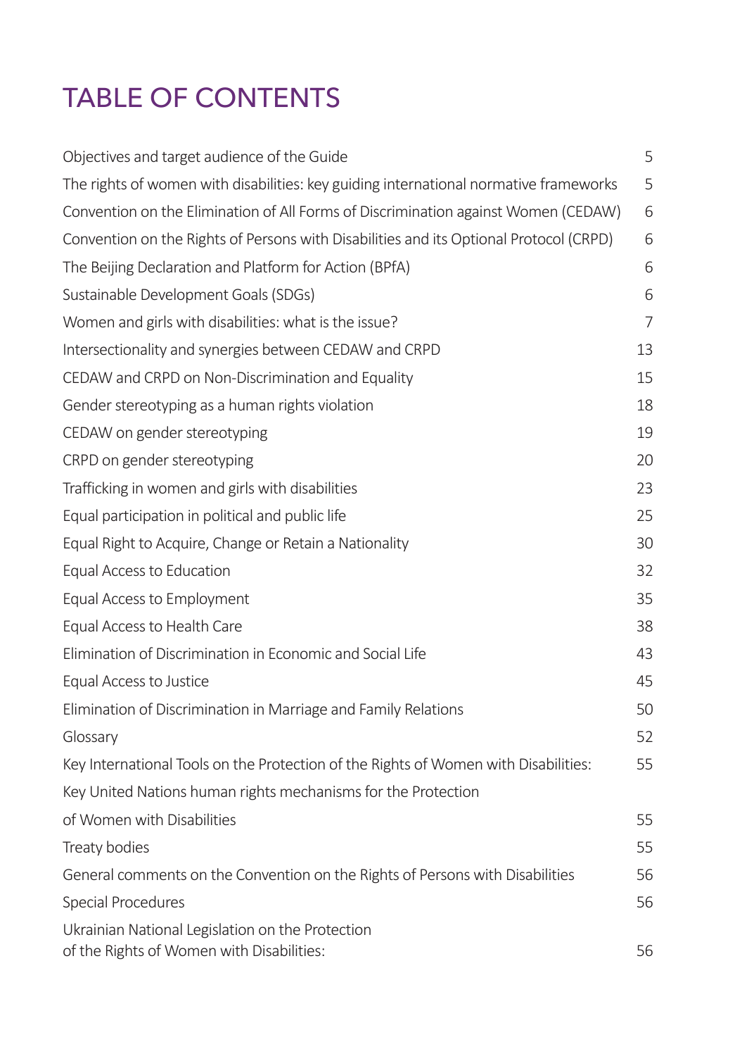# TABLE OF CONTENTS

| | |
|---|---|
| Objectives and target audience of the Guide | 5 |
| The rights of women with disabilities: key guiding international normative frameworks | 5 |
| Convention on the Elimination of All Forms of Discrimination against Women (CEDAW) | 6 |
| Convention on the Rights of Persons with Disabilities and its Optional Protocol (CRPD) | 6 |
| The Beijing Declaration and Platform for Action (BPfA) | 6 |
| Sustainable Development Goals (SDGs) | 6 |
| Women and girls with disabilities: what is the issue? | 7 |
| Intersectionality and synergies between CEDAW and CRPD | 13 |
| CEDAW and CRPD on Non-Discrimination and Equality | 15 |
| Gender stereotyping as a human rights violation | 18 |
| CEDAW on gender stereotyping | 19 |
| CRPD on gender stereotyping | 20 |
| Trafficking in women and girls with disabilities | 23 |
| Equal participation in political and public life | 25 |
| Equal Right to Acquire, Change or Retain a Nationality | 30 |
| Equal Access to Education | 32 |
| Equal Access to Employment | 35 |
| Equal Access to Health Care | 38 |
| Elimination of Discrimination in Economic and Social Life | 43 |
| Equal Access to Justice | 45 |
| Elimination of Discrimination in Marriage and Family Relations | 50 |
| Glossary | 52 |
| Key International Tools on the Protection of the Rights of Women with Disabilities: | 55 |
| Key United Nations human rights mechanisms for the Protection of Women with Disabilities | 55 |
| Treaty bodies | 55 |
| General comments on the Convention on the Rights of Persons with Disabilities | 56 |
| Special Procedures | 56 |
| Ukrainian National Legislation on the Protection of the Rights of Women with Disabilities: | 56 |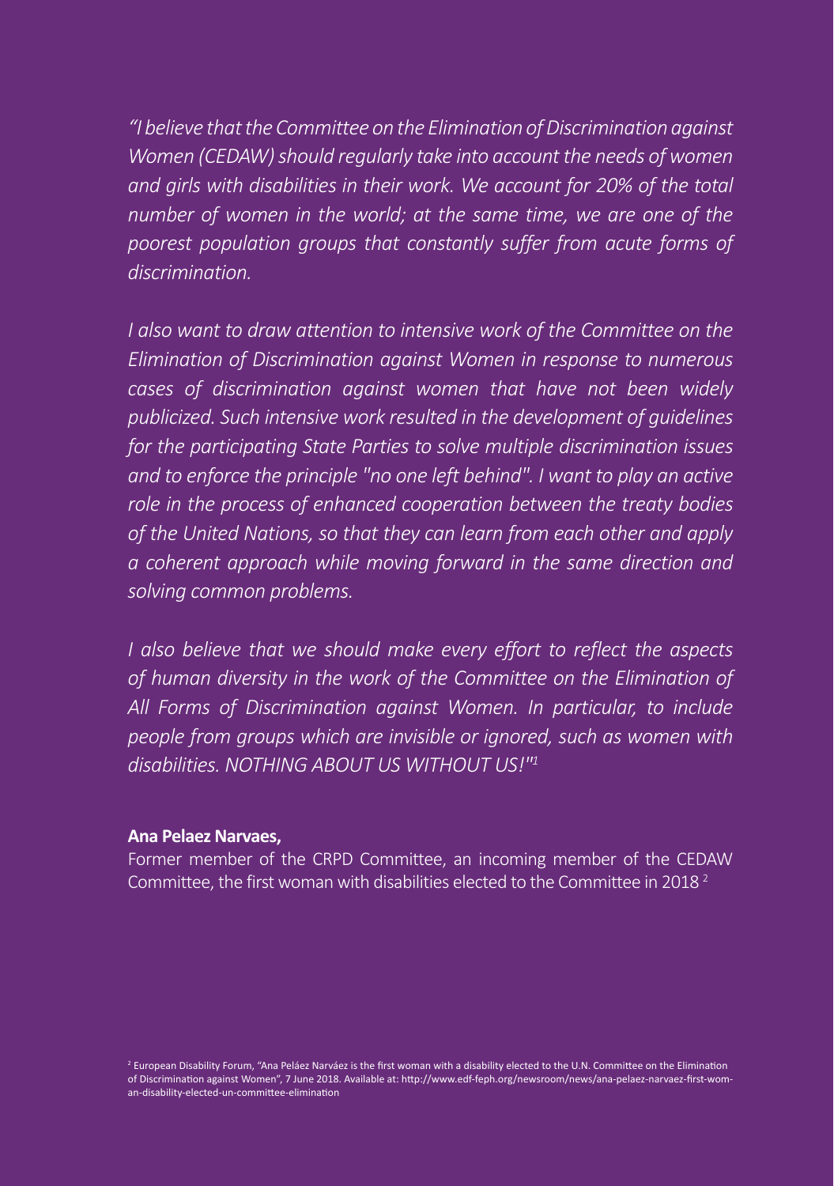*"I believe that the Committee on the Elimination of Discrimination against Women (CEDAW) should regularly take into account the needs of women and girls with disabilities in their work. We account for 20% of the total number of women in the world; at the same time, we are one of the poorest population groups that constantly suffer from acute forms of discrimination.*

*I also want to draw attention to intensive work of the Committee on the Elimination of Discrimination against Women in response to numerous cases of discrimination against women that have not been widely publicized. Such intensive work resulted in the development of guidelines for the participating State Parties to solve multiple discrimination issues and to enforce the principle "no one left behind". I want to play an active role in the process of enhanced cooperation between the treaty bodies of the United Nations, so that they can learn from each other and apply a coherent approach while moving forward in the same direction and solving common problems.*

*I also believe that we should make every effort to reflect the aspects of human diversity in the work of the Committee on the Elimination of All Forms of Discrimination against Women. In particular, to include people from groups which are invisible or ignored, such as women with disabilities. NOTHING ABOUT US WITHOUT US!"*[1]

**Ana Pelaez Narvaes,**
Former member of the CRPD Committee, an incoming member of the CEDAW Committee, the first woman with disabilities elected to the Committee in 2018 [2]

[2] European Disability Forum, "Ana Peláez Narváez is the first woman with a disability elected to the U.N. Committee on the Elimination of Discrimination against Women", 7 June 2018. Available at: http://www.edf-feph.org/newsroom/news/ana-pelaez-narvaez-first-woman-disability-elected-un-committee-elimination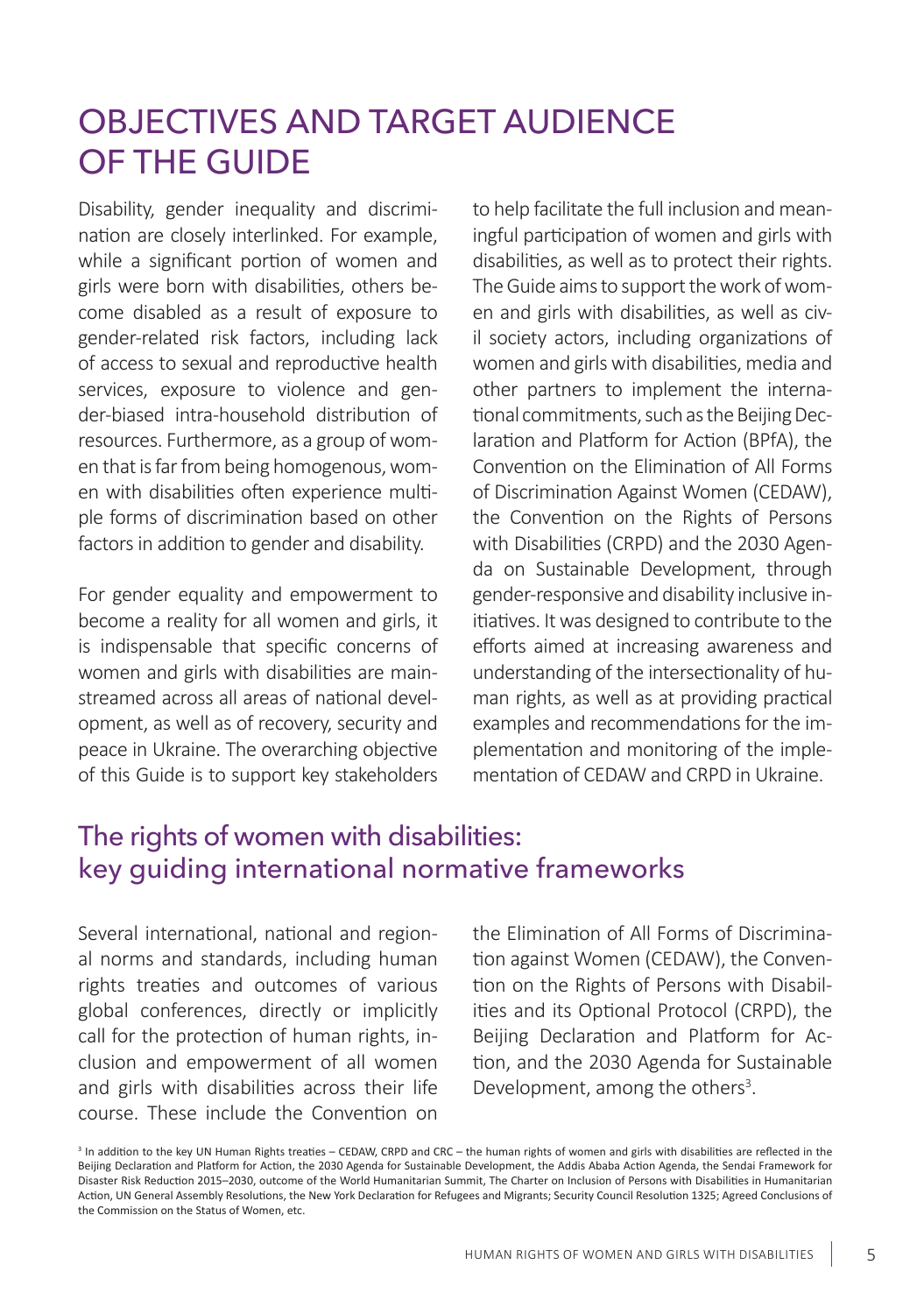# OBJECTIVES AND TARGET AUDIENCE OF THE GUIDE

Disability, gender inequality and discrimination are closely interlinked. For example, while a significant portion of women and girls were born with disabilities, others become disabled as a result of exposure to gender-related risk factors, including lack of access to sexual and reproductive health services, exposure to violence and gender-biased intra-household distribution of resources. Furthermore, as a group of women that is far from being homogenous, women with disabilities often experience multiple forms of discrimination based on other factors in addition to gender and disability.

For gender equality and empowerment to become a reality for all women and girls, it is indispensable that specific concerns of women and girls with disabilities are mainstreamed across all areas of national development, as well as of recovery, security and peace in Ukraine. The overarching objective of this Guide is to support key stakeholders to help facilitate the full inclusion and meaningful participation of women and girls with disabilities, as well as to protect their rights. The Guide aims to support the work of women and girls with disabilities, as well as civil society actors, including organizations of women and girls with disabilities, media and other partners to implement the international commitments, such as the Beijing Declaration and Platform for Action (BPfA), the Convention on the Elimination of All Forms of Discrimination Against Women (CEDAW), the Convention on the Rights of Persons with Disabilities (CRPD) and the 2030 Agenda on Sustainable Development, through gender-responsive and disability inclusive initiatives. It was designed to contribute to the efforts aimed at increasing awareness and understanding of the intersectionality of human rights, as well as at providing practical examples and recommendations for the implementation and monitoring of the implementation of CEDAW and CRPD in Ukraine.

## The rights of women with disabilities: key guiding international normative frameworks

Several international, national and regional norms and standards, including human rights treaties and outcomes of various global conferences, directly or implicitly call for the protection of human rights, inclusion and empowerment of all women and girls with disabilities across their life course. These include the Convention on the Elimination of All Forms of Discrimination against Women (CEDAW), the Convention on the Rights of Persons with Disabilities and its Optional Protocol (CRPD), the Beijing Declaration and Platform for Action, and the 2030 Agenda for Sustainable Development, among the others[3].

[3] In addition to the key UN Human Rights treaties – CEDAW, CRPD and CRC – the human rights of women and girls with disabilities are reflected in the Beijing Declaration and Platform for Action, the 2030 Agenda for Sustainable Development, the Addis Ababa Action Agenda, the Sendai Framework for Disaster Risk Reduction 2015–2030, outcome of the World Humanitarian Summit, The Charter on Inclusion of Persons with Disabilities in Humanitarian Action, UN General Assembly Resolutions, the New York Declaration for Refugees and Migrants; Security Council Resolution 1325; Agreed Conclusions of the Commission on the Status of Women, etc.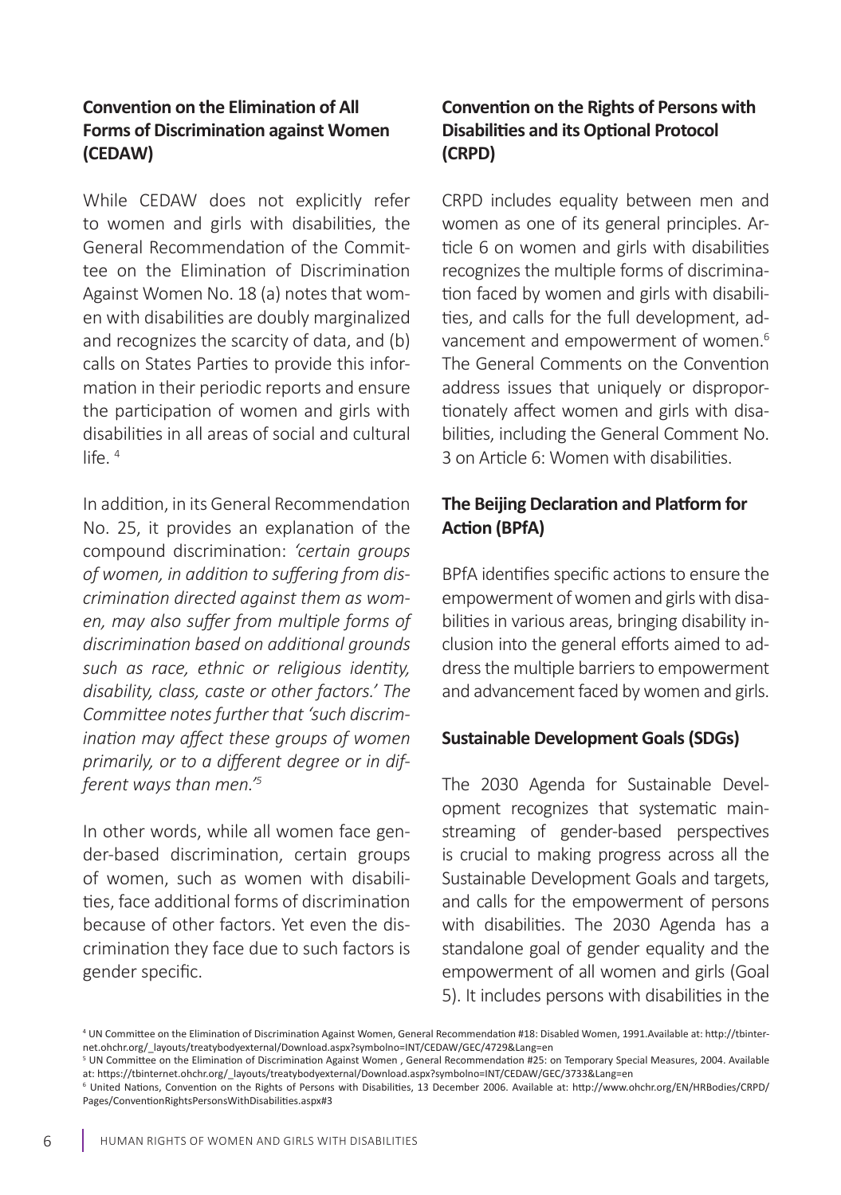### Convention on the Elimination of All Forms of Discrimination against Women (CEDAW)

While CEDAW does not explicitly refer to women and girls with disabilities, the General Recommendation of the Committee on the Elimination of Discrimination Against Women No. 18 (a) notes that women with disabilities are doubly marginalized and recognizes the scarcity of data, and (b) calls on States Parties to provide this information in their periodic reports and ensure the participation of women and girls with disabilities in all areas of social and cultural life. [4]

In addition, in its General Recommendation No. 25, it provides an explanation of the compound discrimination: *'certain groups of women, in addition to suffering from discrimination directed against them as women, may also suffer from multiple forms of discrimination based on additional grounds such as race, ethnic or religious identity, disability, class, caste or other factors.' The Committee notes further that 'such discrimination may affect these groups of women primarily, or to a different degree or in different ways than men.'*[5]

In other words, while all women face gender-based discrimination, certain groups of women, such as women with disabilities, face additional forms of discrimination because of other factors. Yet even the discrimination they face due to such factors is gender specific.

### Convention on the Rights of Persons with Disabilities and its Optional Protocol (CRPD)

CRPD includes equality between men and women as one of its general principles. Article 6 on women and girls with disabilities recognizes the multiple forms of discrimination faced by women and girls with disabilities, and calls for the full development, advancement and empowerment of women.[6] The General Comments on the Convention address issues that uniquely or disproportionately affect women and girls with disabilities, including the General Comment No. 3 on Article 6: Women with disabilities.

### The Beijing Declaration and Platform for Action (BPfA)

BPfA identifies specific actions to ensure the empowerment of women and girls with disabilities in various areas, bringing disability inclusion into the general efforts aimed to address the multiple barriers to empowerment and advancement faced by women and girls.

### Sustainable Development Goals (SDGs)

The 2030 Agenda for Sustainable Development recognizes that systematic mainstreaming of gender-based perspectives is crucial to making progress across all the Sustainable Development Goals and targets, and calls for the empowerment of persons with disabilities. The 2030 Agenda has a standalone goal of gender equality and the empowerment of all women and girls (Goal 5). It includes persons with disabilities in the

---

[4] UN Committee on the Elimination of Discrimination Against Women, General Recommendation #18: Disabled Women, 1991.Available at: http://tbinternet.ohchr.org/_layouts/treatybodyexternal/Download.aspx?symbolno=INT/CEDAW/GEC/4729&Lang=en

[5] UN Committee on the Elimination of Discrimination Against Women , General Recommendation #25: on Temporary Special Measures, 2004. Available at: https://tbinternet.ohchr.org/_layouts/treatybodyexternal/Download.aspx?symbolno=INT/CEDAW/GEC/3733&Lang=en

[6] United Nations, Convention on the Rights of Persons with Disabilities, 13 December 2006. Available at: http://www.ohchr.org/EN/HRBodies/CRPD/Pages/ConventionRightsPersonsWithDisabilities.aspx#3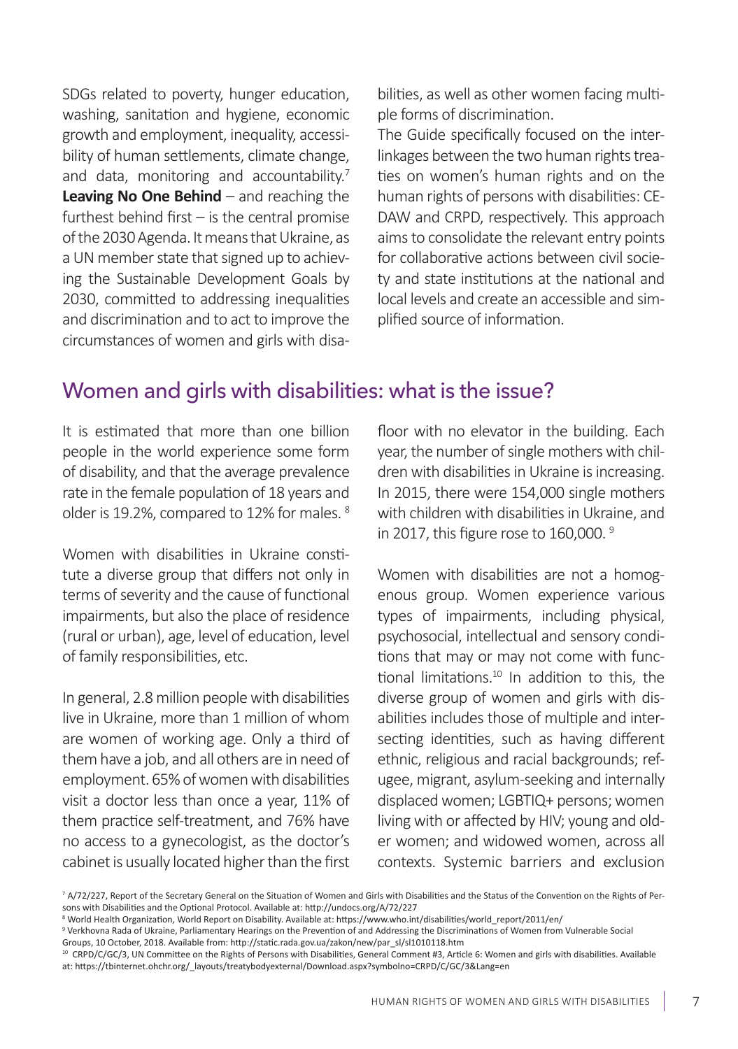SDGs related to poverty, hunger education, washing, sanitation and hygiene, economic growth and employment, inequality, accessibility of human settlements, climate change, and data, monitoring and accountability.[7]

**Leaving No One Behind** – and reaching the furthest behind first – is the central promise of the 2030 Agenda. It means that Ukraine, as a UN member state that signed up to achieving the Sustainable Development Goals by 2030, committed to addressing inequalities and discrimination and to act to improve the circumstances of women and girls with disabilities, as well as other women facing multiple forms of discrimination.

The Guide specifically focused on the interlinkages between the two human rights treaties on women's human rights and on the human rights of persons with disabilities: CEDAW and CRPD, respectively. This approach aims to consolidate the relevant entry points for collaborative actions between civil society and state institutions at the national and local levels and create an accessible and simplified source of information.

## Women and girls with disabilities: what is the issue?

It is estimated that more than one billion people in the world experience some form of disability, and that the average prevalence rate in the female population of 18 years and older is 19.2%, compared to 12% for males.[8]

Women with disabilities in Ukraine constitute a diverse group that differs not only in terms of severity and the cause of functional impairments, but also the place of residence (rural or urban), age, level of education, level of family responsibilities, etc.

In general, 2.8 million people with disabilities live in Ukraine, more than 1 million of whom are women of working age. Only a third of them have a job, and all others are in need of employment. 65% of women with disabilities visit a doctor less than once a year, 11% of them practice self-treatment, and 76% have no access to a gynecologist, as the doctor's cabinet is usually located higher than the first floor with no elevator in the building. Each year, the number of single mothers with children with disabilities in Ukraine is increasing. In 2015, there were 154,000 single mothers with children with disabilities in Ukraine, and in 2017, this figure rose to 160,000.[9]

Women with disabilities are not a homogenous group. Women experience various types of impairments, including physical, psychosocial, intellectual and sensory conditions that may or may not come with functional limitations.[10] In addition to this, the diverse group of women and girls with disabilities includes those of multiple and intersecting identities, such as having different ethnic, religious and racial backgrounds; refugee, migrant, asylum-seeking and internally displaced women; LGBTIQ+ persons; women living with or affected by HIV; young and older women; and widowed women, across all contexts. Systemic barriers and exclusion

[7] A/72/227, Report of the Secretary General on the Situation of Women and Girls with Disabilities and the Status of the Convention on the Rights of Persons with Disabilities and the Optional Protocol. Available at: http://undocs.org/A/72/227

[8] World Health Organization, World Report on Disability. Available at: https://www.who.int/disabilities/world_report/2011/en/

[9] Verkhovna Rada of Ukraine, Parliamentary Hearings on the Prevention of and Addressing the Discriminations of Women from Vulnerable Social Groups, 10 October, 2018. Available from: http://static.rada.gov.ua/zakon/new/par_sl/sl1010118.htm

[10] CRPD/C/GC/3, UN Committee on the Rights of Persons with Disabilities, General Comment #3, Article 6: Women and girls with disabilities. Available at: https://tbinternet.ohchr.org/_layouts/treatybodyexternal/Download.aspx?symbolno=CRPD/C/GC/3&Lang=en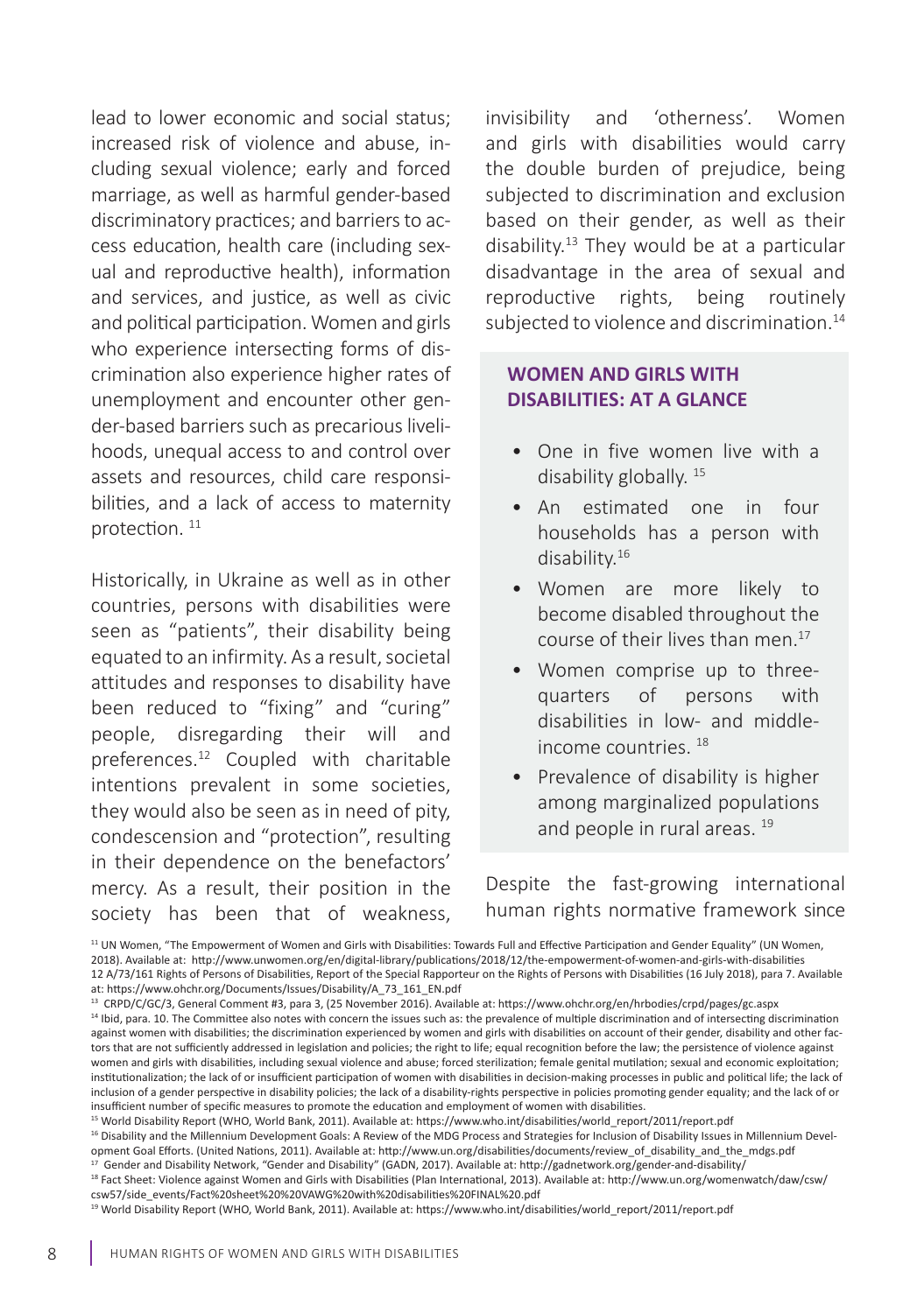lead to lower economic and social status; increased risk of violence and abuse, including sexual violence; early and forced marriage, as well as harmful gender-based discriminatory practices; and barriers to access education, health care (including sexual and reproductive health), information and services, and justice, as well as civic and political participation. Women and girls who experience intersecting forms of discrimination also experience higher rates of unemployment and encounter other gender-based barriers such as precarious livelihoods, unequal access to and control over assets and resources, child care responsibilities, and a lack of access to maternity protection. [11]

Historically, in Ukraine as well as in other countries, persons with disabilities were seen as "patients", their disability being equated to an infirmity. As a result, societal attitudes and responses to disability have been reduced to "fixing" and "curing" people, disregarding their will and preferences.[12] Coupled with charitable intentions prevalent in some societies, they would also be seen as in need of pity, condescension and "protection", resulting in their dependence on the benefactors' mercy. As a result, their position in the society has been that of weakness, invisibility and 'otherness'. Women and girls with disabilities would carry the double burden of prejudice, being subjected to discrimination and exclusion based on their gender, as well as their disability.[13] They would be at a particular disadvantage in the area of sexual and reproductive rights, being routinely subjected to violence and discrimination.[14]

### WOMEN AND GIRLS WITH DISABILITIES: AT A GLANCE

- One in five women live with a disability globally. [15]
- An estimated one in four households has a person with disability.[16]
- Women are more likely to become disabled throughout the course of their lives than men.[17]
- Women comprise up to three-quarters of persons with disabilities in low- and middle-income countries. [18]
- Prevalence of disability is higher among marginalized populations and people in rural areas. [19]

Despite the fast-growing international human rights normative framework since

---

[11] UN Women, "The Empowerment of Women and Girls with Disabilities: Towards Full and Effective Participation and Gender Equality" (UN Women, 2018). Available at: http://www.unwomen.org/en/digital-library/publications/2018/12/the-empowerment-of-women-and-girls-with-disabilities

12 A/73/161 Rights of Persons of Disabilities, Report of the Special Rapporteur on the Rights of Persons with Disabilities (16 July 2018), para 7. Available at: https://www.ohchr.org/Documents/Issues/Disability/A_73_161_EN.pdf

[13] CRPD/C/GC/3, General Comment #3, para 3, (25 November 2016). Available at: https://www.ohchr.org/en/hrbodies/crpd/pages/gc.aspx

[14] Ibid, para. 10. The Committee also notes with concern the issues such as: the prevalence of multiple discrimination and of intersecting discrimination against women with disabilities; the discrimination experienced by women and girls with disabilities on account of their gender, disability and other factors that are not sufficiently addressed in legislation and policies; the right to life; equal recognition before the law; the persistence of violence against women and girls with disabilities, including sexual violence and abuse; forced sterilization; female genital mutilation; sexual and economic exploitation; institutionalization; the lack of or insufficient participation of women with disabilities in decision-making processes in public and political life; the lack of inclusion of a gender perspective in disability policies; the lack of a disability-rights perspective in policies promoting gender equality; and the lack of or insufficient number of specific measures to promote the education and employment of women with disabilities.

[15] World Disability Report (WHO, World Bank, 2011). Available at: https://www.who.int/disabilities/world_report/2011/report.pdf

[16] Disability and the Millennium Development Goals: A Review of the MDG Process and Strategies for Inclusion of Disability Issues in Millennium Development Goal Efforts. (United Nations, 2011). Available at: http://www.un.org/disabilities/documents/review_of_disability_and_the_mdgs.pdf

[17] Gender and Disability Network, "Gender and Disability" (GADN, 2017). Available at: http://gadnetwork.org/gender-and-disability/

[18] Fact Sheet: Violence against Women and Girls with Disabilities (Plan International, 2013). Available at: http://www.un.org/womenwatch/daw/csw/csw57/side_events/Fact%20sheet%20%20VAWG%20with%20disabilities%20FINAL%20.pdf

[19] World Disability Report (WHO, World Bank, 2011). Available at: https://www.who.int/disabilities/world_report/2011/report.pdf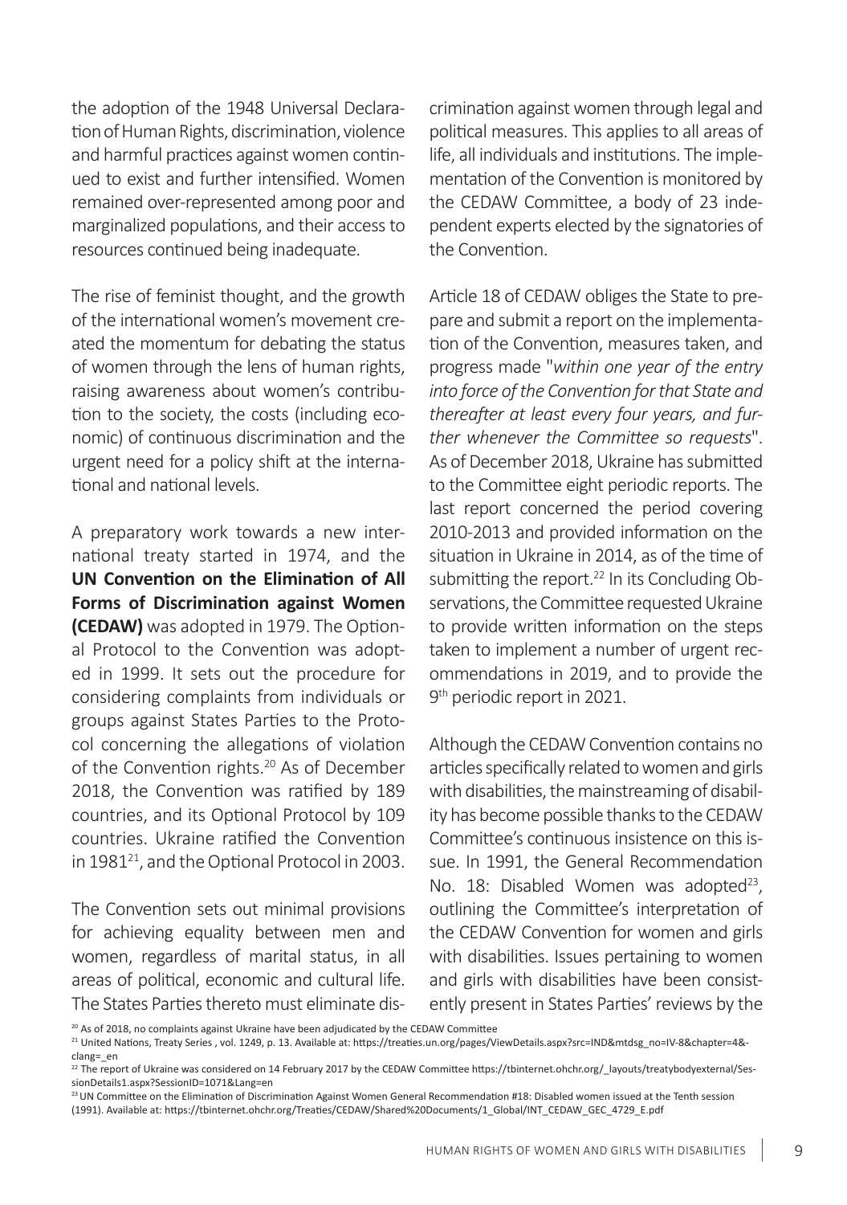the adoption of the 1948 Universal Declaration of Human Rights, discrimination, violence and harmful practices against women continued to exist and further intensified. Women remained over-represented among poor and marginalized populations, and their access to resources continued being inadequate.

The rise of feminist thought, and the growth of the international women's movement created the momentum for debating the status of women through the lens of human rights, raising awareness about women's contribution to the society, the costs (including economic) of continuous discrimination and the urgent need for a policy shift at the international and national levels.

A preparatory work towards a new international treaty started in 1974, and the **UN Convention on the Elimination of All Forms of Discrimination against Women (CEDAW)** was adopted in 1979. The Optional Protocol to the Convention was adopted in 1999. It sets out the procedure for considering complaints from individuals or groups against States Parties to the Protocol concerning the allegations of violation of the Convention rights.[20] As of December 2018, the Convention was ratified by 189 countries, and its Optional Protocol by 109 countries. Ukraine ratified the Convention in 1981[21], and the Optional Protocol in 2003.

The Convention sets out minimal provisions for achieving equality between men and women, regardless of marital status, in all areas of political, economic and cultural life. The States Parties thereto must eliminate discrimination against women through legal and political measures. This applies to all areas of life, all individuals and institutions. The implementation of the Convention is monitored by the CEDAW Committee, a body of 23 independent experts elected by the signatories of the Convention.

Article 18 of CEDAW obliges the State to prepare and submit a report on the implementation of the Convention, measures taken, and progress made "*within one year of the entry into force of the Convention for that State and thereafter at least every four years, and further whenever the Committee so requests*". As of December 2018, Ukraine has submitted to the Committee eight periodic reports. The last report concerned the period covering 2010-2013 and provided information on the situation in Ukraine in 2014, as of the time of submitting the report.[22] In its Concluding Observations, the Committee requested Ukraine to provide written information on the steps taken to implement a number of urgent recommendations in 2019, and to provide the 9th periodic report in 2021.

Although the CEDAW Convention contains no articles specifically related to women and girls with disabilities, the mainstreaming of disability has become possible thanks to the CEDAW Committee's continuous insistence on this issue. In 1991, the General Recommendation No. 18: Disabled Women was adopted[23], outlining the Committee's interpretation of the CEDAW Convention for women and girls with disabilities. Issues pertaining to women and girls with disabilities have been consistently present in States Parties' reviews by the

[20] As of 2018, no complaints against Ukraine have been adjudicated by the CEDAW Committee

[21] United Nations, Treaty Series , vol. 1249, p. 13. Available at: https://treaties.un.org/pages/ViewDetails.aspx?src=IND&mtdsg_no=IV-8&chapter=4&clang=_en

[22] The report of Ukraine was considered on 14 February 2017 by the CEDAW Committee https://tbinternet.ohchr.org/_layouts/treatybodyexternal/SessionDetails1.aspx?SessionID=1071&Lang=en

[23] UN Committee on the Elimination of Discrimination Against Women General Recommendation #18: Disabled women issued at the Tenth session (1991). Available at: https://tbinternet.ohchr.org/Treaties/CEDAW/Shared%20Documents/1_Global/INT_CEDAW_GEC_4729_E.pdf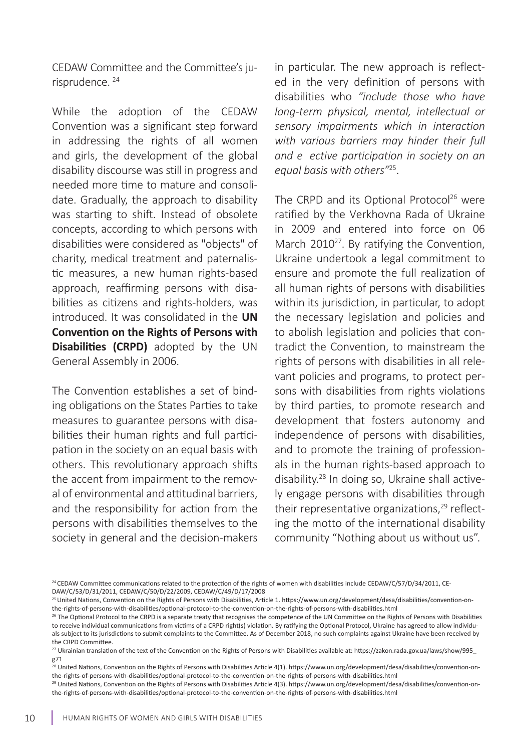CEDAW Committee and the Committee's jurisprudence. [24]

While the adoption of the CEDAW Convention was a significant step forward in addressing the rights of all women and girls, the development of the global disability discourse was still in progress and needed more time to mature and consolidate. Gradually, the approach to disability was starting to shift. Instead of obsolete concepts, according to which persons with disabilities were considered as "objects" of charity, medical treatment and paternalistic measures, a new human rights-based approach, reaffirming persons with disabilities as citizens and rights-holders, was introduced. It was consolidated in the **UN Convention on the Rights of Persons with Disabilities (CRPD)** adopted by the UN General Assembly in 2006.

The Convention establishes a set of binding obligations on the States Parties to take measures to guarantee persons with disabilities their human rights and full participation in the society on an equal basis with others. This revolutionary approach shifts the accent from impairment to the removal of environmental and attitudinal barriers, and the responsibility for action from the persons with disabilities themselves to the society in general and the decision-makers in particular. The new approach is reflected in the very definition of persons with disabilities who *"include those who have long-term physical, mental, intellectual or sensory impairments which in interaction with various barriers may hinder their full and e ective participation in society on an equal basis with others"*[25].

The CRPD and its Optional Protocol[26] were ratified by the Verkhovna Rada of Ukraine in 2009 and entered into force on 06 March 2010[27]. By ratifying the Convention, Ukraine undertook a legal commitment to ensure and promote the full realization of all human rights of persons with disabilities within its jurisdiction, in particular, to adopt the necessary legislation and policies and to abolish legislation and policies that contradict the Convention, to mainstream the rights of persons with disabilities in all relevant policies and programs, to protect persons with disabilities from rights violations by third parties, to promote research and development that fosters autonomy and independence of persons with disabilities, and to promote the training of professionals in the human rights-based approach to disability.[28] In doing so, Ukraine shall actively engage persons with disabilities through their representative organizations,[29] reflecting the motto of the international disability community "Nothing about us without us".

---

[24] CEDAW Committee communications related to the protection of the rights of women with disabilities include CEDAW/C/57/D/34/2011, CEDAW/C/53/D/31/2011, CEDAW/C/50/D/22/2009, CEDAW/C/49/D/17/2008

[25] United Nations, Convention on the Rights of Persons with Disabilities, Article 1. https://www.un.org/development/desa/disabilities/convention-on-the-rights-of-persons-with-disabilities/optional-protocol-to-the-convention-on-the-rights-of-persons-with-disabilities.html

[26] The Optional Protocol to the CRPD is a separate treaty that recognises the competence of the UN Committee on the Rights of Persons with Disabilities to receive individual communications from victims of a CRPD right(s) violation. By ratifying the Optional Protocol, Ukraine has agreed to allow individuals subject to its jurisdictions to submit complaints to the Committee. As of December 2018, no such complaints against Ukraine have been received by the CRPD Committee.

[27] Ukrainian translation of the text of the Convention on the Rights of Persons with Disabilities available at: https://zakon.rada.gov.ua/laws/show/995_g71

[28] United Nations, Convention on the Rights of Persons with Disabilities Article 4(1). https://www.un.org/development/desa/disabilities/convention-on-the-rights-of-persons-with-disabilities/optional-protocol-to-the-convention-on-the-rights-of-persons-with-disabilities.html

[29] United Nations, Convention on the Rights of Persons with Disabilities Article 4(3). https://www.un.org/development/desa/disabilities/convention-on-the-rights-of-persons-with-disabilities/optional-protocol-to-the-convention-on-the-rights-of-persons-with-disabilities.html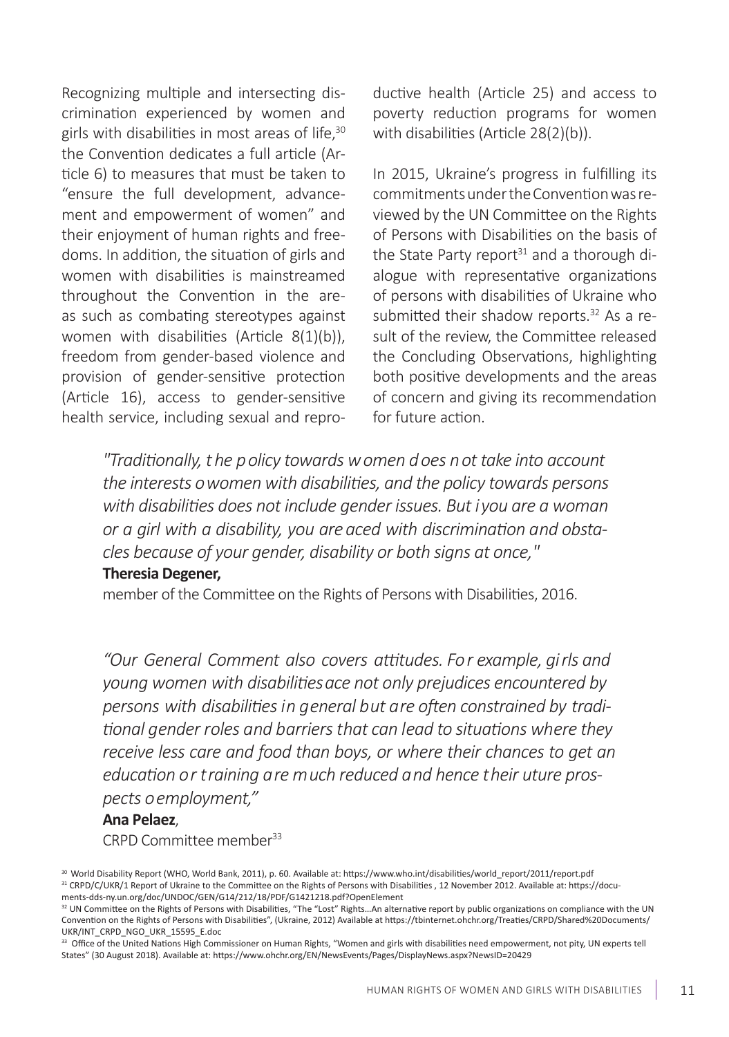Recognizing multiple and intersecting discrimination experienced by women and girls with disabilities in most areas of life,[30] the Convention dedicates a full article (Article 6) to measures that must be taken to "ensure the full development, advancement and empowerment of women" and their enjoyment of human rights and freedoms. In addition, the situation of girls and women with disabilities is mainstreamed throughout the Convention in the areas such as combating stereotypes against women with disabilities (Article 8(1)(b)), freedom from gender-based violence and provision of gender-sensitive protection (Article 16), access to gender-sensitive health service, including sexual and reproductive health (Article 25) and access to poverty reduction programs for women with disabilities (Article 28(2)(b)).

In 2015, Ukraine's progress in fulfilling its commitments under the Convention was reviewed by the UN Committee on the Rights of Persons with Disabilities on the basis of the State Party report[31] and a thorough dialogue with representative organizations of persons with disabilities of Ukraine who submitted their shadow reports.[32] As a result of the review, the Committee released the Concluding Observations, highlighting both positive developments and the areas of concern and giving its recommendation for future action.

> *"Traditionally, the policy towards women does not take into account the interests o women with disabilities, and the policy towards persons with disabilities does not include gender issues. But i you are a woman or a girl with a disability, you are aced with discrimination and obstacles because of your gender, disability or both signs at once,"*
> **Theresia Degener,**
> member of the Committee on the Rights of Persons with Disabilities, 2016.

> *"Our General Comment also covers attitudes. For example, girls and young women with disabilities ace not only prejudices encountered by persons with disabilities in general but are often constrained by traditional gender roles and barriers that can lead to situations where they receive less care and food than boys, or where their chances to get an education or training are much reduced and hence their uture prospects o employment,"*
> **Ana Pelaez**,
> CRPD Committee member[33]

[30] World Disability Report (WHO, World Bank, 2011), p. 60. Available at: https://www.who.int/disabilities/world_report/2011/report.pdf

[31] CRPD/C/UKR/1 Report of Ukraine to the Committee on the Rights of Persons with Disabilities , 12 November 2012. Available at: https://documents-dds-ny.un.org/doc/UNDOC/GEN/G14/212/18/PDF/G1421218.pdf?OpenElement

[32] UN Committee on the Rights of Persons with Disabilities, "The "Lost" Rights…An alternative report by public organizations on compliance with the UN Convention on the Rights of Persons with Disabilities", (Ukraine, 2012) Available at https://tbinternet.ohchr.org/Treaties/CRPD/Shared%20Documents/UKR/INT_CRPD_NGO_UKR_15595_E.doc

[33] Office of the United Nations High Commissioner on Human Rights, "Women and girls with disabilities need empowerment, not pity, UN experts tell States" (30 August 2018). Available at: https://www.ohchr.org/EN/NewsEvents/Pages/DisplayNews.aspx?NewsID=20429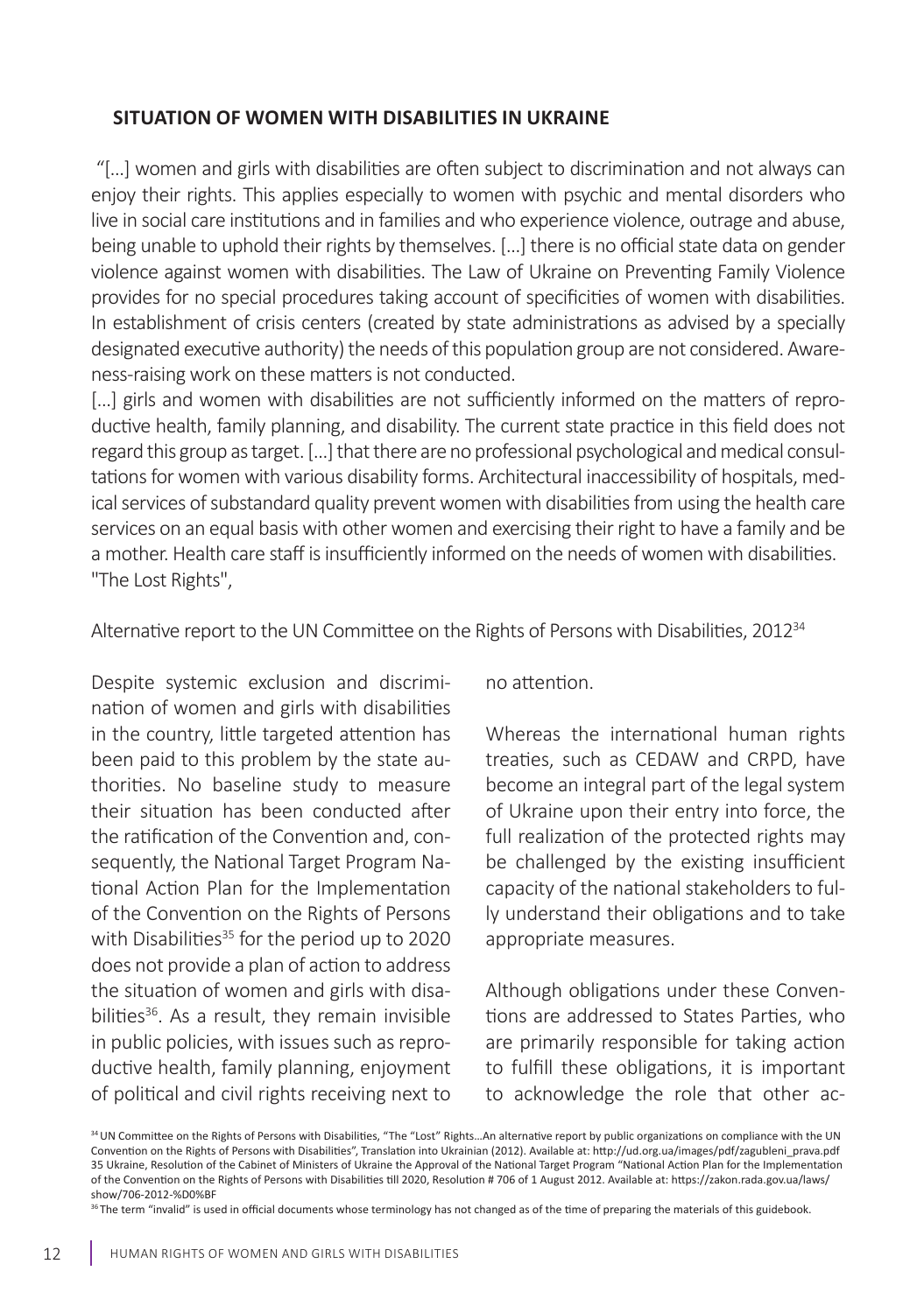## SITUATION OF WOMEN WITH DISABILITIES IN UKRAINE

"[...] women and girls with disabilities are often subject to discrimination and not always can enjoy their rights. This applies especially to women with psychic and mental disorders who live in social care institutions and in families and who experience violence, outrage and abuse, being unable to uphold their rights by themselves. [...] there is no official state data on gender violence against women with disabilities. The Law of Ukraine on Preventing Family Violence provides for no special procedures taking account of specificities of women with disabilities. In establishment of crisis centers (created by state administrations as advised by a specially designated executive authority) the needs of this population group are not considered. Awareness-raising work on these matters is not conducted.

[...] girls and women with disabilities are not sufficiently informed on the matters of reproductive health, family planning, and disability. The current state practice in this field does not regard this group as target. [...] that there are no professional psychological and medical consultations for women with various disability forms. Architectural inaccessibility of hospitals, medical services of substandard quality prevent women with disabilities from using the health care services on an equal basis with other women and exercising their right to have a family and be a mother. Health care staff is insufficiently informed on the needs of women with disabilities.
"The Lost Rights",

Alternative report to the UN Committee on the Rights of Persons with Disabilities, 2012[34]

Despite systemic exclusion and discrimination of women and girls with disabilities in the country, little targeted attention has been paid to this problem by the state authorities. No baseline study to measure their situation has been conducted after the ratification of the Convention and, consequently, the National Target Program National Action Plan for the Implementation of the Convention on the Rights of Persons with Disabilities[35] for the period up to 2020 does not provide a plan of action to address the situation of women and girls with disabilities[36]. As a result, they remain invisible in public policies, with issues such as reproductive health, family planning, enjoyment of political and civil rights receiving next to no attention.

Whereas the international human rights treaties, such as CEDAW and CRPD, have become an integral part of the legal system of Ukraine upon their entry into force, the full realization of the protected rights may be challenged by the existing insufficient capacity of the national stakeholders to fully understand their obligations and to take appropriate measures.

Although obligations under these Conventions are addressed to States Parties, who are primarily responsible for taking action to fulfill these obligations, it is important to acknowledge the role that other ac-

[34] UN Committee on the Rights of Persons with Disabilities, "The "Lost" Rights…An alternative report by public organizations on compliance with the UN Convention on the Rights of Persons with Disabilities", Translation into Ukrainian (2012). Available at: http://ud.org.ua/images/pdf/zagubleni_prava.pdf

[35] Ukraine, Resolution of the Cabinet of Ministers of Ukraine the Approval of the National Target Program "National Action Plan for the Implementation of the Convention on the Rights of Persons with Disabilities till 2020, Resolution # 706 of 1 August 2012. Available at: https://zakon.rada.gov.ua/laws/show/706-2012-%D0%BF

[36] The term "invalid" is used in official documents whose terminology has not changed as of the time of preparing the materials of this guidebook.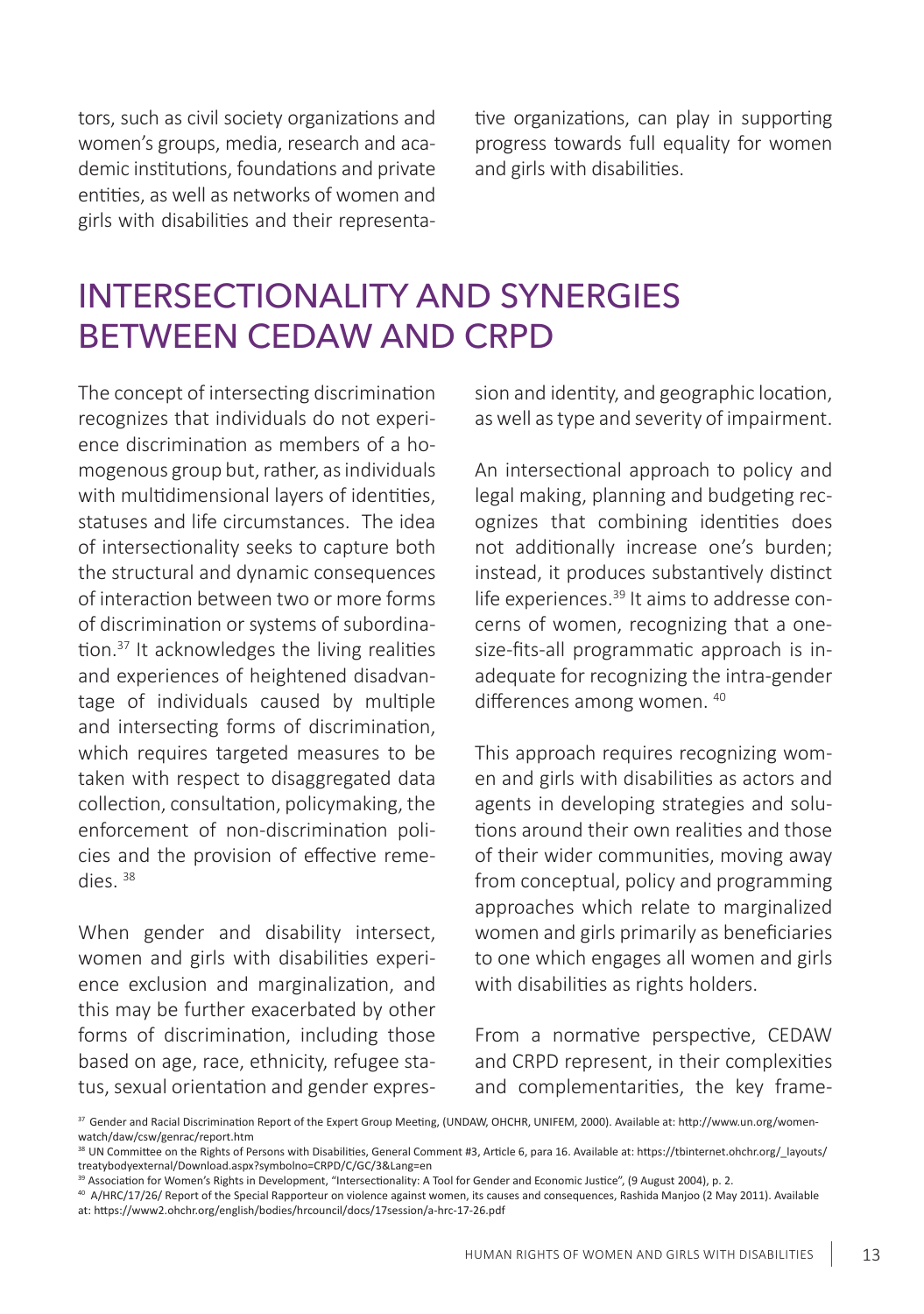tors, such as civil society organizations and women's groups, media, research and academic institutions, foundations and private entities, as well as networks of women and girls with disabilities and their representative organizations, can play in supporting progress towards full equality for women and girls with disabilities.

## INTERSECTIONALITY AND SYNERGIES BETWEEN CEDAW AND CRPD

The concept of intersecting discrimination recognizes that individuals do not experience discrimination as members of a homogenous group but, rather, as individuals with multidimensional layers of identities, statuses and life circumstances. The idea of intersectionality seeks to capture both the structural and dynamic consequences of interaction between two or more forms of discrimination or systems of subordination.[37] It acknowledges the living realities and experiences of heightened disadvantage of individuals caused by multiple and intersecting forms of discrimination, which requires targeted measures to be taken with respect to disaggregated data collection, consultation, policymaking, the enforcement of non-discrimination policies and the provision of effective remedies. [38]

When gender and disability intersect, women and girls with disabilities experience exclusion and marginalization, and this may be further exacerbated by other forms of discrimination, including those based on age, race, ethnicity, refugee status, sexual orientation and gender expression and identity, and geographic location, as well as type and severity of impairment.

An intersectional approach to policy and legal making, planning and budgeting recognizes that combining identities does not additionally increase one's burden; instead, it produces substantively distinct life experiences.[39] It aims to addresse concerns of women, recognizing that a one-size-fits-all programmatic approach is inadequate for recognizing the intra-gender differences among women. [40]

This approach requires recognizing women and girls with disabilities as actors and agents in developing strategies and solutions around their own realities and those of their wider communities, moving away from conceptual, policy and programming approaches which relate to marginalized women and girls primarily as beneficiaries to one which engages all women and girls with disabilities as rights holders.

From a normative perspective, CEDAW and CRPD represent, in their complexities and complementarities, the key frame-

[37] Gender and Racial Discrimination Report of the Expert Group Meeting, (UNDAW, OHCHR, UNIFEM, 2000). Available at: http://www.un.org/womenwatch/daw/csw/genrac/report.htm

[38] UN Committee on the Rights of Persons with Disabilities, General Comment #3, Article 6, para 16. Available at: https://tbinternet.ohchr.org/_layouts/treatybodyexternal/Download.aspx?symbolno=CRPD/C/GC/3&Lang=en

[39] Association for Women's Rights in Development, "Intersectionality: A Tool for Gender and Economic Justice", (9 August 2004), p. 2.

[40] A/HRC/17/26/ Report of the Special Rapporteur on violence against women, its causes and consequences, Rashida Manjoo (2 May 2011). Available at: https://www2.ohchr.org/english/bodies/hrcouncil/docs/17session/a-hrc-17-26.pdf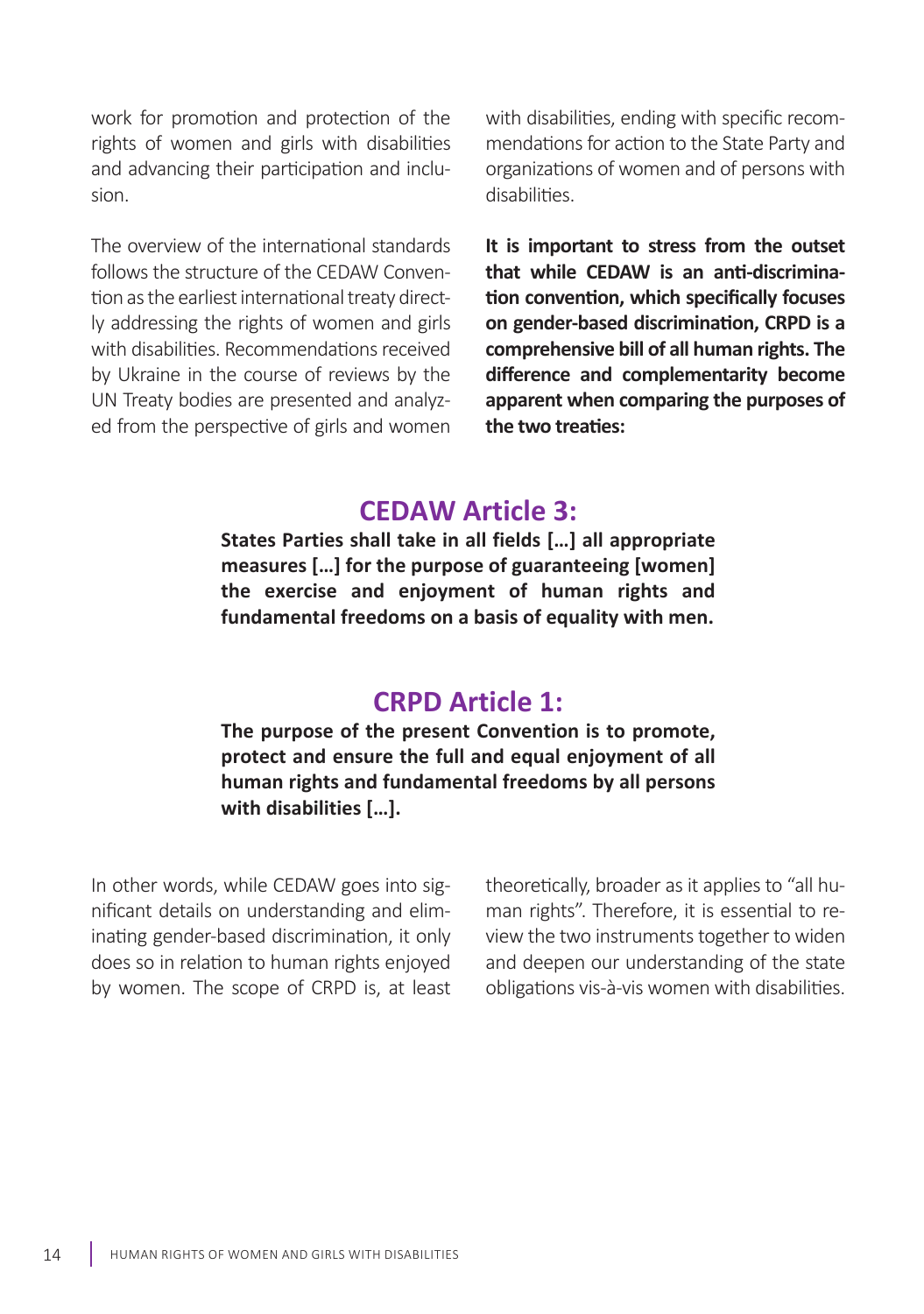work for promotion and protection of the rights of women and girls with disabilities and advancing their participation and inclusion.

The overview of the international standards follows the structure of the CEDAW Convention as the earliest international treaty directly addressing the rights of women and girls with disabilities. Recommendations received by Ukraine in the course of reviews by the UN Treaty bodies are presented and analyzed from the perspective of girls and women with disabilities, ending with specific recommendations for action to the State Party and organizations of women and of persons with disabilities.

**It is important to stress from the outset that while CEDAW is an anti-discrimination convention, which specifically focuses on gender-based discrimination, CRPD is a comprehensive bill of all human rights. The difference and complementarity become apparent when comparing the purposes of the two treaties:**

## CEDAW Article 3:

**States Parties shall take in all fields […] all appropriate measures […] for the purpose of guaranteeing [women] the exercise and enjoyment of human rights and fundamental freedoms on a basis of equality with men.**

## CRPD Article 1:

**The purpose of the present Convention is to promote, protect and ensure the full and equal enjoyment of all human rights and fundamental freedoms by all persons with disabilities […].**

In other words, while CEDAW goes into significant details on understanding and eliminating gender-based discrimination, it only does so in relation to human rights enjoyed by women. The scope of CRPD is, at least theoretically, broader as it applies to "all human rights". Therefore, it is essential to review the two instruments together to widen and deepen our understanding of the state obligations vis-à-vis women with disabilities.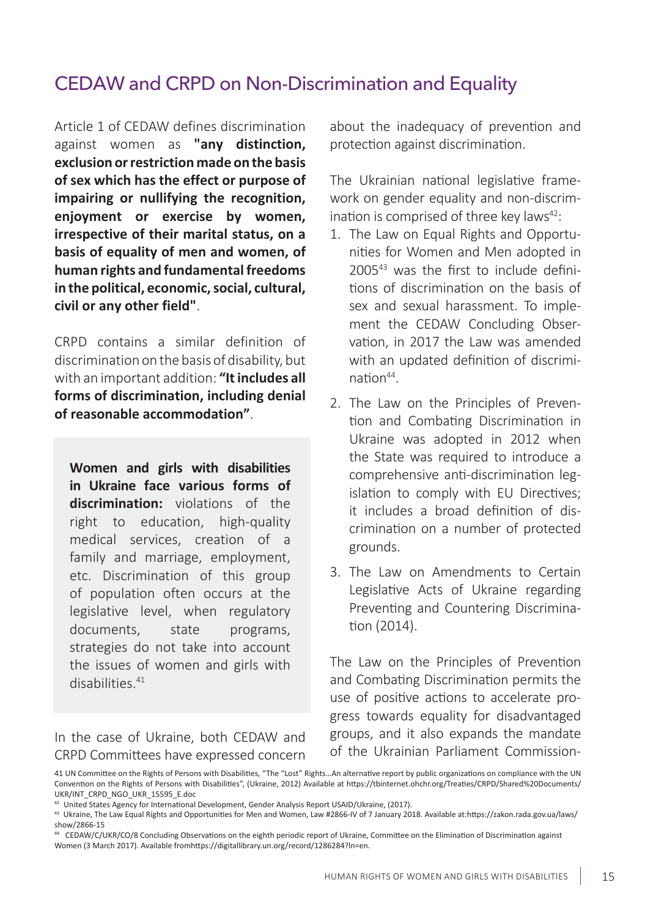## CEDAW and CRPD on Non-Discrimination and Equality

Article 1 of CEDAW defines discrimination against women as **"any distinction, exclusion or restriction made on the basis of sex which has the effect or purpose of impairing or nullifying the recognition, enjoyment or exercise by women, irrespective of their marital status, on a basis of equality of men and women, of human rights and fundamental freedoms in the political, economic, social, cultural, civil or any other field"**.

CRPD contains a similar definition of discrimination on the basis of disability, but with an important addition: **"It includes all forms of discrimination, including denial of reasonable accommodation"**.

> **Women and girls with disabilities in Ukraine face various forms of discrimination:** violations of the right to education, high-quality medical services, creation of a family and marriage, employment, etc. Discrimination of this group of population often occurs at the legislative level, when regulatory documents, state programs, strategies do not take into account the issues of women and girls with disabilities.[41]

In the case of Ukraine, both CEDAW and CRPD Committees have expressed concern about the inadequacy of prevention and protection against discrimination.

The Ukrainian national legislative framework on gender equality and non-discrimination is comprised of three key laws[42]:

1. The Law on Equal Rights and Opportunities for Women and Men adopted in 2005[43] was the first to include definitions of discrimination on the basis of sex and sexual harassment. To implement the CEDAW Concluding Observation, in 2017 the Law was amended with an updated definition of discrimination[44].
2. The Law on the Principles of Prevention and Combating Discrimination in Ukraine was adopted in 2012 when the State was required to introduce a comprehensive anti-discrimination legislation to comply with EU Directives; it includes a broad definition of discrimination on a number of protected grounds.
3. The Law on Amendments to Certain Legislative Acts of Ukraine regarding Preventing and Countering Discrimination (2014).

The Law on the Principles of Prevention and Combating Discrimination permits the use of positive actions to accelerate progress towards equality for disadvantaged groups, and it also expands the mandate of the Ukrainian Parliament Commission-

---

41 UN Committee on the Rights of Persons with Disabilities, "The "Lost" Rights…An alternative report by public organizations on compliance with the UN Convention on the Rights of Persons with Disabilities", (Ukraine, 2012) Available at https://tbinternet.ohchr.org/Treaties/CRPD/Shared%20Documents/UKR/INT_CRPD_NGO_UKR_15595_E.doc

42 United States Agency for International Development, Gender Analysis Report USAID/Ukraine, (2017).

43 Ukraine, The Law Equal Rights and Opportunities for Men and Women, Law #2866-IV of 7 January 2018. Available at:https://zakon.rada.gov.ua/laws/show/2866-15

44 CEDAW/C/UKR/CO/8 Concluding Observations on the eighth periodic report of Ukraine, Committee on the Elimination of Discrimination against Women (3 March 2017). Available fromhttps://digitallibrary.un.org/record/1286284?ln=en.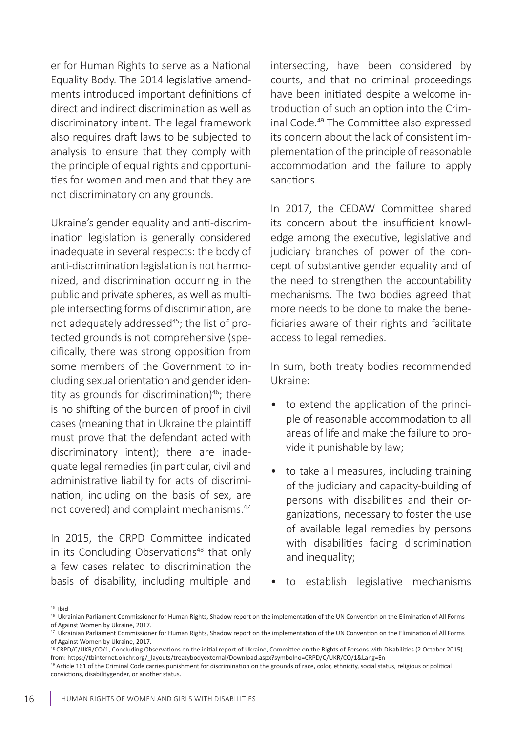er for Human Rights to serve as a National Equality Body. The 2014 legislative amendments introduced important definitions of direct and indirect discrimination as well as discriminatory intent. The legal framework also requires draft laws to be subjected to analysis to ensure that they comply with the principle of equal rights and opportunities for women and men and that they are not discriminatory on any grounds.

Ukraine's gender equality and anti-discrimination legislation is generally considered inadequate in several respects: the body of anti-discrimination legislation is not harmonized, and discrimination occurring in the public and private spheres, as well as multiple intersecting forms of discrimination, are not adequately addressed[45]; the list of protected grounds is not comprehensive (specifically, there was strong opposition from some members of the Government to including sexual orientation and gender identity as grounds for discrimination)[46]; there is no shifting of the burden of proof in civil cases (meaning that in Ukraine the plaintiff must prove that the defendant acted with discriminatory intent); there are inadequate legal remedies (in particular, civil and administrative liability for acts of discrimination, including on the basis of sex, are not covered) and complaint mechanisms.[47]

In 2015, the CRPD Committee indicated in its Concluding Observations[48] that only a few cases related to discrimination the basis of disability, including multiple and intersecting, have been considered by courts, and that no criminal proceedings have been initiated despite a welcome introduction of such an option into the Criminal Code.[49] The Committee also expressed its concern about the lack of consistent implementation of the principle of reasonable accommodation and the failure to apply sanctions.

In 2017, the CEDAW Committee shared its concern about the insufficient knowledge among the executive, legislative and judiciary branches of power of the concept of substantive gender equality and of the need to strengthen the accountability mechanisms. The two bodies agreed that more needs to be done to make the beneficiaries aware of their rights and facilitate access to legal remedies.

In sum, both treaty bodies recommended Ukraine:

- to extend the application of the principle of reasonable accommodation to all areas of life and make the failure to provide it punishable by law;
- to take all measures, including training of the judiciary and capacity-building of persons with disabilities and their organizations, necessary to foster the use of available legal remedies by persons with disabilities facing discrimination and inequality;
- to establish legislative mechanisms

---

[45] Ibid

[46] Ukrainian Parliament Commissioner for Human Rights, Shadow report on the implementation of the UN Convention on the Elimination of All Forms of Against Women by Ukraine, 2017.

[47] Ukrainian Parliament Commissioner for Human Rights, Shadow report on the implementation of the UN Convention on the Elimination of All Forms of Against Women by Ukraine, 2017.

[48] CRPD/C/UKR/CO/1, Concluding Observations on the initial report of Ukraine, Committee on the Rights of Persons with Disabilities (2 October 2015). from: https://tbinternet.ohchr.org/_layouts/treatybodyexternal/Download.aspx?symbolno=CRPD/C/UKR/CO/1&Lang=En

[49] Article 161 of the Criminal Code carries punishment for discrimination on the grounds of race, color, ethnicity, social status, religious or political convictions, disabilitygender, or another status.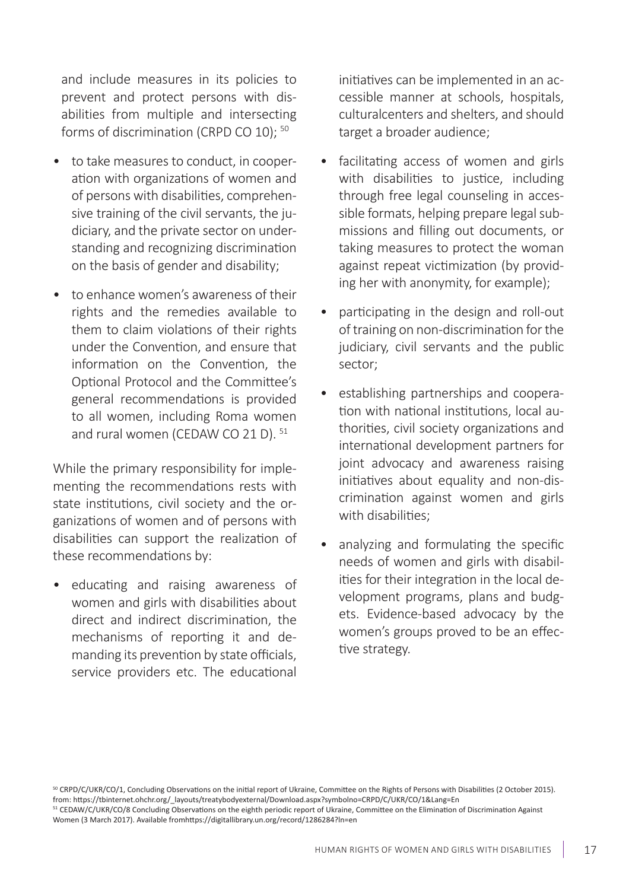and include measures in its policies to prevent and protect persons with disabilities from multiple and intersecting forms of discrimination (CRPD CO 10); [50]

- to take measures to conduct, in cooperation with organizations of women and of persons with disabilities, comprehensive training of the civil servants, the judiciary, and the private sector on understanding and recognizing discrimination on the basis of gender and disability;
- to enhance women's awareness of their rights and the remedies available to them to claim violations of their rights under the Convention, and ensure that information on the Convention, the Optional Protocol and the Committee's general recommendations is provided to all women, including Roma women and rural women (CEDAW CO 21 D). [51]

While the primary responsibility for implementing the recommendations rests with state institutions, civil society and the organizations of women and of persons with disabilities can support the realization of these recommendations by:

- educating and raising awareness of women and girls with disabilities about direct and indirect discrimination, the mechanisms of reporting it and demanding its prevention by state officials, service providers etc. The educational initiatives can be implemented in an accessible manner at schools, hospitals, culturalcenters and shelters, and should target a broader audience;
- facilitating access of women and girls with disabilities to justice, including through free legal counseling in accessible formats, helping prepare legal submissions and filling out documents, or taking measures to protect the woman against repeat victimization (by providing her with anonymity, for example);
- participating in the design and roll-out of training on non-discrimination for the judiciary, civil servants and the public sector;
- establishing partnerships and cooperation with national institutions, local authorities, civil society organizations and international development partners for joint advocacy and awareness raising initiatives about equality and non-discrimination against women and girls with disabilities;
- analyzing and formulating the specific needs of women and girls with disabilities for their integration in the local development programs, plans and budgets. Evidence-based advocacy by the women's groups proved to be an effective strategy.

[50] CRPD/C/UKR/CO/1, Concluding Observations on the initial report of Ukraine, Committee on the Rights of Persons with Disabilities (2 October 2015). from: https://tbinternet.ohchr.org/_layouts/treatybodyexternal/Download.aspx?symbolno=CRPD/C/UKR/CO/1&Lang=En

[51] CEDAW/C/UKR/CO/8 Concluding Observations on the eighth periodic report of Ukraine, Committee on the Elimination of Discrimination Against Women (3 March 2017). Available fromhttps://digitallibrary.un.org/record/1286284?ln=en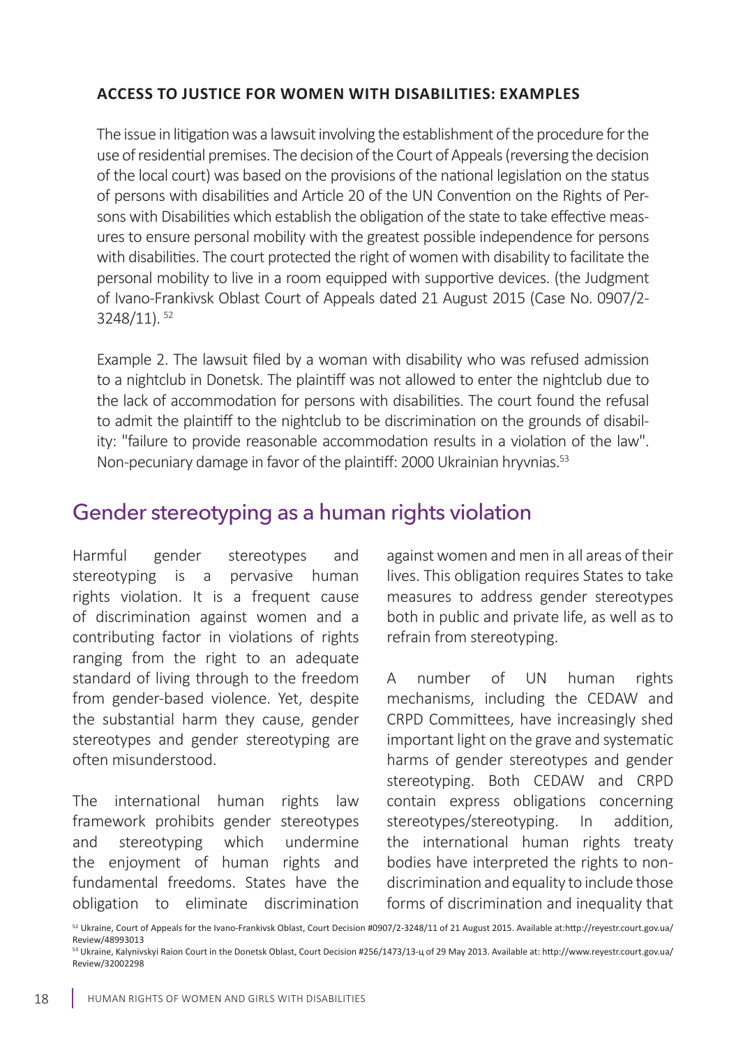**ACCESS TO JUSTICE FOR WOMEN WITH DISABILITIES: EXAMPLES**

The issue in litigation was a lawsuit involving the establishment of the procedure for the use of residential premises. The decision of the Court of Appeals (reversing the decision of the local court) was based on the provisions of the national legislation on the status of persons with disabilities and Article 20 of the UN Convention on the Rights of Persons with Disabilities which establish the obligation of the state to take effective measures to ensure personal mobility with the greatest possible independence for persons with disabilities. The court protected the right of women with disability to facilitate the personal mobility to live in a room equipped with supportive devices. (the Judgment of Ivano-Frankivsk Oblast Court of Appeals dated 21 August 2015 (Case No. 0907/2-3248/11). [52]

Example 2. The lawsuit filed by a woman with disability who was refused admission to a nightclub in Donetsk. The plaintiff was not allowed to enter the nightclub due to the lack of accommodation for persons with disabilities. The court found the refusal to admit the plaintiff to the nightclub to be discrimination on the grounds of disability: "failure to provide reasonable accommodation results in a violation of the law". Non-pecuniary damage in favor of the plaintiff: 2000 Ukrainian hryvnias.[53]

## Gender stereotyping as a human rights violation

Harmful gender stereotypes and stereotyping is a pervasive human rights violation. It is a frequent cause of discrimination against women and a contributing factor in violations of rights ranging from the right to an adequate standard of living through to the freedom from gender-based violence. Yet, despite the substantial harm they cause, gender stereotypes and gender stereotyping are often misunderstood.

The international human rights law framework prohibits gender stereotypes and stereotyping which undermine the enjoyment of human rights and fundamental freedoms. States have the obligation to eliminate discrimination against women and men in all areas of their lives. This obligation requires States to take measures to address gender stereotypes both in public and private life, as well as to refrain from stereotyping.

A number of UN human rights mechanisms, including the CEDAW and CRPD Committees, have increasingly shed important light on the grave and systematic harms of gender stereotypes and gender stereotyping. Both CEDAW and CRPD contain express obligations concerning stereotypes/stereotyping. In addition, the international human rights treaty bodies have interpreted the rights to non-discrimination and equality to include those forms of discrimination and inequality that

[52] Ukraine, Court of Appeals for the Ivano-Frankivsk Oblast, Court Decision #0907/2-3248/11 of 21 August 2015. Available at:http://reyestr.court.gov.ua/Review/48993013

[53] Ukraine, Kalynivskyi Raion Court in the Donetsk Oblast, Court Decision #256/1473/13-ц of 29 May 2013. Available at: http://www.reyestr.court.gov.ua/Review/32002298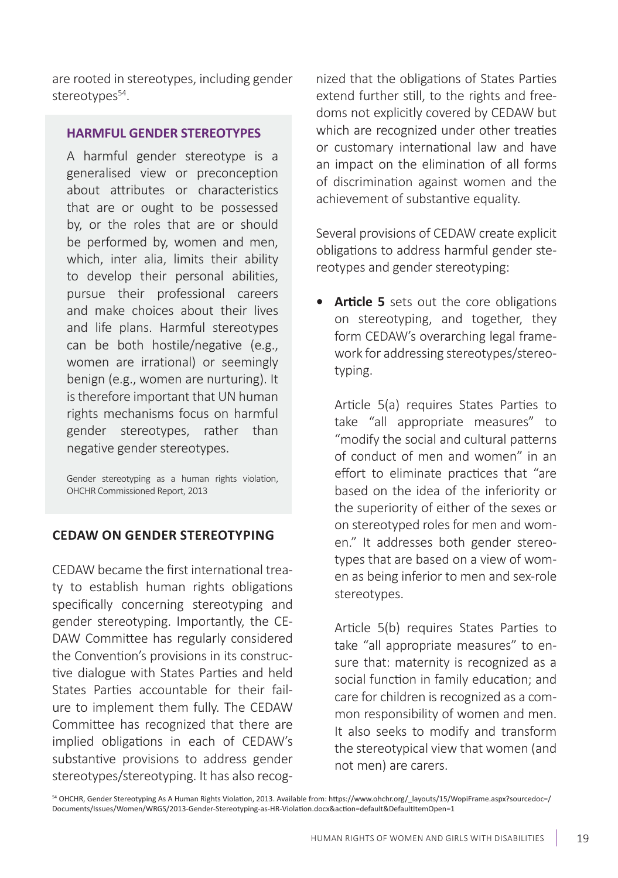are rooted in stereotypes, including gender stereotypes[54].

### HARMFUL GENDER STEREOTYPES

A harmful gender stereotype is a generalised view or preconception about attributes or characteristics that are or ought to be possessed by, or the roles that are or should be performed by, women and men, which, inter alia, limits their ability to develop their personal abilities, pursue their professional careers and make choices about their lives and life plans. Harmful stereotypes can be both hostile/negative (e.g., women are irrational) or seemingly benign (e.g., women are nurturing). It is therefore important that UN human rights mechanisms focus on harmful gender stereotypes, rather than negative gender stereotypes.

Gender stereotyping as a human rights violation, OHCHR Commissioned Report, 2013

### CEDAW ON GENDER STEREOTYPING

CEDAW became the first international treaty to establish human rights obligations specifically concerning stereotyping and gender stereotyping. Importantly, the CEDAW Committee has regularly considered the Convention's provisions in its constructive dialogue with States Parties and held States Parties accountable for their failure to implement them fully. The CEDAW Committee has recognized that there are implied obligations in each of CEDAW's substantive provisions to address gender stereotypes/stereotyping. It has also recognized that the obligations of States Parties extend further still, to the rights and freedoms not explicitly covered by CEDAW but which are recognized under other treaties or customary international law and have an impact on the elimination of all forms of discrimination against women and the achievement of substantive equality.

Several provisions of CEDAW create explicit obligations to address harmful gender stereotypes and gender stereotyping:

- **Article 5** sets out the core obligations on stereotyping, and together, they form CEDAW's overarching legal framework for addressing stereotypes/stereotyping.

  Article 5(a) requires States Parties to take "all appropriate measures" to "modify the social and cultural patterns of conduct of men and women" in an effort to eliminate practices that "are based on the idea of the inferiority or the superiority of either of the sexes or on stereotyped roles for men and women." It addresses both gender stereotypes that are based on a view of women as being inferior to men and sex-role stereotypes.

  Article 5(b) requires States Parties to take "all appropriate measures" to ensure that: maternity is recognized as a social function in family education; and care for children is recognized as a common responsibility of women and men. It also seeks to modify and transform the stereotypical view that women (and not men) are carers.

[54] OHCHR, Gender Stereotyping As A Human Rights Violation, 2013. Available from: https://www.ohchr.org/_layouts/15/WopiFrame.aspx?sourcedoc=/Documents/Issues/Women/WRGS/2013-Gender-Stereotyping-as-HR-Violation.docx&action=default&DefaultItemOpen=1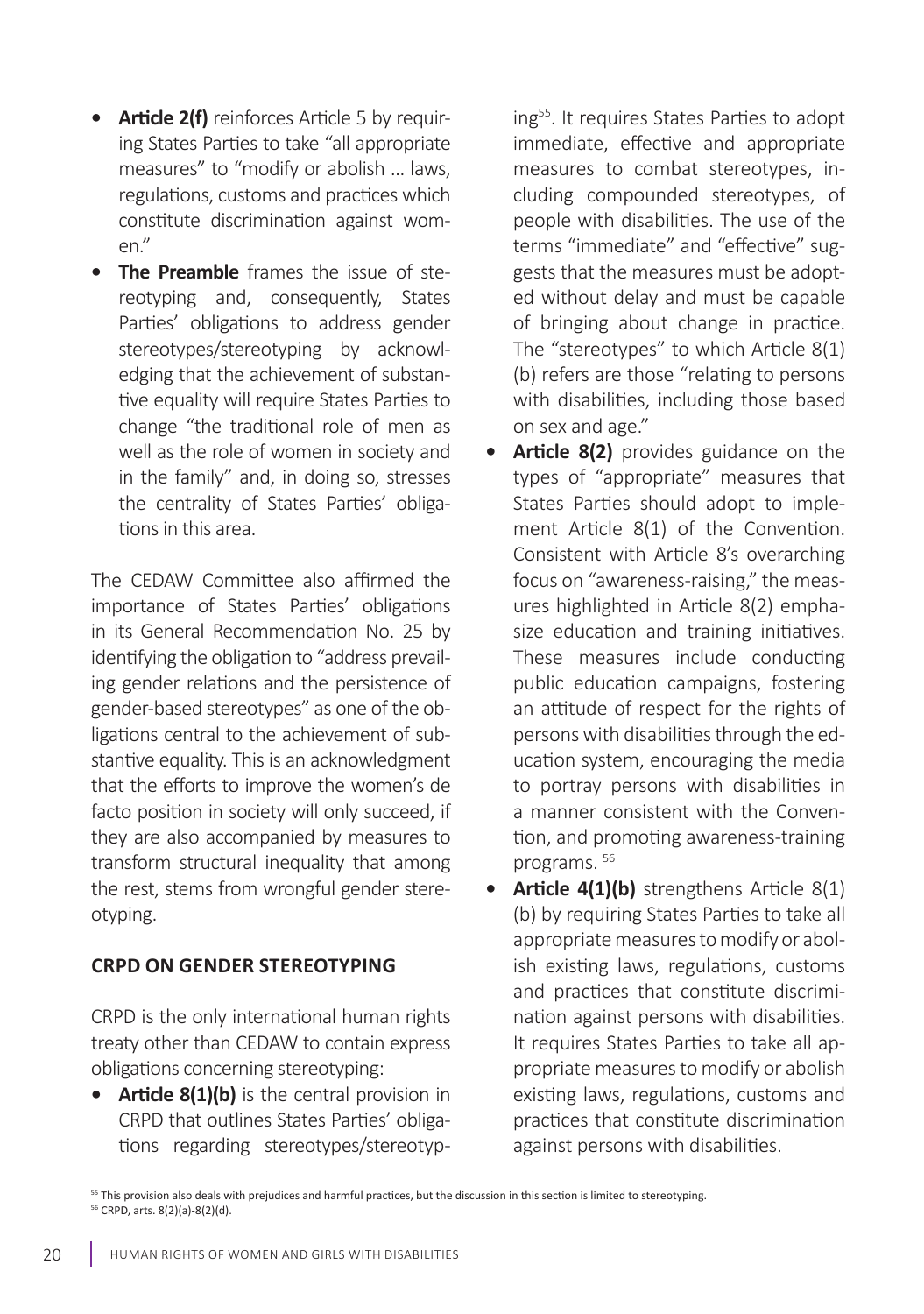- **Article 2(f)** reinforces Article 5 by requiring States Parties to take "all appropriate measures" to "modify or abolish ... laws, regulations, customs and practices which constitute discrimination against women."
- **The Preamble** frames the issue of stereotyping and, consequently, States Parties' obligations to address gender stereotypes/stereotyping by acknowledging that the achievement of substantive equality will require States Parties to change "the traditional role of men as well as the role of women in society and in the family" and, in doing so, stresses the centrality of States Parties' obligations in this area.

The CEDAW Committee also affirmed the importance of States Parties' obligations in its General Recommendation No. 25 by identifying the obligation to "address prevailing gender relations and the persistence of gender-based stereotypes" as one of the obligations central to the achievement of substantive equality. This is an acknowledgment that the efforts to improve the women's de facto position in society will only succeed, if they are also accompanied by measures to transform structural inequality that among the rest, stems from wrongful gender stereotyping.

### CRPD ON GENDER STEREOTYPING

CRPD is the only international human rights treaty other than CEDAW to contain express obligations concerning stereotyping:

- **Article 8(1)(b)** is the central provision in CRPD that outlines States Parties' obligations regarding stereotypes/stereotyping[55]. It requires States Parties to adopt immediate, effective and appropriate measures to combat stereotypes, including compounded stereotypes, of people with disabilities. The use of the terms "immediate" and "effective" suggests that the measures must be adopted without delay and must be capable of bringing about change in practice. The "stereotypes" to which Article 8(1)(b) refers are those "relating to persons with disabilities, including those based on sex and age."
- **Article 8(2)** provides guidance on the types of "appropriate" measures that States Parties should adopt to implement Article 8(1) of the Convention. Consistent with Article 8's overarching focus on "awareness-raising," the measures highlighted in Article 8(2) emphasize education and training initiatives. These measures include conducting public education campaigns, fostering an attitude of respect for the rights of persons with disabilities through the education system, encouraging the media to portray persons with disabilities in a manner consistent with the Convention, and promoting awareness-training programs. [56]
- **Article 4(1)(b)** strengthens Article 8(1)(b) by requiring States Parties to take all appropriate measures to modify or abolish existing laws, regulations, customs and practices that constitute discrimination against persons with disabilities. It requires States Parties to take all appropriate measures to modify or abolish existing laws, regulations, customs and practices that constitute discrimination against persons with disabilities.

[55] This provision also deals with prejudices and harmful practices, but the discussion in this section is limited to stereotyping.
[56] CRPD, arts. 8(2)(a)-8(2)(d).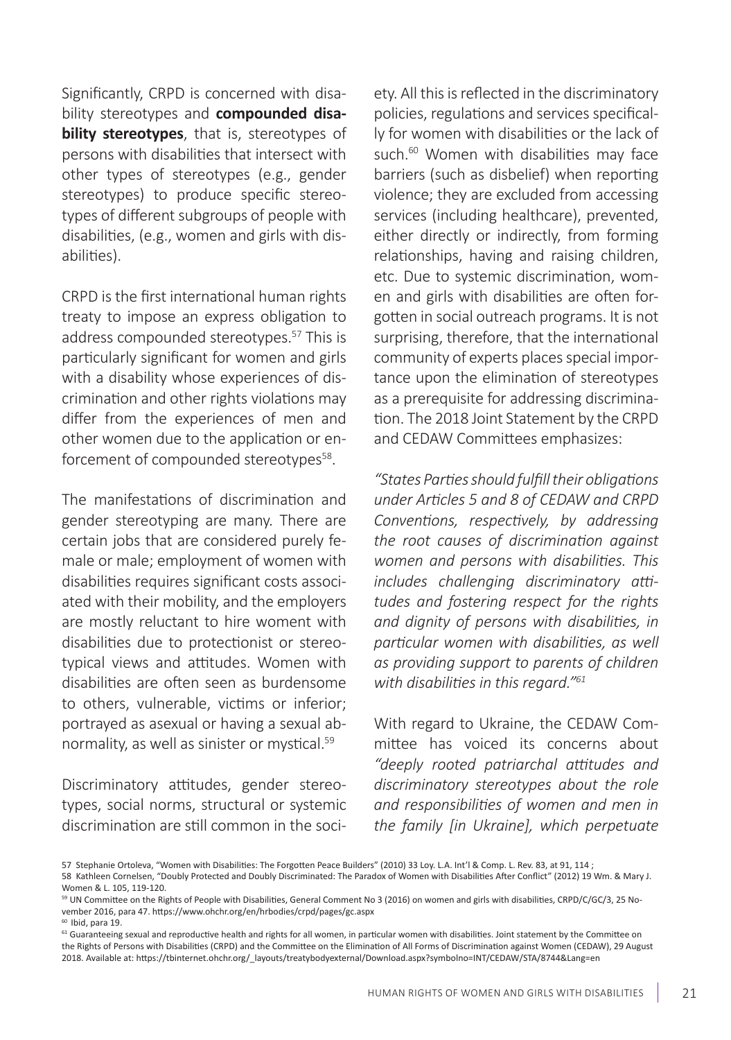Significantly, CRPD is concerned with disability stereotypes and **compounded disability stereotypes**, that is, stereotypes of persons with disabilities that intersect with other types of stereotypes (e.g., gender stereotypes) to produce specific stereotypes of different subgroups of people with disabilities, (e.g., women and girls with disabilities).

CRPD is the first international human rights treaty to impose an express obligation to address compounded stereotypes.[57] This is particularly significant for women and girls with a disability whose experiences of discrimination and other rights violations may differ from the experiences of men and other women due to the application or enforcement of compounded stereotypes[58].

The manifestations of discrimination and gender stereotyping are many. There are certain jobs that are considered purely female or male; employment of women with disabilities requires significant costs associated with their mobility, and the employers are mostly reluctant to hire woment with disabilities due to protectionist or stereotypical views and attitudes. Women with disabilities are often seen as burdensome to others, vulnerable, victims or inferior; portrayed as asexual or having a sexual abnormality, as well as sinister or mystical.[59]

Discriminatory attitudes, gender stereotypes, social norms, structural or systemic discrimination are still common in the society. All this is reflected in the discriminatory policies, regulations and services specifically for women with disabilities or the lack of such.[60] Women with disabilities may face barriers (such as disbelief) when reporting violence; they are excluded from accessing services (including healthcare), prevented, either directly or indirectly, from forming relationships, having and raising children, etc. Due to systemic discrimination, women and girls with disabilities are often forgotten in social outreach programs. It is not surprising, therefore, that the international community of experts places special importance upon the elimination of stereotypes as a prerequisite for addressing discrimination. The 2018 Joint Statement by the CRPD and CEDAW Committees emphasizes:

*"States Parties should fulfill their obligations under Articles 5 and 8 of CEDAW and CRPD Conventions, respectively, by addressing the root causes of discrimination against women and persons with disabilities. This includes challenging discriminatory attitudes and fostering respect for the rights and dignity of persons with disabilities, in particular women with disabilities, as well as providing support to parents of children with disabilities in this regard."*[61]

With regard to Ukraine, the CEDAW Committee has voiced its concerns about *"deeply rooted patriarchal attitudes and discriminatory stereotypes about the role and responsibilities of women and men in the family [in Ukraine], which perpetuate*

---

57 Stephanie Ortoleva, "Women with Disabilities: The Forgotten Peace Builders" (2010) 33 Loy. L.A. Int'l & Comp. L. Rev. 83, at 91, 114 ;

58 Kathleen Cornelsen, "Doubly Protected and Doubly Discriminated: The Paradox of Women with Disabilities After Conflict" (2012) 19 Wm. & Mary J. Women & L. 105, 119-120.

59 UN Committee on the Rights of People with Disabilities, General Comment No 3 (2016) on women and girls with disabilities, CRPD/C/GC/3, 25 November 2016, para 47. https://www.ohchr.org/en/hrbodies/crpd/pages/gc.aspx

60 Ibid, para 19.

61 Guaranteeing sexual and reproductive health and rights for all women, in particular women with disabilities. Joint statement by the Committee on the Rights of Persons with Disabilities (CRPD) and the Committee on the Elimination of All Forms of Discrimination against Women (CEDAW), 29 August 2018. Available at: https://tbinternet.ohchr.org/_layouts/treatybodyexternal/Download.aspx?symbolno=INT/CEDAW/STA/8744&Lang=en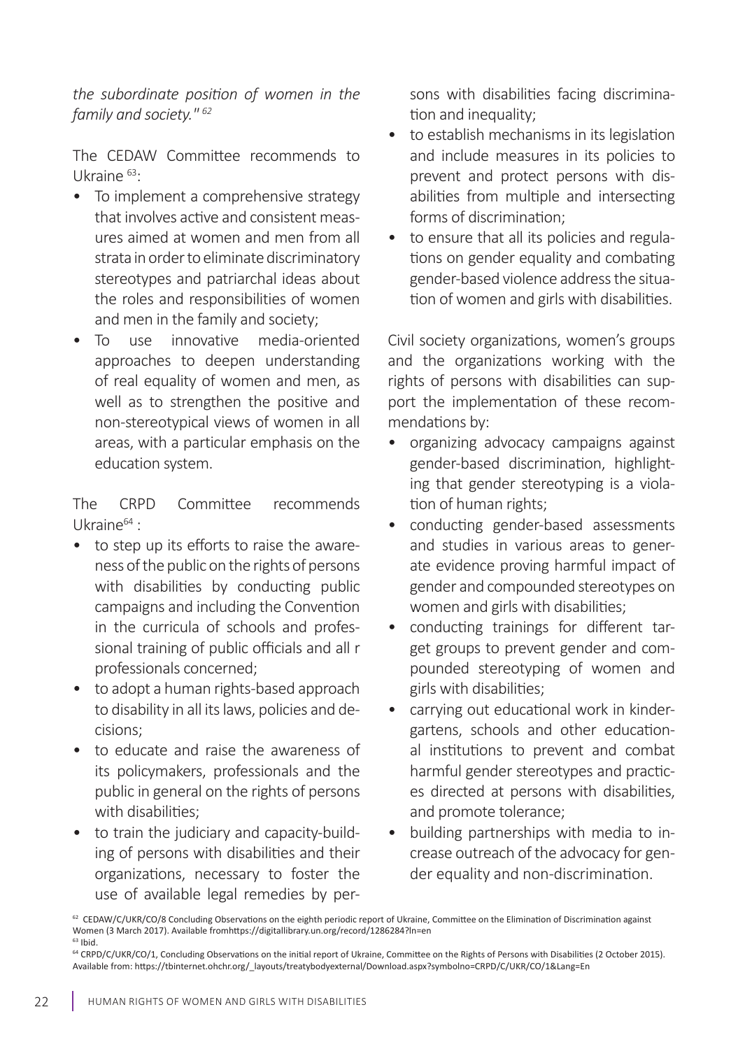*the subordinate position of women in the family and society."* [62]

The CEDAW Committee recommends to Ukraine [63]:

- To implement a comprehensive strategy that involves active and consistent measures aimed at women and men from all strata in order to eliminate discriminatory stereotypes and patriarchal ideas about the roles and responsibilities of women and men in the family and society;
- To use innovative media-oriented approaches to deepen understanding of real equality of women and men, as well as to strengthen the positive and non-stereotypical views of women in all areas, with a particular emphasis on the education system.

The CRPD Committee recommends Ukraine[64] :

- to step up its efforts to raise the awareness of the public on the rights of persons with disabilities by conducting public campaigns and including the Convention in the curricula of schools and professional training of public officials and all r professionals concerned;
- to adopt a human rights-based approach to disability in all its laws, policies and decisions;
- to educate and raise the awareness of its policymakers, professionals and the public in general on the rights of persons with disabilities;
- to train the judiciary and capacity-building of persons with disabilities and their organizations, necessary to foster the use of available legal remedies by persons with disabilities facing discrimination and inequality;
- to establish mechanisms in its legislation and include measures in its policies to prevent and protect persons with disabilities from multiple and intersecting forms of discrimination;
- to ensure that all its policies and regulations on gender equality and combating gender-based violence address the situation of women and girls with disabilities.

Civil society organizations, women's groups and the organizations working with the rights of persons with disabilities can support the implementation of these recommendations by:

- organizing advocacy campaigns against gender-based discrimination, highlighting that gender stereotyping is a violation of human rights;
- conducting gender-based assessments and studies in various areas to generate evidence proving harmful impact of gender and compounded stereotypes on women and girls with disabilities;
- conducting trainings for different target groups to prevent gender and compounded stereotyping of women and girls with disabilities;
- carrying out educational work in kindergartens, schools and other educational institutions to prevent and combat harmful gender stereotypes and practices directed at persons with disabilities, and promote tolerance;
- building partnerships with media to increase outreach of the advocacy for gender equality and non-discrimination.

[62] CEDAW/C/UKR/CO/8 Concluding Observations on the eighth periodic report of Ukraine, Committee on the Elimination of Discrimination against Women (3 March 2017). Available fromhttps://digitallibrary.un.org/record/1286284?ln=en

[63] Ibid.

[64] CRPD/C/UKR/CO/1, Concluding Observations on the initial report of Ukraine, Committee on the Rights of Persons with Disabilities (2 October 2015). Available from: https://tbinternet.ohchr.org/_layouts/treatybodyexternal/Download.aspx?symbolno=CRPD/C/UKR/CO/1&Lang=En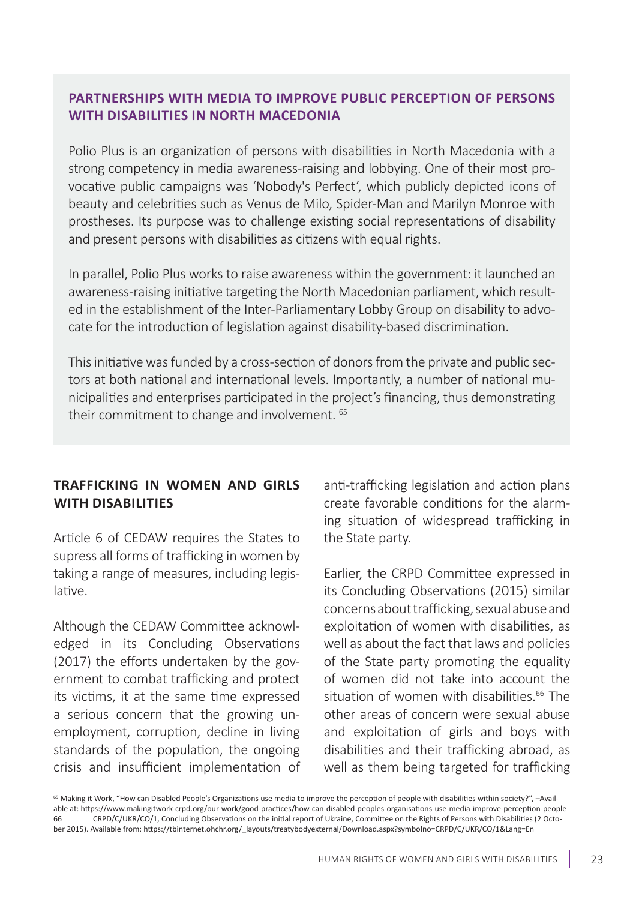**PARTNERSHIPS WITH MEDIA TO IMPROVE PUBLIC PERCEPTION OF PERSONS WITH DISABILITIES IN NORTH MACEDONIA**

Polio Plus is an organization of persons with disabilities in North Macedonia with a strong competency in media awareness-raising and lobbying. One of their most provocative public campaigns was 'Nobody's Perfect', which publicly depicted icons of beauty and celebrities such as Venus de Milo, Spider-Man and Marilyn Monroe with prostheses. Its purpose was to challenge existing social representations of disability and present persons with disabilities as citizens with equal rights.

In parallel, Polio Plus works to raise awareness within the government: it launched an awareness-raising initiative targeting the North Macedonian parliament, which resulted in the establishment of the Inter-Parliamentary Lobby Group on disability to advocate for the introduction of legislation against disability-based discrimination.

This initiative was funded by a cross-section of donors from the private and public sectors at both national and international levels. Importantly, a number of national municipalities and enterprises participated in the project's financing, thus demonstrating their commitment to change and involvement. [65]

## TRAFFICKING IN WOMEN AND GIRLS WITH DISABILITIES

Article 6 of CEDAW requires the States to supress all forms of trafficking in women by taking a range of measures, including legislative.

Although the CEDAW Committee acknowledged in its Concluding Observations (2017) the efforts undertaken by the government to combat trafficking and protect its victims, it at the same time expressed a serious concern that the growing unemployment, corruption, decline in living standards of the population, the ongoing crisis and insufficient implementation of anti-trafficking legislation and action plans create favorable conditions for the alarming situation of widespread trafficking in the State party.

Earlier, the CRPD Committee expressed in its Concluding Observations (2015) similar concerns about trafficking, sexual abuse and exploitation of women with disabilities, as well as about the fact that laws and policies of the State party promoting the equality of women did not take into account the situation of women with disabilities.[66] The other areas of concern were sexual abuse and exploitation of girls and boys with disabilities and their trafficking abroad, as well as them being targeted for trafficking

---

[65] Making it Work, "How can Disabled People's Organizations use media to improve the perception of people with disabilities within society?", –Available at: https://www.makingitwork-crpd.org/our-work/good-practices/how-can-disabled-peoples-organisations-use-media-improve-perception-people

[66] CRPD/C/UKR/CO/1, Concluding Observations on the initial report of Ukraine, Committee on the Rights of Persons with Disabilities (2 October 2015). Available from: https://tbinternet.ohchr.org/_layouts/treatybodyexternal/Download.aspx?symbolno=CRPD/C/UKR/CO/1&Lang=En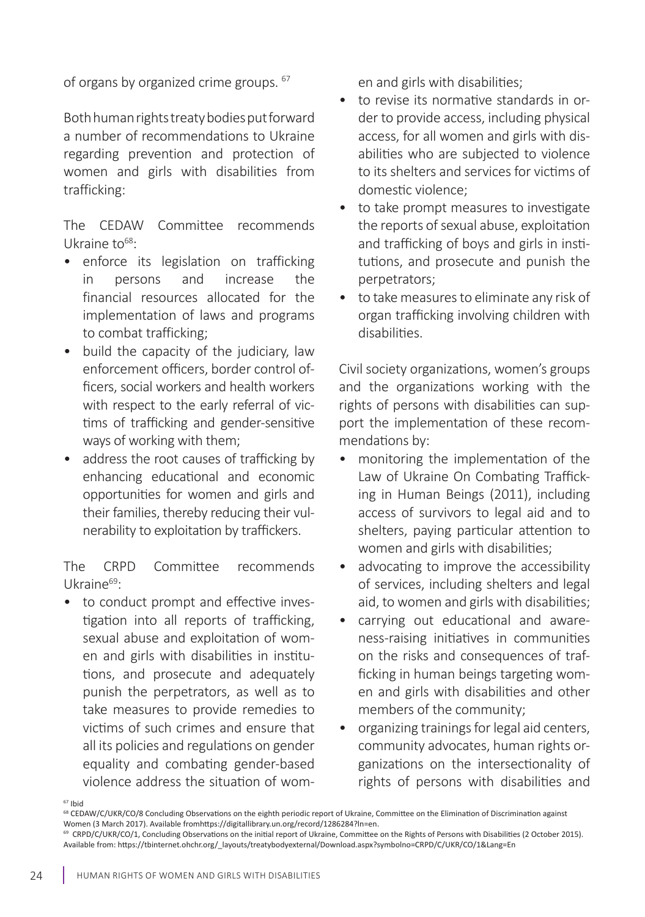of organs by organized crime groups. [67]

Both human rights treaty bodies put forward a number of recommendations to Ukraine regarding prevention and protection of women and girls with disabilities from trafficking:

The CEDAW Committee recommends Ukraine to[68]:

- enforce its legislation on trafficking in persons and increase the financial resources allocated for the implementation of laws and programs to combat trafficking;
- build the capacity of the judiciary, law enforcement officers, border control officers, social workers and health workers with respect to the early referral of victims of trafficking and gender-sensitive ways of working with them;
- address the root causes of trafficking by enhancing educational and economic opportunities for women and girls and their families, thereby reducing their vulnerability to exploitation by traffickers.

The CRPD Committee recommends Ukraine[69]:

- to conduct prompt and effective investigation into all reports of trafficking, sexual abuse and exploitation of women and girls with disabilities in institutions, and prosecute and adequately punish the perpetrators, as well as to take measures to provide remedies to victims of such crimes and ensure that all its policies and regulations on gender equality and combating gender-based violence address the situation of women and girls with disabilities;
- to revise its normative standards in order to provide access, including physical access, for all women and girls with disabilities who are subjected to violence to its shelters and services for victims of domestic violence;
- to take prompt measures to investigate the reports of sexual abuse, exploitation and trafficking of boys and girls in institutions, and prosecute and punish the perpetrators;
- to take measures to eliminate any risk of organ trafficking involving children with disabilities.

Civil society organizations, women's groups and the organizations working with the rights of persons with disabilities can support the implementation of these recommendations by:

- monitoring the implementation of the Law of Ukraine On Combating Trafficking in Human Beings (2011), including access of survivors to legal aid and to shelters, paying particular attention to women and girls with disabilities;
- advocating to improve the accessibility of services, including shelters and legal aid, to women and girls with disabilities;
- carrying out educational and awareness-raising initiatives in communities on the risks and consequences of trafficking in human beings targeting women and girls with disabilities and other members of the community;
- organizing trainings for legal aid centers, community advocates, human rights organizations on the intersectionality of rights of persons with disabilities and

[67] Ibid

[68] CEDAW/C/UKR/CO/8 Concluding Observations on the eighth periodic report of Ukraine, Committee on the Elimination of Discrimination against Women (3 March 2017). Available fromhttps://digitallibrary.un.org/record/1286284?ln=en.

[69] CRPD/C/UKR/CO/1, Concluding Observations on the initial report of Ukraine, Committee on the Rights of Persons with Disabilities (2 October 2015). Available from: https://tbinternet.ohchr.org/_layouts/treatybodyexternal/Download.aspx?symbolno=CRPD/C/UKR/CO/1&Lang=En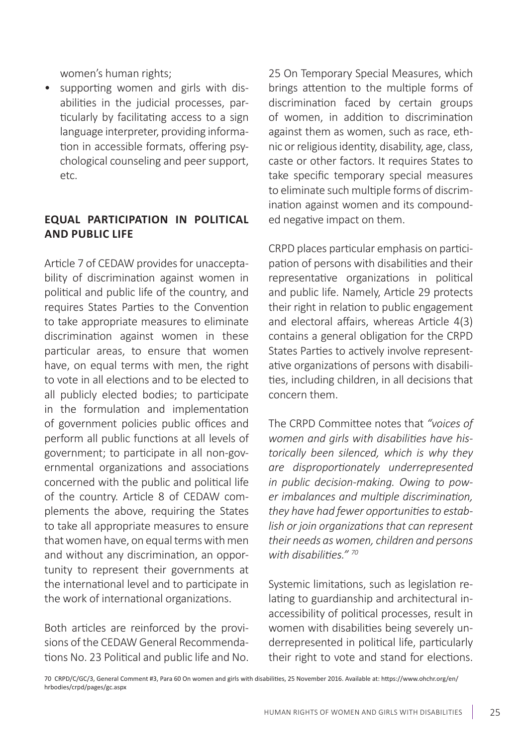women's human rights;

- supporting women and girls with disabilities in the judicial processes, particularly by facilitating access to a sign language interpreter, providing information in accessible formats, offering psychological counseling and peer support, etc.

## EQUAL PARTICIPATION IN POLITICAL AND PUBLIC LIFE

Article 7 of CEDAW provides for unacceptability of discrimination against women in political and public life of the country, and requires States Parties to the Convention to take appropriate measures to eliminate discrimination against women in these particular areas, to ensure that women have, on equal terms with men, the right to vote in all elections and to be elected to all publicly elected bodies; to participate in the formulation and implementation of government policies public offices and perform all public functions at all levels of government; to participate in all non-governmental organizations and associations concerned with the public and political life of the country. Article 8 of CEDAW complements the above, requiring the States to take all appropriate measures to ensure that women have, on equal terms with men and without any discrimination, an opportunity to represent their governments at the international level and to participate in the work of international organizations.

Both articles are reinforced by the provisions of the CEDAW General Recommendations No. 23 Political and public life and No. 25 On Temporary Special Measures, which brings attention to the multiple forms of discrimination faced by certain groups of women, in addition to discrimination against them as women, such as race, ethnic or religious identity, disability, age, class, caste or other factors. It requires States to take specific temporary special measures to eliminate such multiple forms of discrimination against women and its compounded negative impact on them.

CRPD places particular emphasis on participation of persons with disabilities and their representative organizations in political and public life. Namely, Article 29 protects their right in relation to public engagement and electoral affairs, whereas Article 4(3) contains a general obligation for the CRPD States Parties to actively involve representative organizations of persons with disabilities, including children, in all decisions that concern them.

The CRPD Committee notes that *"voices of women and girls with disabilities have historically been silenced, which is why they are disproportionately underrepresented in public decision-making. Owing to power imbalances and multiple discrimination, they have had fewer opportunities to establish or join organizations that can represent their needs as women, children and persons with disabilities."* [70]

Systemic limitations, such as legislation relating to guardianship and architectural inaccessibility of political processes, result in women with disabilities being severely underrepresented in political life, particularly their right to vote and stand for elections.

---

70 CRPD/C/GC/3, General Comment #3, Para 60 On women and girls with disabilities, 25 November 2016. Available at: https://www.ohchr.org/en/hrbodies/crpd/pages/gc.aspx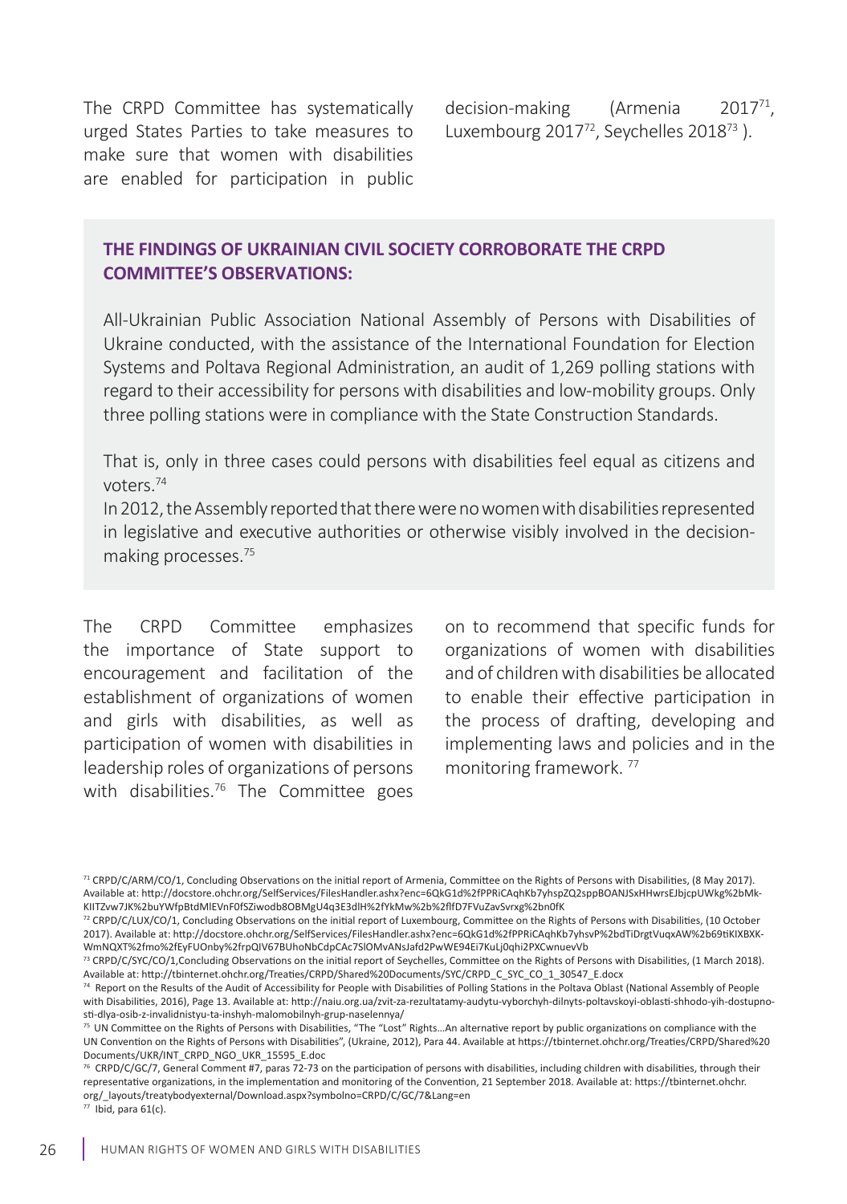The CRPD Committee has systematically urged States Parties to take measures to make sure that women with disabilities are enabled for participation in public decision-making (Armenia 2017[71], Luxembourg 2017[72], Seychelles 2018[73] ).

**THE FINDINGS OF UKRAINIAN CIVIL SOCIETY CORROBORATE THE CRPD COMMITTEE'S OBSERVATIONS:**

All-Ukrainian Public Association National Assembly of Persons with Disabilities of Ukraine conducted, with the assistance of the International Foundation for Election Systems and Poltava Regional Administration, an audit of 1,269 polling stations with regard to their accessibility for persons with disabilities and low-mobility groups. Only three polling stations were in compliance with the State Construction Standards.

That is, only in three cases could persons with disabilities feel equal as citizens and voters.[74]

In 2012, the Assembly reported that there were no women with disabilities represented in legislative and executive authorities or otherwise visibly involved in the decision-making processes.[75]

The CRPD Committee emphasizes the importance of State support to encouragement and facilitation of the establishment of organizations of women and girls with disabilities, as well as participation of women with disabilities in leadership roles of organizations of persons with disabilities.[76] The Committee goes on to recommend that specific funds for organizations of women with disabilities and of children with disabilities be allocated to enable their effective participation in the process of drafting, developing and implementing laws and policies and in the monitoring framework. [77]

---

[71] CRPD/C/ARM/CO/1, Concluding Observations on the initial report of Armenia, Committee on the Rights of Persons with Disabilities, (8 May 2017). Available at: http://docstore.ohchr.org/SelfServices/FilesHandler.ashx?enc=6QkG1d%2fPPRiCAqhKb7yhspZQ2sppBOANJSxHHwrsEJbjcpUWkg%2bMk-KIITZvw7JK%2buYWfpBtdMlEVnF0fSZiwodb8OBMgU4q3E3dlH%2fYkMw%2b%2flfD7FVuZavSvrxg%2bn0fK

[72] CRPD/C/LUX/CO/1, Concluding Observations on the initial report of Luxembourg, Committee on the Rights of Persons with Disabilities, (10 October 2017). Available at: http://docstore.ohchr.org/SelfServices/FilesHandler.ashx?enc=6QkG1d%2fPPRiCAqhKb7yhsvP%2bdTiDrgtVuqxAW%2b69tiKIXBXK-WmNQXT%2fmo%2fEyFUOnby%2frpQIV67BUhoNbCdpCAc7SlOMvANsJafd2PwWE94Ei7KuLj0qhi2PXCwnuevVb

[73] CRPD/C/SYC/CO/1,Concluding Observations on the initial report of Seychelles, Committee on the Rights of Persons with Disabilities, (1 March 2018). Available at: http://tbinternet.ohchr.org/Treaties/CRPD/Shared%20Documents/SYC/CRPD_C_SYC_CO_1_30547_E.docx

[74] Report on the Results of the Audit of Accessibility for People with Disabilities of Polling Stations in the Poltava Oblast (National Assembly of People with Disabilities, 2016), Page 13. Available at: http://naiu.org.ua/zvit-za-rezultatamy-audytu-vyborchyh-dilnyts-poltavskoyi-oblasti-shhodo-yih-dostupnosti-dlya-osib-z-invalidnistyu-ta-inshyh-malomobilnyh-grup-naselennya/

[75] UN Committee on the Rights of Persons with Disabilities, "The "Lost" Rights…An alternative report by public organizations on compliance with the UN Convention on the Rights of Persons with Disabilities", (Ukraine, 2012), Para 44. Available at https://tbinternet.ohchr.org/Treaties/CRPD/Shared%20Documents/UKR/INT_CRPD_NGO_UKR_15595_E.doc

[76] CRPD/C/GC/7, General Comment #7, paras 72-73 on the participation of persons with disabilities, including children with disabilities, through their representative organizations, in the implementation and monitoring of the Convention, 21 September 2018. Available at: https://tbinternet.ohchr.org/_layouts/treatybodyexternal/Download.aspx?symbolno=CRPD/C/GC/7&Lang=en

[77] Ibid, para 61(c).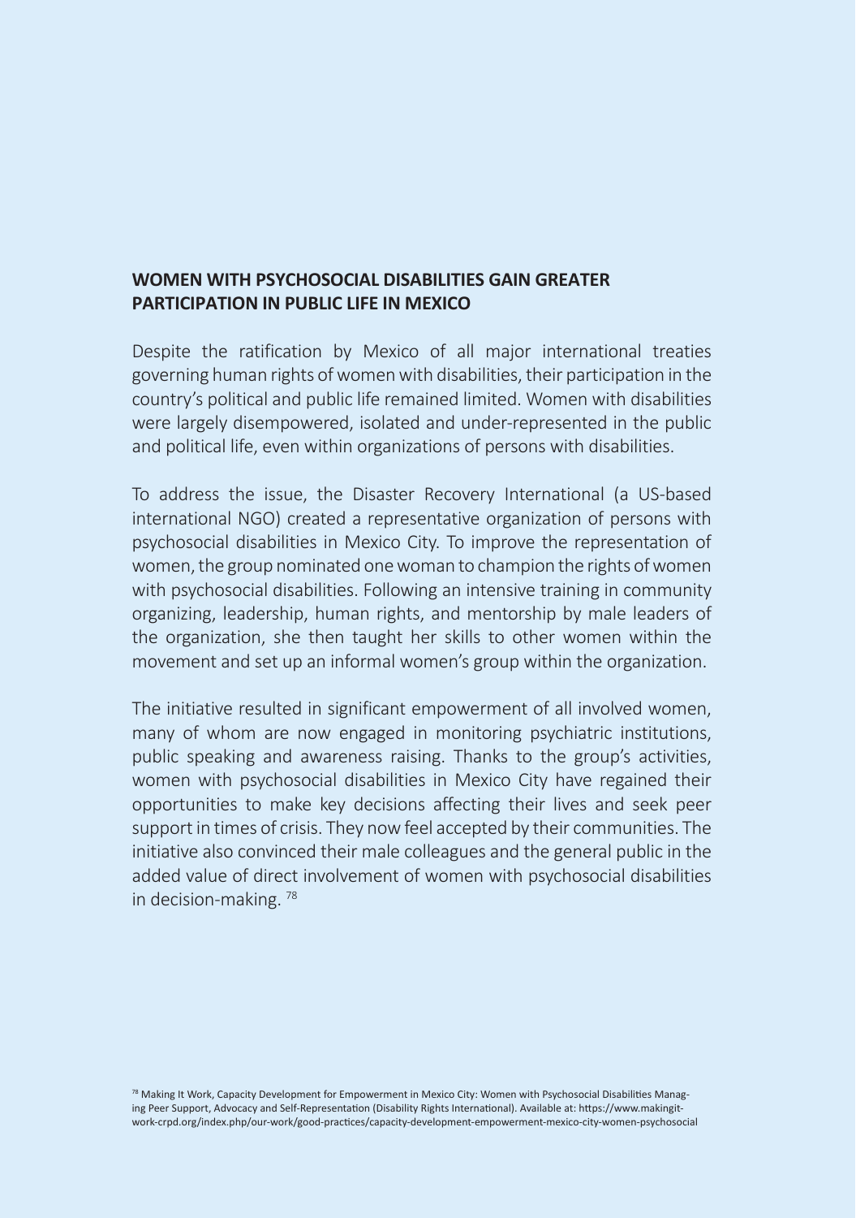**WOMEN WITH PSYCHOSOCIAL DISABILITIES GAIN GREATER PARTICIPATION IN PUBLIC LIFE IN MEXICO**

Despite the ratification by Mexico of all major international treaties governing human rights of women with disabilities, their participation in the country's political and public life remained limited. Women with disabilities were largely disempowered, isolated and under-represented in the public and political life, even within organizations of persons with disabilities.

To address the issue, the Disaster Recovery International (a US-based international NGO) created a representative organization of persons with psychosocial disabilities in Mexico City. To improve the representation of women, the group nominated one woman to champion the rights of women with psychosocial disabilities. Following an intensive training in community organizing, leadership, human rights, and mentorship by male leaders of the organization, she then taught her skills to other women within the movement and set up an informal women's group within the organization.

The initiative resulted in significant empowerment of all involved women, many of whom are now engaged in monitoring psychiatric institutions, public speaking and awareness raising. Thanks to the group's activities, women with psychosocial disabilities in Mexico City have regained their opportunities to make key decisions affecting their lives and seek peer support in times of crisis. They now feel accepted by their communities. The initiative also convinced their male colleagues and the general public in the added value of direct involvement of women with psychosocial disabilities in decision-making. [78]

[78] Making It Work, Capacity Development for Empowerment in Mexico City: Women with Psychosocial Disabilities Managing Peer Support, Advocacy and Self-Representation (Disability Rights International). Available at: https://www.makingitwork-crpd.org/index.php/our-work/good-practices/capacity-development-empowerment-mexico-city-women-psychosocial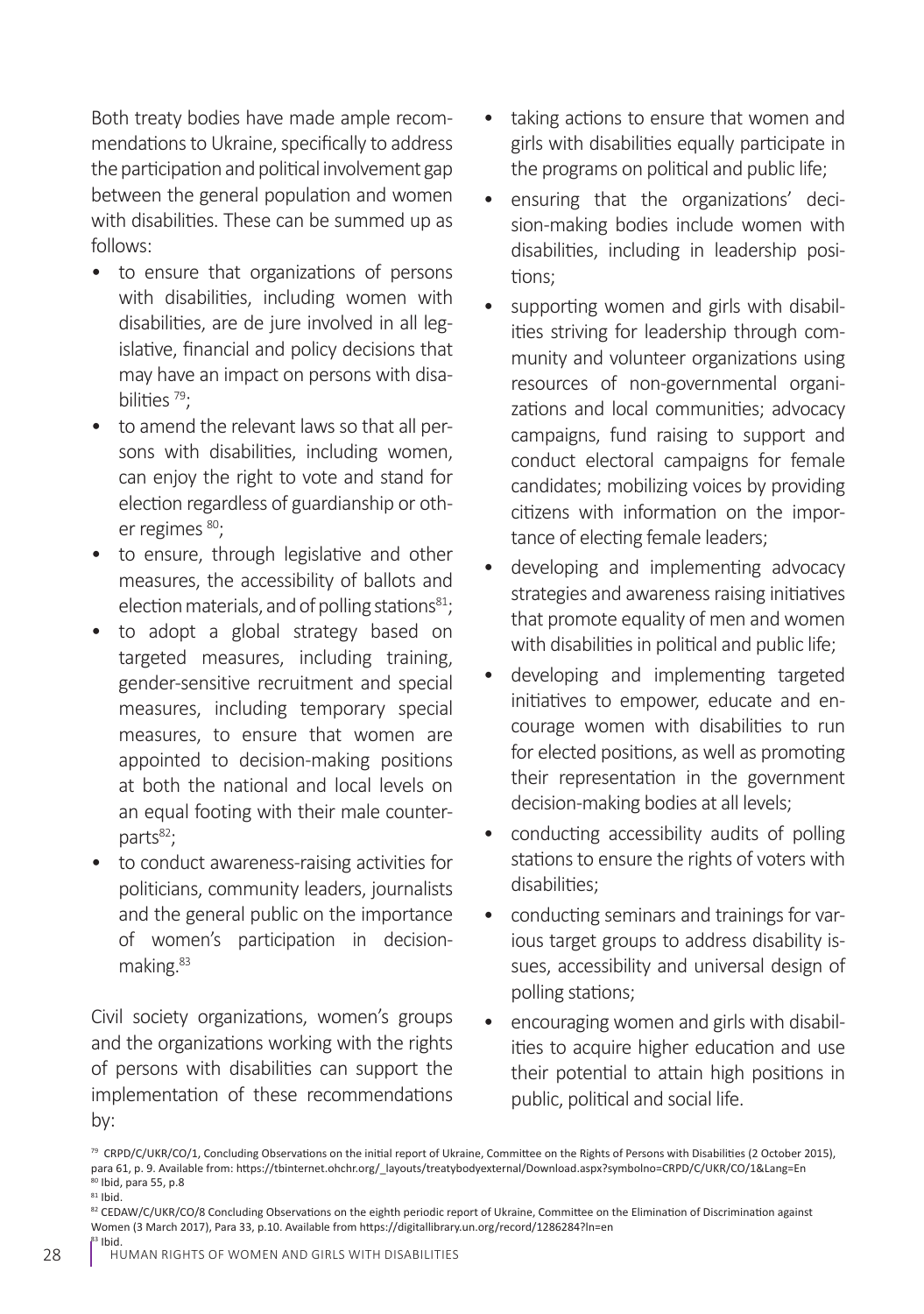Both treaty bodies have made ample recommendations to Ukraine, specifically to address the participation and political involvement gap between the general population and women with disabilities. These can be summed up as follows:

- to ensure that organizations of persons with disabilities, including women with disabilities, are de jure involved in all legislative, financial and policy decisions that may have an impact on persons with disabilities [79];
- to amend the relevant laws so that all persons with disabilities, including women, can enjoy the right to vote and stand for election regardless of guardianship or other regimes [80];
- to ensure, through legislative and other measures, the accessibility of ballots and election materials, and of polling stations[81];
- to adopt a global strategy based on targeted measures, including training, gender-sensitive recruitment and special measures, including temporary special measures, to ensure that women are appointed to decision-making positions at both the national and local levels on an equal footing with their male counterparts[82];
- to conduct awareness-raising activities for politicians, community leaders, journalists and the general public on the importance of women's participation in decision-making.[83]

Civil society organizations, women's groups and the organizations working with the rights of persons with disabilities can support the implementation of these recommendations by:

- taking actions to ensure that women and girls with disabilities equally participate in the programs on political and public life;
- ensuring that the organizations' decision-making bodies include women with disabilities, including in leadership positions;
- supporting women and girls with disabilities striving for leadership through community and volunteer organizations using resources of non-governmental organizations and local communities; advocacy campaigns, fund raising to support and conduct electoral campaigns for female candidates; mobilizing voices by providing citizens with information on the importance of electing female leaders;
- developing and implementing advocacy strategies and awareness raising initiatives that promote equality of men and women with disabilities in political and public life;
- developing and implementing targeted initiatives to empower, educate and encourage women with disabilities to run for elected positions, as well as promoting their representation in the government decision-making bodies at all levels;
- conducting accessibility audits of polling stations to ensure the rights of voters with disabilities;
- conducting seminars and trainings for various target groups to address disability issues, accessibility and universal design of polling stations;
- encouraging women and girls with disabilities to acquire higher education and use their potential to attain high positions in public, political and social life.

[79] CRPD/C/UKR/CO/1, Concluding Observations on the initial report of Ukraine, Committee on the Rights of Persons with Disabilities (2 October 2015), para 61, p. 9. Available from: https://tbinternet.ohchr.org/_layouts/treatybodyexternal/Download.aspx?symbolno=CRPD/C/UKR/CO/1&Lang=En

[80] Ibid, para 55, p.8

[81] Ibid.

[82] CEDAW/C/UKR/CO/8 Concluding Observations on the eighth periodic report of Ukraine, Committee on the Elimination of Discrimination against Women (3 March 2017), Para 33, p.10. Available from https://digitallibrary.un.org/record/1286284?ln=en

[83] Ibid.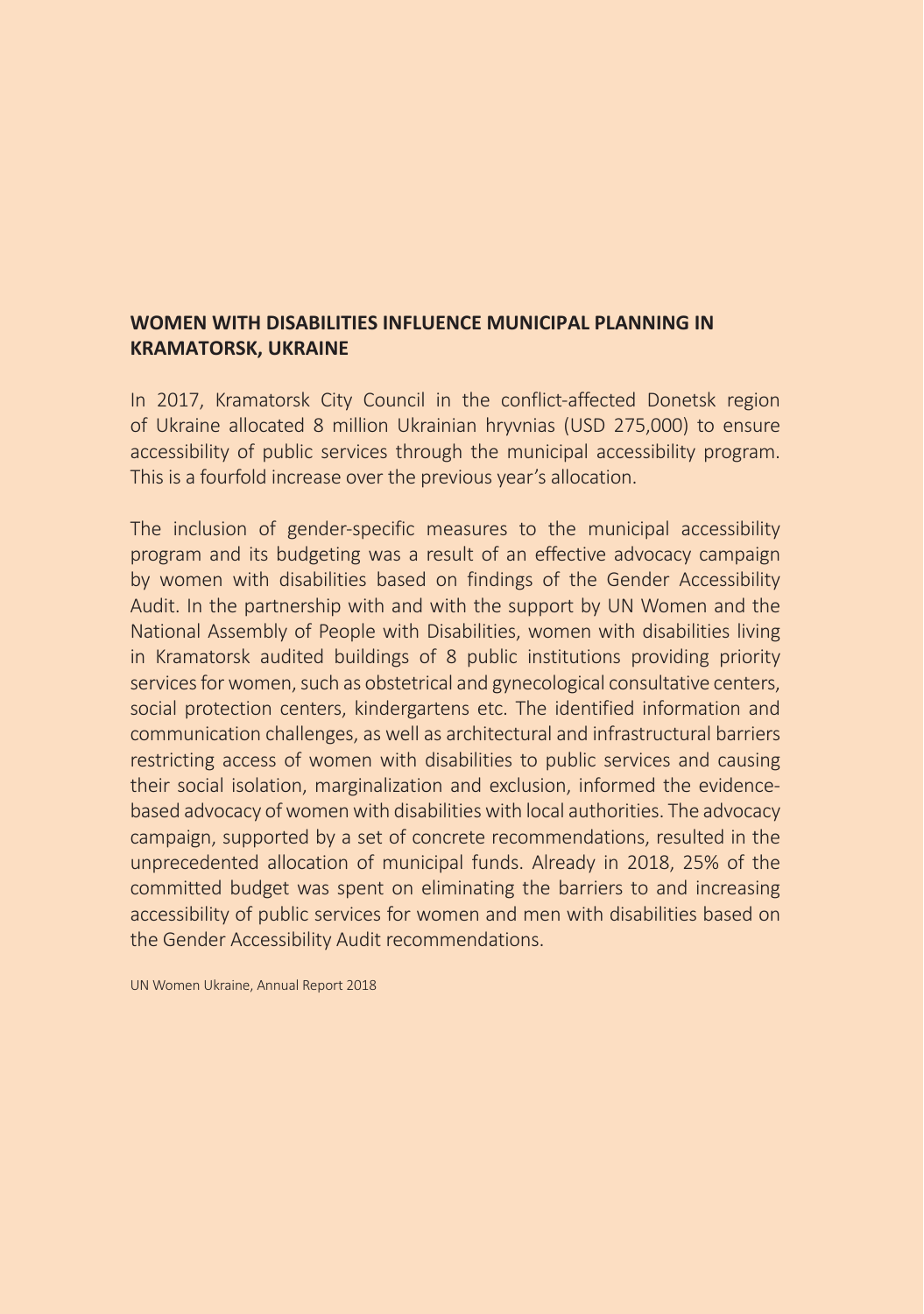## WOMEN WITH DISABILITIES INFLUENCE MUNICIPAL PLANNING IN KRAMATORSK, UKRAINE

In 2017, Kramatorsk City Council in the conflict-affected Donetsk region of Ukraine allocated 8 million Ukrainian hryvnias (USD 275,000) to ensure accessibility of public services through the municipal accessibility program. This is a fourfold increase over the previous year's allocation.

The inclusion of gender-specific measures to the municipal accessibility program and its budgeting was a result of an effective advocacy campaign by women with disabilities based on findings of the Gender Accessibility Audit. In the partnership with and with the support by UN Women and the National Assembly of People with Disabilities, women with disabilities living in Kramatorsk audited buildings of 8 public institutions providing priority services for women, such as obstetrical and gynecological consultative centers, social protection centers, kindergartens etc. The identified information and communication challenges, as well as architectural and infrastructural barriers restricting access of women with disabilities to public services and causing their social isolation, marginalization and exclusion, informed the evidence-based advocacy of women with disabilities with local authorities. The advocacy campaign, supported by a set of concrete recommendations, resulted in the unprecedented allocation of municipal funds. Already in 2018, 25% of the committed budget was spent on eliminating the barriers to and increasing accessibility of public services for women and men with disabilities based on the Gender Accessibility Audit recommendations.

UN Women Ukraine, Annual Report 2018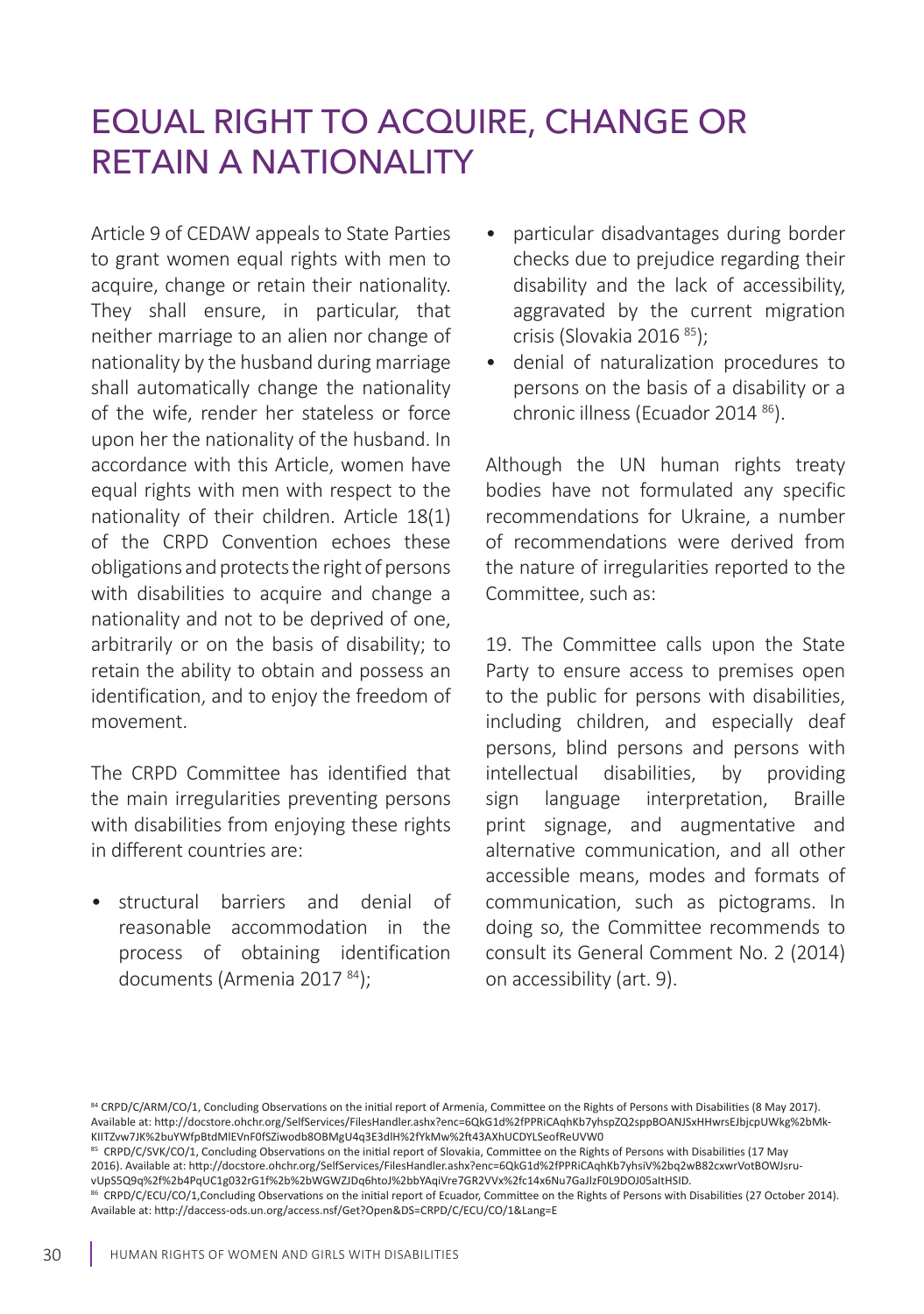# EQUAL RIGHT TO ACQUIRE, CHANGE OR RETAIN A NATIONALITY

Article 9 of CEDAW appeals to State Parties to grant women equal rights with men to acquire, change or retain their nationality. They shall ensure, in particular, that neither marriage to an alien nor change of nationality by the husband during marriage shall automatically change the nationality of the wife, render her stateless or force upon her the nationality of the husband. In accordance with this Article, women have equal rights with men with respect to the nationality of their children. Article 18(1) of the CRPD Convention echoes these obligations and protects the right of persons with disabilities to acquire and change a nationality and not to be deprived of one, arbitrarily or on the basis of disability; to retain the ability to obtain and possess an identification, and to enjoy the freedom of movement.

The CRPD Committee has identified that the main irregularities preventing persons with disabilities from enjoying these rights in different countries are:

- structural barriers and denial of reasonable accommodation in the process of obtaining identification documents (Armenia 2017 [84]);
- particular disadvantages during border checks due to prejudice regarding their disability and the lack of accessibility, aggravated by the current migration crisis (Slovakia 2016 [85]);
- denial of naturalization procedures to persons on the basis of a disability or a chronic illness (Ecuador 2014 [86]).

Although the UN human rights treaty bodies have not formulated any specific recommendations for Ukraine, a number of recommendations were derived from the nature of irregularities reported to the Committee, such as:

19. The Committee calls upon the State Party to ensure access to premises open to the public for persons with disabilities, including children, and especially deaf persons, blind persons and persons with intellectual disabilities, by providing sign language interpretation, Braille print signage, and augmentative and alternative communication, and all other accessible means, modes and formats of communication, such as pictograms. In doing so, the Committee recommends to consult its General Comment No. 2 (2014) on accessibility (art. 9).

[84] CRPD/C/ARM/CO/1, Concluding Observations on the initial report of Armenia, Committee on the Rights of Persons with Disabilities (8 May 2017). Available at: http://docstore.ohchr.org/SelfServices/FilesHandler.ashx?enc=6QkG1d%2fPPRiCAqhKb7yhspZQ2sppBOANJSxHHwrsEJbjcpUWkg%2bMk-KIITZvw7JK%2buYWfpBtdMlEVnF0fSZiwodb8OBMgU4q3E3dlH%2fYkMw%2ft43AXhUCDYLSeofReUVW0

[85] CRPD/C/SVK/CO/1, Concluding Observations on the initial report of Slovakia, Committee on the Rights of Persons with Disabilities (17 May 2016). Available at: http://docstore.ohchr.org/SelfServices/FilesHandler.ashx?enc=6QkG1d%2fPPRiCAqhKb7yhsiV%2bq2wB82cxwrVotBOWJsru-vUpS5Q9q%2f%2b4PqUC1g032rG1f%2b%2bWGWZJDq6htoJ%2bbYAqiVre7GR2VVx%2fc14x6Nu7GaJlzF0L9DOJ05aItHSID.

[86] CRPD/C/ECU/CO/1,Concluding Observations on the initial report of Ecuador, Committee on the Rights of Persons with Disabilities (27 October 2014). Available at: http://daccess-ods.un.org/access.nsf/Get?Open&DS=CRPD/C/ECU/CO/1&Lang=E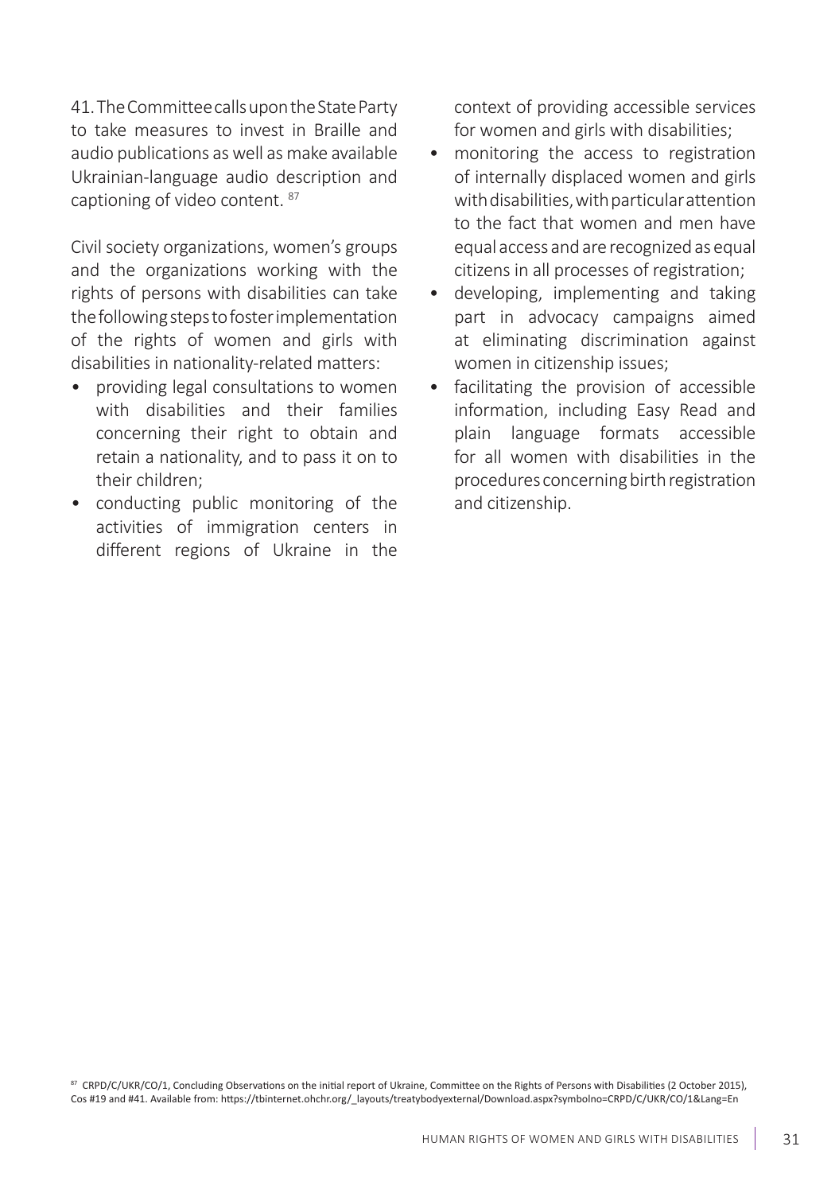41. The Committee calls upon the State Party to take measures to invest in Braille and audio publications as well as make available Ukrainian-language audio description and captioning of video content. [87]

Civil society organizations, women's groups and the organizations working with the rights of persons with disabilities can take the following steps to foster implementation of the rights of women and girls with disabilities in nationality-related matters:

- providing legal consultations to women with disabilities and their families concerning their right to obtain and retain a nationality, and to pass it on to their children;
- conducting public monitoring of the activities of immigration centers in different regions of Ukraine in the context of providing accessible services for women and girls with disabilities;
- monitoring the access to registration of internally displaced women and girls with disabilities, with particular attention to the fact that women and men have equal access and are recognized as equal citizens in all processes of registration;
- developing, implementing and taking part in advocacy campaigns aimed at eliminating discrimination against women in citizenship issues;
- facilitating the provision of accessible information, including Easy Read and plain language formats accessible for all women with disabilities in the procedures concerning birth registration and citizenship.

[87] CRPD/C/UKR/CO/1, Concluding Observations on the initial report of Ukraine, Committee on the Rights of Persons with Disabilities (2 October 2015), Cos #19 and #41. Available from: https://tbinternet.ohchr.org/_layouts/treatybodyexternal/Download.aspx?symbolno=CRPD/C/UKR/CO/1&Lang=En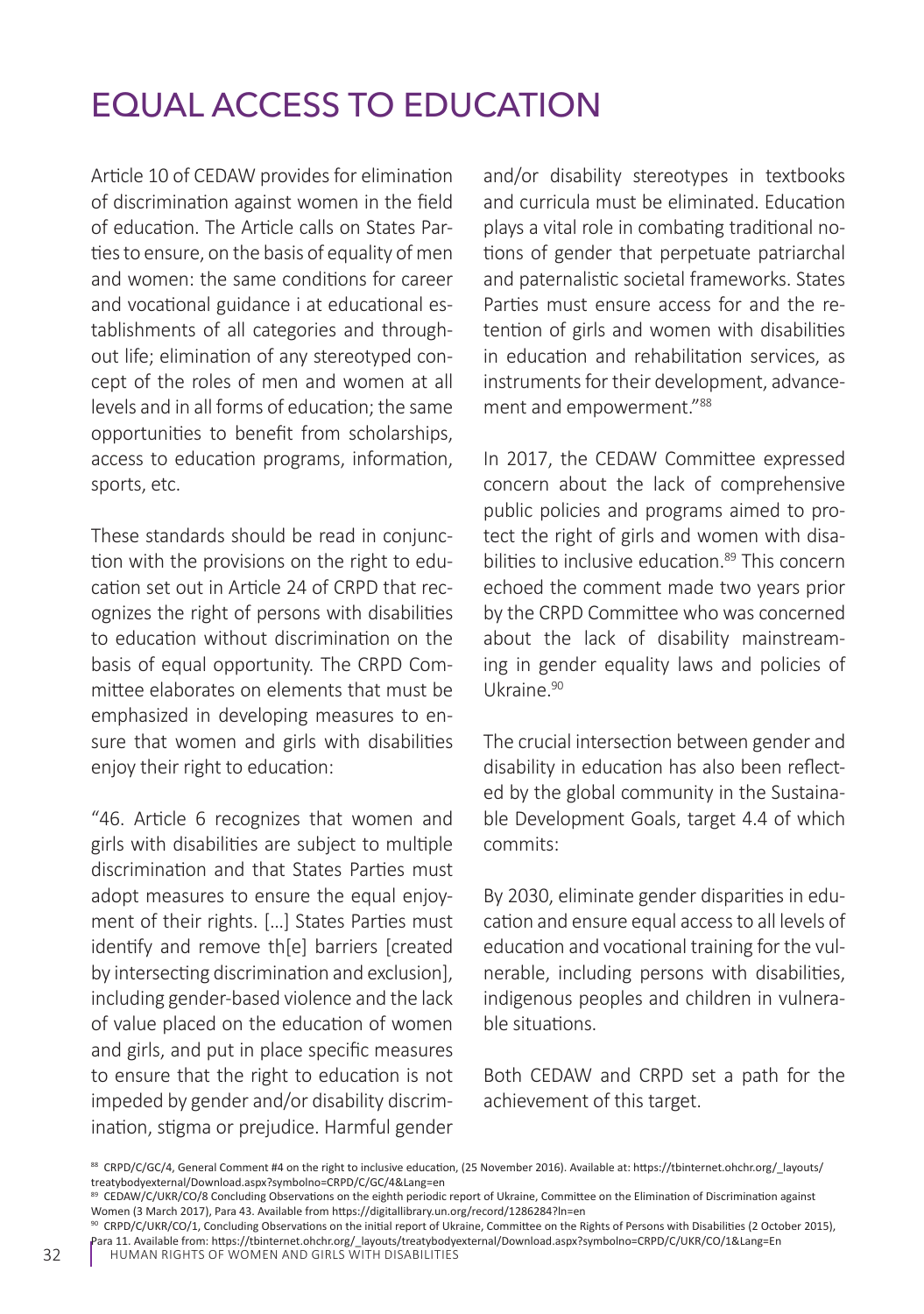# EQUAL ACCESS TO EDUCATION

Article 10 of CEDAW provides for elimination of discrimination against women in the field of education. The Article calls on States Parties to ensure, on the basis of equality of men and women: the same conditions for career and vocational guidance i at educational establishments of all categories and throughout life; elimination of any stereotyped concept of the roles of men and women at all levels and in all forms of education; the same opportunities to benefit from scholarships, access to education programs, information, sports, etc.

These standards should be read in conjunction with the provisions on the right to education set out in Article 24 of CRPD that recognizes the right of persons with disabilities to education without discrimination on the basis of equal opportunity. The CRPD Committee elaborates on elements that must be emphasized in developing measures to ensure that women and girls with disabilities enjoy their right to education:

"46. Article 6 recognizes that women and girls with disabilities are subject to multiple discrimination and that States Parties must adopt measures to ensure the equal enjoyment of their rights. [...] States Parties must identify and remove th[e] barriers [created by intersecting discrimination and exclusion], including gender-based violence and the lack of value placed on the education of women and girls, and put in place specific measures to ensure that the right to education is not impeded by gender and/or disability discrimination, stigma or prejudice. Harmful gender and/or disability stereotypes in textbooks and curricula must be eliminated. Education plays a vital role in combating traditional notions of gender that perpetuate patriarchal and paternalistic societal frameworks. States Parties must ensure access for and the retention of girls and women with disabilities in education and rehabilitation services, as instruments for their development, advancement and empowerment."[88]

In 2017, the CEDAW Committee expressed concern about the lack of comprehensive public policies and programs aimed to protect the right of girls and women with disabilities to inclusive education.[89] This concern echoed the comment made two years prior by the CRPD Committee who was concerned about the lack of disability mainstreaming in gender equality laws and policies of Ukraine.[90]

The crucial intersection between gender and disability in education has also been reflected by the global community in the Sustainable Development Goals, target 4.4 of which commits:

By 2030, eliminate gender disparities in education and ensure equal access to all levels of education and vocational training for the vulnerable, including persons with disabilities, indigenous peoples and children in vulnerable situations.

Both CEDAW and CRPD set a path for the achievement of this target.

[88] CRPD/C/GC/4, General Comment #4 on the right to inclusive education, (25 November 2016). Available at: https://tbinternet.ohchr.org/_layouts/treatybodyexternal/Download.aspx?symbolno=CRPD/C/GC/4&Lang=en

[89] CEDAW/C/UKR/CO/8 Concluding Observations on the eighth periodic report of Ukraine, Committee on the Elimination of Discrimination against Women (3 March 2017), Para 43. Available from https://digitallibrary.un.org/record/1286284?ln=en

[90] CRPD/C/UKR/CO/1, Concluding Observations on the initial report of Ukraine, Committee on the Rights of Persons with Disabilities (2 October 2015), Para 11. Available from: https://tbinternet.ohchr.org/_layouts/treatybodyexternal/Download.aspx?symbolno=CRPD/C/UKR/CO/1&Lang=En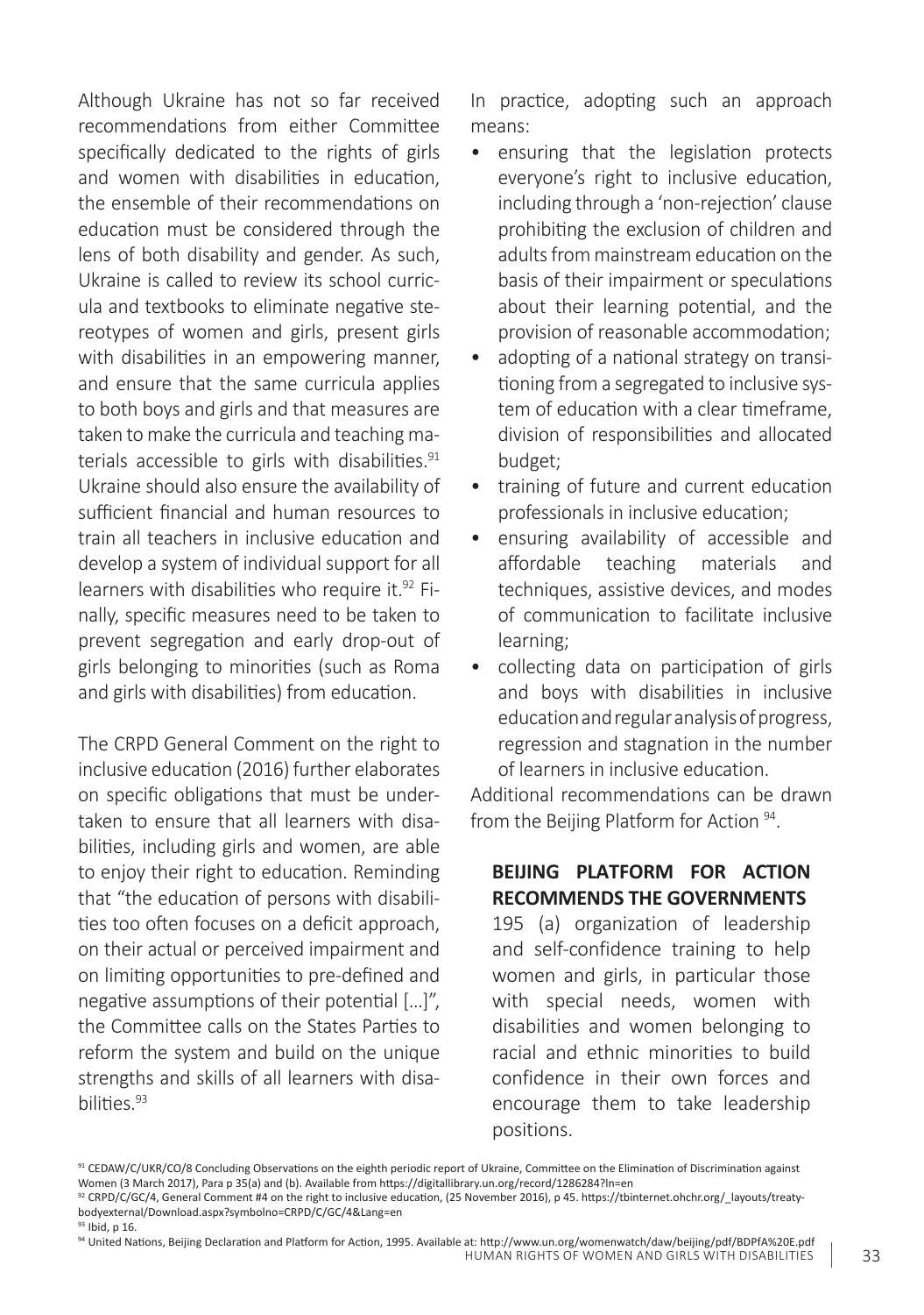Although Ukraine has not so far received recommendations from either Committee specifically dedicated to the rights of girls and women with disabilities in education, the ensemble of their recommendations on education must be considered through the lens of both disability and gender. As such, Ukraine is called to review its school curricula and textbooks to eliminate negative stereotypes of women and girls, present girls with disabilities in an empowering manner, and ensure that the same curricula applies to both boys and girls and that measures are taken to make the curricula and teaching materials accessible to girls with disabilities.[91] Ukraine should also ensure the availability of sufficient financial and human resources to train all teachers in inclusive education and develop a system of individual support for all learners with disabilities who require it.[92] Finally, specific measures need to be taken to prevent segregation and early drop-out of girls belonging to minorities (such as Roma and girls with disabilities) from education.

The CRPD General Comment on the right to inclusive education (2016) further elaborates on specific obligations that must be undertaken to ensure that all learners with disabilities, including girls and women, are able to enjoy their right to education. Reminding that "the education of persons with disabilities too often focuses on a deficit approach, on their actual or perceived impairment and on limiting opportunities to pre-defined and negative assumptions of their potential […]", the Committee calls on the States Parties to reform the system and build on the unique strengths and skills of all learners with disabilities.[93]

In practice, adopting such an approach means:

- ensuring that the legislation protects everyone's right to inclusive education, including through a 'non-rejection' clause prohibiting the exclusion of children and adults from mainstream education on the basis of their impairment or speculations about their learning potential, and the provision of reasonable accommodation;
- adopting of a national strategy on transitioning from a segregated to inclusive system of education with a clear timeframe, division of responsibilities and allocated budget;
- training of future and current education professionals in inclusive education;
- ensuring availability of accessible and affordable teaching materials and techniques, assistive devices, and modes of communication to facilitate inclusive learning;
- collecting data on participation of girls and boys with disabilities in inclusive education and regular analysis of progress, regression and stagnation in the number of learners in inclusive education.

Additional recommendations can be drawn from the Beijing Platform for Action [94].

**BEIJING PLATFORM FOR ACTION RECOMMENDS THE GOVERNMENTS**

195 (a) organization of leadership and self-confidence training to help women and girls, in particular those with special needs, women with disabilities and women belonging to racial and ethnic minorities to build confidence in their own forces and encourage them to take leadership positions.

[91] CEDAW/C/UKR/CO/8 Concluding Observations on the eighth periodic report of Ukraine, Committee on the Elimination of Discrimination against Women (3 March 2017), Para p 35(a) and (b). Available from https://digitallibrary.un.org/record/1286284?ln=en

[92] CRPD/C/GC/4, General Comment #4 on the right to inclusive education, (25 November 2016), p 45. https://tbinternet.ohchr.org/_layouts/treatybodyexternal/Download.aspx?symbolno=CRPD/C/GC/4&Lang=en

[93] Ibid, p 16.

[94] United Nations, Beijing Declaration and Platform for Action, 1995. Available at: http://www.un.org/womenwatch/daw/beijing/pdf/BDPfA%20E.pdf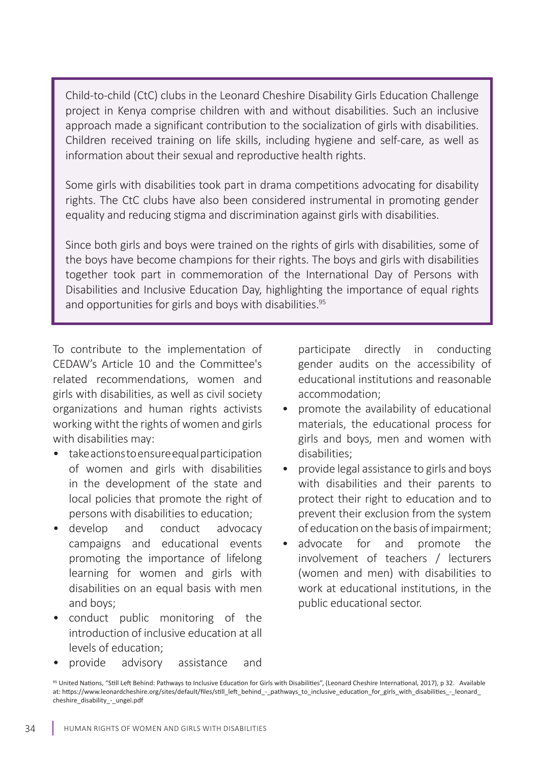Child-to-child (CtC) clubs in the Leonard Cheshire Disability Girls Education Challenge project in Kenya comprise children with and without disabilities. Such an inclusive approach made a significant contribution to the socialization of girls with disabilities. Children received training on life skills, including hygiene and self-care, as well as information about their sexual and reproductive health rights.

Some girls with disabilities took part in drama competitions advocating for disability rights. The CtC clubs have also been considered instrumental in promoting gender equality and reducing stigma and discrimination against girls with disabilities.

Since both girls and boys were trained on the rights of girls with disabilities, some of the boys have become champions for their rights. The boys and girls with disabilities together took part in commemoration of the International Day of Persons with Disabilities and Inclusive Education Day, highlighting the importance of equal rights and opportunities for girls and boys with disabilities.[95]

To contribute to the implementation of CEDAW's Article 10 and the Committee's related recommendations, women and girls with disabilities, as well as civil society organizations and human rights activists working witht the rights of women and girls with disabilities may:

- take actions to ensure equal participation of women and girls with disabilities in the development of the state and local policies that promote the right of persons with disabilities to education;
- develop and conduct advocacy campaigns and educational events promoting the importance of lifelong learning for women and girls with disabilities on an equal basis with men and boys;
- conduct public monitoring of the introduction of inclusive education at all levels of education;
- provide advisory assistance and participate directly in conducting gender audits on the accessibility of educational institutions and reasonable accommodation;
- promote the availability of educational materials, the educational process for girls and boys, men and women with disabilities;
- provide legal assistance to girls and boys with disabilities and their parents to protect their right to education and to prevent their exclusion from the system of education on the basis of impairment;
- advocate for and promote the involvement of teachers / lecturers (women and men) with disabilities to work at educational institutions, in the public educational sector.

[95] United Nations, "Still Left Behind: Pathways to Inclusive Education for Girls with Disabilities", (Leonard Cheshire International, 2017), p 32. Available at: https://www.leonardcheshire.org/sites/default/files/still_left_behind_-_pathways_to_inclusive_education_for_girls_with_disabilities_-_leonard_cheshire_disability_-_ungei.pdf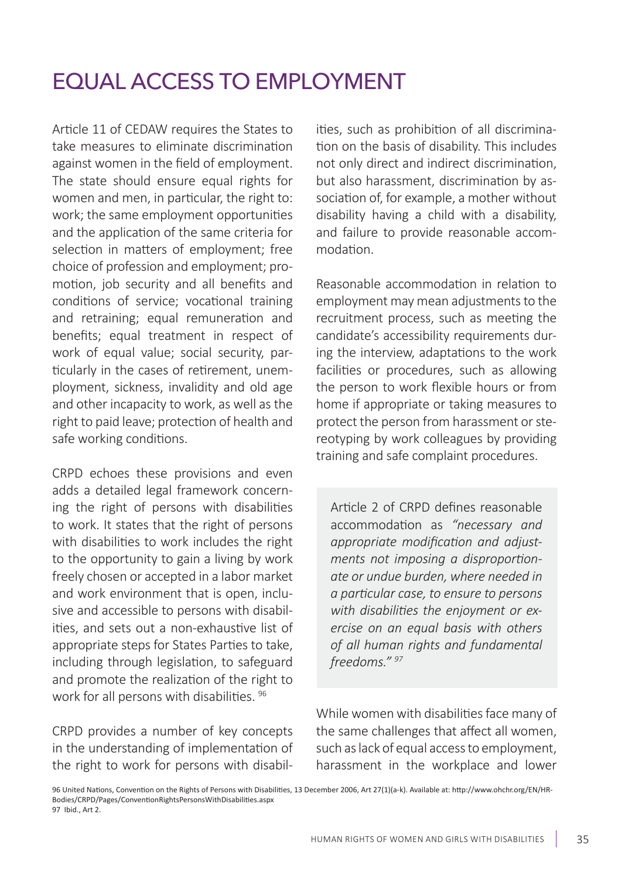# EQUAL ACCESS TO EMPLOYMENT

Article 11 of CEDAW requires the States to take measures to eliminate discrimination against women in the field of employment. The state should ensure equal rights for women and men, in particular, the right to: work; the same employment opportunities and the application of the same criteria for selection in matters of employment; free choice of profession and employment; promotion, job security and all benefits and conditions of service; vocational training and retraining; equal remuneration and benefits; equal treatment in respect of work of equal value; social security, particularly in the cases of retirement, unemployment, sickness, invalidity and old age and other incapacity to work, as well as the right to paid leave; protection of health and safe working conditions.

CRPD echoes these provisions and even adds a detailed legal framework concerning the right of persons with disabilities to work. It states that the right of persons with disabilities to work includes the right to the opportunity to gain a living by work freely chosen or accepted in a labor market and work environment that is open, inclusive and accessible to persons with disabilities, and sets out a non-exhaustive list of appropriate steps for States Parties to take, including through legislation, to safeguard and promote the realization of the right to work for all persons with disabilities. [96]

CRPD provides a number of key concepts in the understanding of implementation of the right to work for persons with disabilities, such as prohibition of all discrimination on the basis of disability. This includes not only direct and indirect discrimination, but also harassment, discrimination by association of, for example, a mother without disability having a child with a disability, and failure to provide reasonable accommodation.

Reasonable accommodation in relation to employment may mean adjustments to the recruitment process, such as meeting the candidate's accessibility requirements during the interview, adaptations to the work facilities or procedures, such as allowing the person to work flexible hours or from home if appropriate or taking measures to protect the person from harassment or stereotyping by work colleagues by providing training and safe complaint procedures.

> Article 2 of CRPD defines reasonable accommodation as *"necessary and appropriate modification and adjustments not imposing a disproportionate or undue burden, where needed in a particular case, to ensure to persons with disabilities the enjoyment or exercise on an equal basis with others of all human rights and fundamental freedoms."* [97]

While women with disabilities face many of the same challenges that affect all women, such as lack of equal access to employment, harassment in the workplace and lower

96 United Nations, Convention on the Rights of Persons with Disabilities, 13 December 2006, Art 27(1)(a-k). Available at: http://www.ohchr.org/EN/HRBodies/CRPD/Pages/ConventionRightsPersonsWithDisabilities.aspx
97 Ibid., Art 2.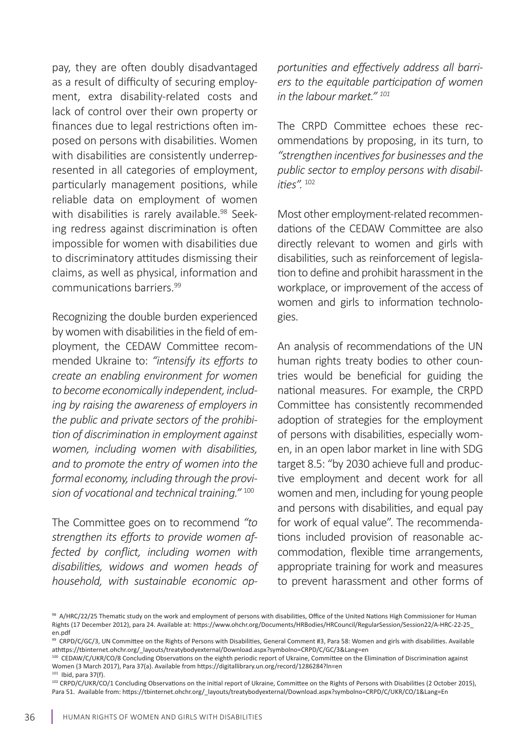pay, they are often doubly disadvantaged as a result of difficulty of securing employment, extra disability-related costs and lack of control over their own property or finances due to legal restrictions often imposed on persons with disabilities. Women with disabilities are consistently underrepresented in all categories of employment, particularly management positions, while reliable data on employment of women with disabilities is rarely available.[98] Seeking redress against discrimination is often impossible for women with disabilities due to discriminatory attitudes dismissing their claims, as well as physical, information and communications barriers.[99]

Recognizing the double burden experienced by women with disabilities in the field of employment, the CEDAW Committee recommended Ukraine to: *"intensify its efforts to create an enabling environment for women to become economically independent, including by raising the awareness of employers in the public and private sectors of the prohibition of discrimination in employment against women, including women with disabilities, and to promote the entry of women into the formal economy, including through the provision of vocational and technical training."* [100]

The Committee goes on to recommend *"to strengthen its efforts to provide women affected by conflict, including women with disabilities, widows and women heads of household, with sustainable economic opportunities and effectively address all barriers to the equitable participation of women in the labour market."* [101]

The CRPD Committee echoes these recommendations by proposing, in its turn, to *"strengthen incentives for businesses and the public sector to employ persons with disabilities".* [102]

Most other employment-related recommendations of the CEDAW Committee are also directly relevant to women and girls with disabilities, such as reinforcement of legislation to define and prohibit harassment in the workplace, or improvement of the access of women and girls to information technologies.

An analysis of recommendations of the UN human rights treaty bodies to other countries would be beneficial for guiding the national measures. For example, the CRPD Committee has consistently recommended adoption of strategies for the employment of persons with disabilities, especially women, in an open labor market in line with SDG target 8.5: "by 2030 achieve full and productive employment and decent work for all women and men, including for young people and persons with disabilities, and equal pay for work of equal value". The recommendations included provision of reasonable accommodation, flexible time arrangements, appropriate training for work and measures to prevent harassment and other forms of

[98] A/HRC/22/25 Thematic study on the work and employment of persons with disabilities, Office of the United Nations High Commissioner for Human Rights (17 December 2012), para 24. Available at: https://www.ohchr.org/Documents/HRBodies/HRCouncil/RegularSession/Session22/A-HRC-22-25_en.pdf

[99] CRPD/C/GC/3, UN Committee on the Rights of Persons with Disabilities, General Comment #3, Para 58: Women and girls with disabilities. Available athttps://tbinternet.ohchr.org/_layouts/treatybodyexternal/Download.aspx?symbolno=CRPD/C/GC/3&Lang=en

[100] CEDAW/C/UKR/CO/8 Concluding Observations on the eighth periodic report of Ukraine, Committee on the Elimination of Discrimination against Women (3 March 2017), Para 37(a). Available from https://digitallibrary.un.org/record/1286284?ln=en

[101] Ibid, para 37(f).

[102] CRPD/C/UKR/CO/1 Concluding Observations on the initial report of Ukraine, Committee on the Rights of Persons with Disabilities (2 October 2015), Para 51. Available from: https://tbinternet.ohchr.org/_layouts/treatybodyexternal/Download.aspx?symbolno=CRPD/C/UKR/CO/1&Lang=En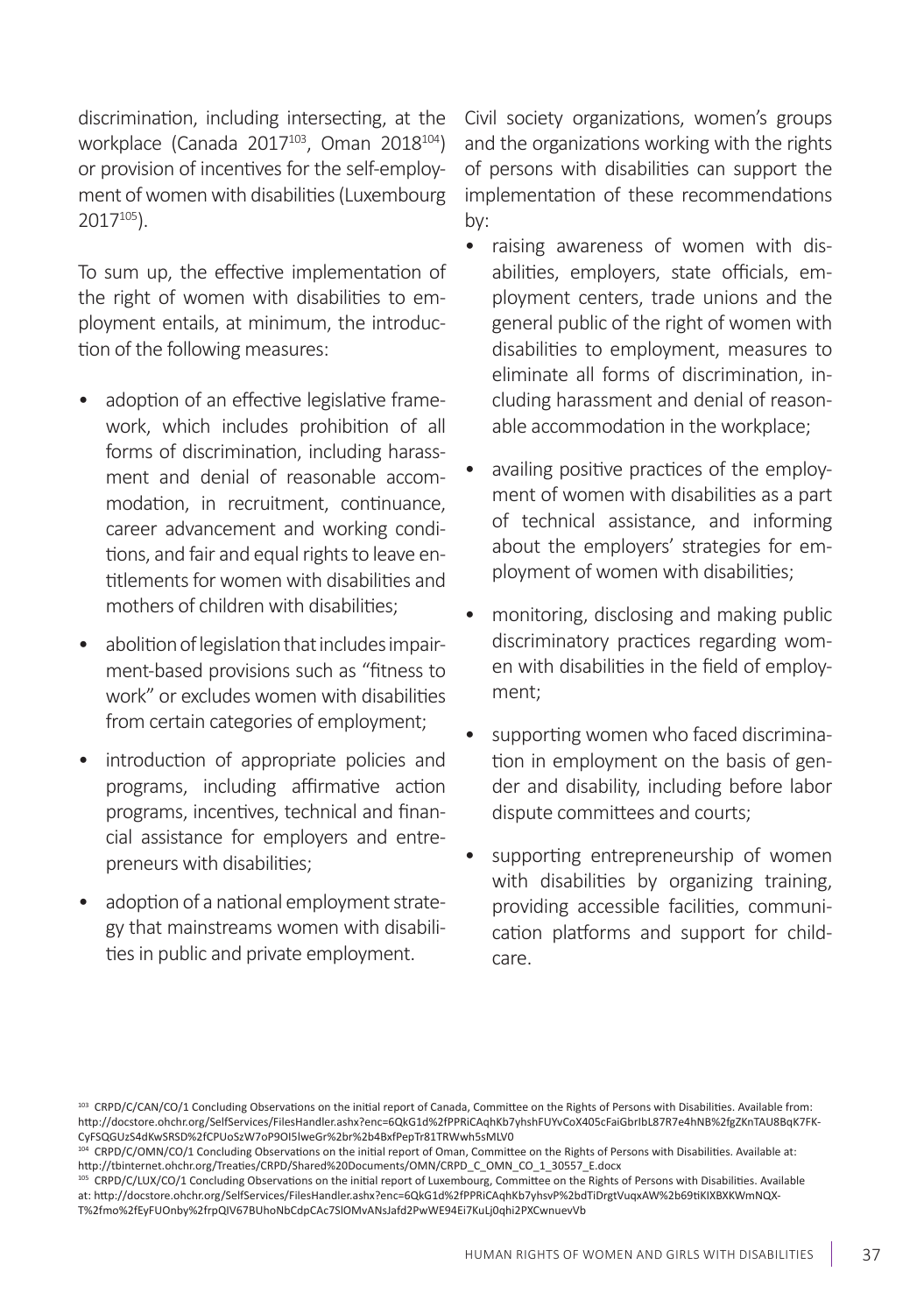discrimination, including intersecting, at the workplace (Canada 2017[103], Oman 2018[104]) or provision of incentives for the self-employment of women with disabilities (Luxembourg 2017[105]).

To sum up, the effective implementation of the right of women with disabilities to employment entails, at minimum, the introduction of the following measures:

- adoption of an effective legislative framework, which includes prohibition of all forms of discrimination, including harassment and denial of reasonable accommodation, in recruitment, continuance, career advancement and working conditions, and fair and equal rights to leave entitlements for women with disabilities and mothers of children with disabilities;
- abolition of legislation that includes impairment-based provisions such as "fitness to work" or excludes women with disabilities from certain categories of employment;
- introduction of appropriate policies and programs, including affirmative action programs, incentives, technical and financial assistance for employers and entrepreneurs with disabilities;
- adoption of a national employment strategy that mainstreams women with disabilities in public and private employment.

Civil society organizations, women's groups and the organizations working with the rights of persons with disabilities can support the implementation of these recommendations by:

- raising awareness of women with disabilities, employers, state officials, employment centers, trade unions and the general public of the right of women with disabilities to employment, measures to eliminate all forms of discrimination, including harassment and denial of reasonable accommodation in the workplace;
- availing positive practices of the employment of women with disabilities as a part of technical assistance, and informing about the employers' strategies for employment of women with disabilities;
- monitoring, disclosing and making public discriminatory practices regarding women with disabilities in the field of employment;
- supporting women who faced discrimination in employment on the basis of gender and disability, including before labor dispute committees and courts;
- supporting entrepreneurship of women with disabilities by organizing training, providing accessible facilities, communication platforms and support for childcare.

[103] CRPD/C/CAN/CO/1 Concluding Observations on the initial report of Canada, Committee on the Rights of Persons with Disabilities. Available from: http://docstore.ohchr.org/SelfServices/FilesHandler.ashx?enc=6QkG1d%2fPPRiCAqhKb7yhshFUYvCoX405cFaiGbrIbL87R7e4hNB%2fgZKnTAU8BqK7FK-CyFSQGUzS4dKwSRSD%2fCPUoSzW7oP9OI5lweGr%2br%2b4BxfPepTr81TRWwh5sMLV0

[104] CRPD/C/OMN/CO/1 Concluding Observations on the initial report of Oman, Committee on the Rights of Persons with Disabilities. Available at: http://tbinternet.ohchr.org/Treaties/CRPD/Shared%20Documents/OMN/CRPD_C_OMN_CO_1_30557_E.docx

[105] CRPD/C/LUX/CO/1 Concluding Observations on the initial report of Luxembourg, Committee on the Rights of Persons with Disabilities. Available at: http://docstore.ohchr.org/SelfServices/FilesHandler.ashx?enc=6QkG1d%2fPPRiCAqhKb7yhsvP%2bdTiDrgtVuqxAW%2b69tiKIXBXKWmNQX-T%2fmo%2fEyFUOnby%2frpQIV67BUhoNbCdpCAc7SlOMvANsJafd2PwWE94Ei7KuLj0qhi2PXCwnuevVb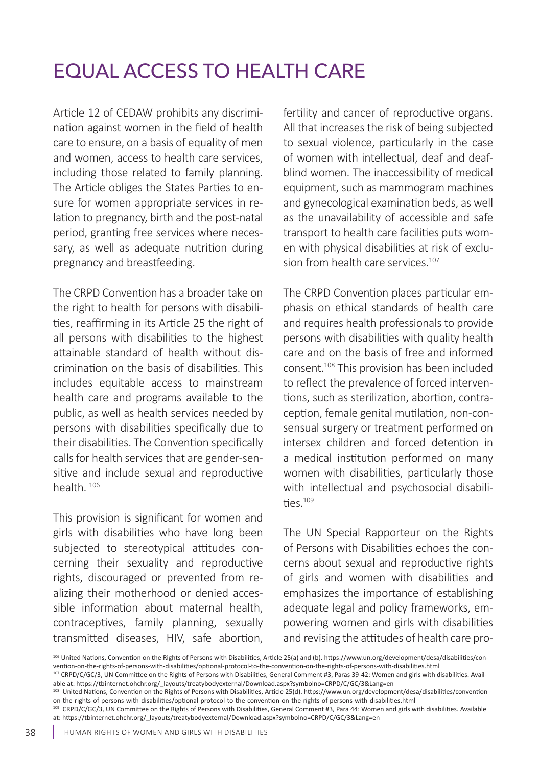# EQUAL ACCESS TO HEALTH CARE

Article 12 of CEDAW prohibits any discrimination against women in the field of health care to ensure, on a basis of equality of men and women, access to health care services, including those related to family planning. The Article obliges the States Parties to ensure for women appropriate services in relation to pregnancy, birth and the post-natal period, granting free services where necessary, as well as adequate nutrition during pregnancy and breastfeeding.

The CRPD Convention has a broader take on the right to health for persons with disabilities, reaffirming in its Article 25 the right of all persons with disabilities to the highest attainable standard of health without discrimination on the basis of disabilities. This includes equitable access to mainstream health care and programs available to the public, as well as health services needed by persons with disabilities specifically due to their disabilities. The Convention specifically calls for health services that are gender-sensitive and include sexual and reproductive health. [106]

This provision is significant for women and girls with disabilities who have long been subjected to stereotypical attitudes concerning their sexuality and reproductive rights, discouraged or prevented from realizing their motherhood or denied accessible information about maternal health, contraceptives, family planning, sexually transmitted diseases, HIV, safe abortion, fertility and cancer of reproductive organs. All that increases the risk of being subjected to sexual violence, particularly in the case of women with intellectual, deaf and deafblind women. The inaccessibility of medical equipment, such as mammogram machines and gynecological examination beds, as well as the unavailability of accessible and safe transport to health care facilities puts women with physical disabilities at risk of exclusion from health care services.[107]

The CRPD Convention places particular emphasis on ethical standards of health care and requires health professionals to provide persons with disabilities with quality health care and on the basis of free and informed consent.[108] This provision has been included to reflect the prevalence of forced interventions, such as sterilization, abortion, contraception, female genital mutilation, non-consensual surgery or treatment performed on intersex children and forced detention in a medical institution performed on many women with disabilities, particularly those with intellectual and psychosocial disabilities.[109]

The UN Special Rapporteur on the Rights of Persons with Disabilities echoes the concerns about sexual and reproductive rights of girls and women with disabilities and emphasizes the importance of establishing adequate legal and policy frameworks, empowering women and girls with disabilities and revising the attitudes of health care pro-

---

[106] United Nations, Convention on the Rights of Persons with Disabilities, Article 25(a) and (b). https://www.un.org/development/desa/disabilities/convention-on-the-rights-of-persons-with-disabilities/optional-protocol-to-the-convention-on-the-rights-of-persons-with-disabilities.html

[107] CRPD/C/GC/3, UN Committee on the Rights of Persons with Disabilities, General Comment #3, Paras 39-42: Women and girls with disabilities. Available at: https://tbinternet.ohchr.org/_layouts/treatybodyexternal/Download.aspx?symbolno=CRPD/C/GC/3&Lang=en

[108] United Nations, Convention on the Rights of Persons with Disabilities, Article 25(d). https://www.un.org/development/desa/disabilities/convention-on-the-rights-of-persons-with-disabilities/optional-protocol-to-the-convention-on-the-rights-of-persons-with-disabilities.html

[109] CRPD/C/GC/3, UN Committee on the Rights of Persons with Disabilities, General Comment #3, Para 44: Women and girls with disabilities. Available at: https://tbinternet.ohchr.org/_layouts/treatybodyexternal/Download.aspx?symbolno=CRPD/C/GC/3&Lang=en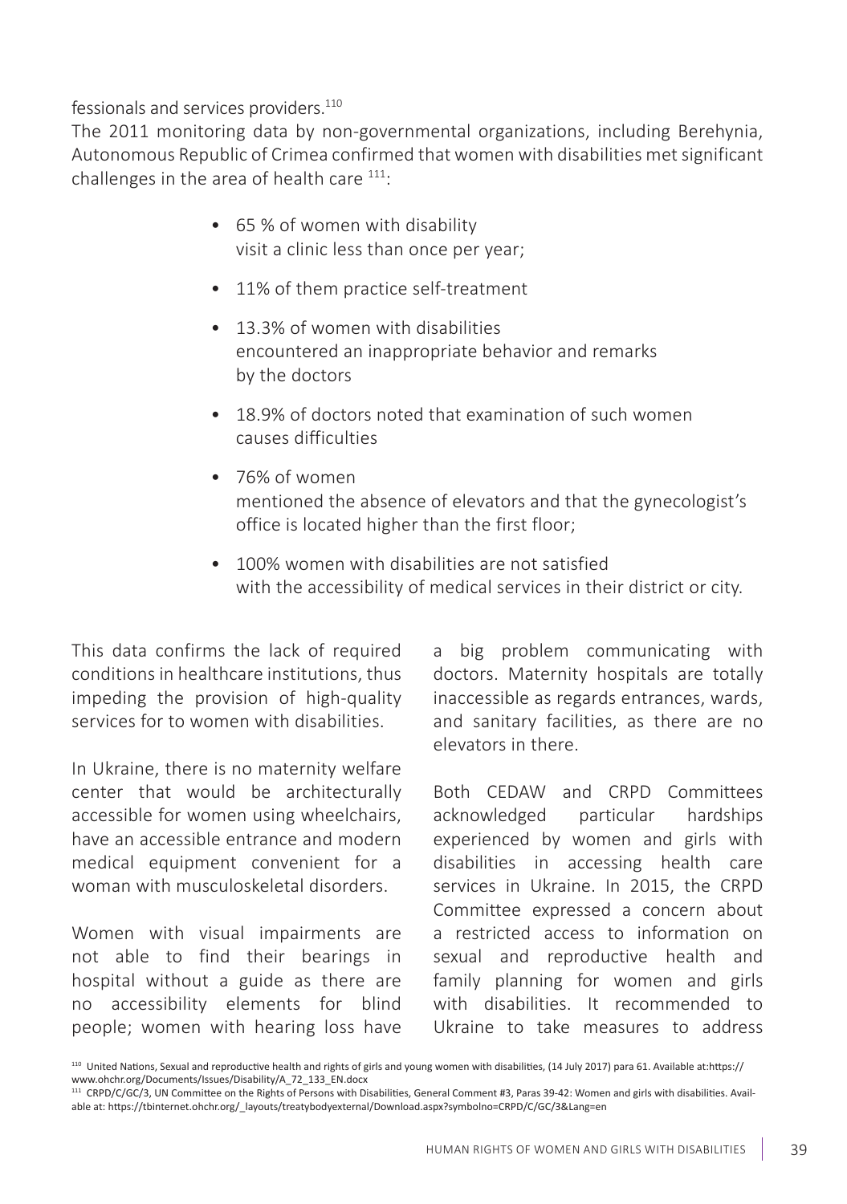fessionals and services providers.[110]

The 2011 monitoring data by non-governmental organizations, including Berehynia, Autonomous Republic of Crimea confirmed that women with disabilities met significant challenges in the area of health care [111]:

- 65 % of women with disability visit a clinic less than once per year;
- 11% of them practice self-treatment
- 13.3% of women with disabilities encountered an inappropriate behavior and remarks by the doctors
- 18.9% of doctors noted that examination of such women causes difficulties
- 76% of women mentioned the absence of elevators and that the gynecologist's office is located higher than the first floor;
- 100% women with disabilities are not satisfied with the accessibility of medical services in their district or city.

This data confirms the lack of required conditions in healthcare institutions, thus impeding the provision of high-quality services for to women with disabilities.

In Ukraine, there is no maternity welfare center that would be architecturally accessible for women using wheelchairs, have an accessible entrance and modern medical equipment convenient for a woman with musculoskeletal disorders.

Women with visual impairments are not able to find their bearings in hospital without a guide as there are no accessibility elements for blind people; women with hearing loss have a big problem communicating with doctors. Maternity hospitals are totally inaccessible as regards entrances, wards, and sanitary facilities, as there are no elevators in there.

Both CEDAW and CRPD Committees acknowledged particular hardships experienced by women and girls with disabilities in accessing health care services in Ukraine. In 2015, the CRPD Committee expressed a concern about a restricted access to information on sexual and reproductive health and family planning for women and girls with disabilities. It recommended to Ukraine to take measures to address

[110] United Nations, Sexual and reproductive health and rights of girls and young women with disabilities, (14 July 2017) para 61. Available at:https://www.ohchr.org/Documents/Issues/Disability/A_72_133_EN.docx

[111] CRPD/C/GC/3, UN Committee on the Rights of Persons with Disabilities, General Comment #3, Paras 39-42: Women and girls with disabilities. Available at: https://tbinternet.ohchr.org/_layouts/treatybodyexternal/Download.aspx?symbolno=CRPD/C/GC/3&Lang=en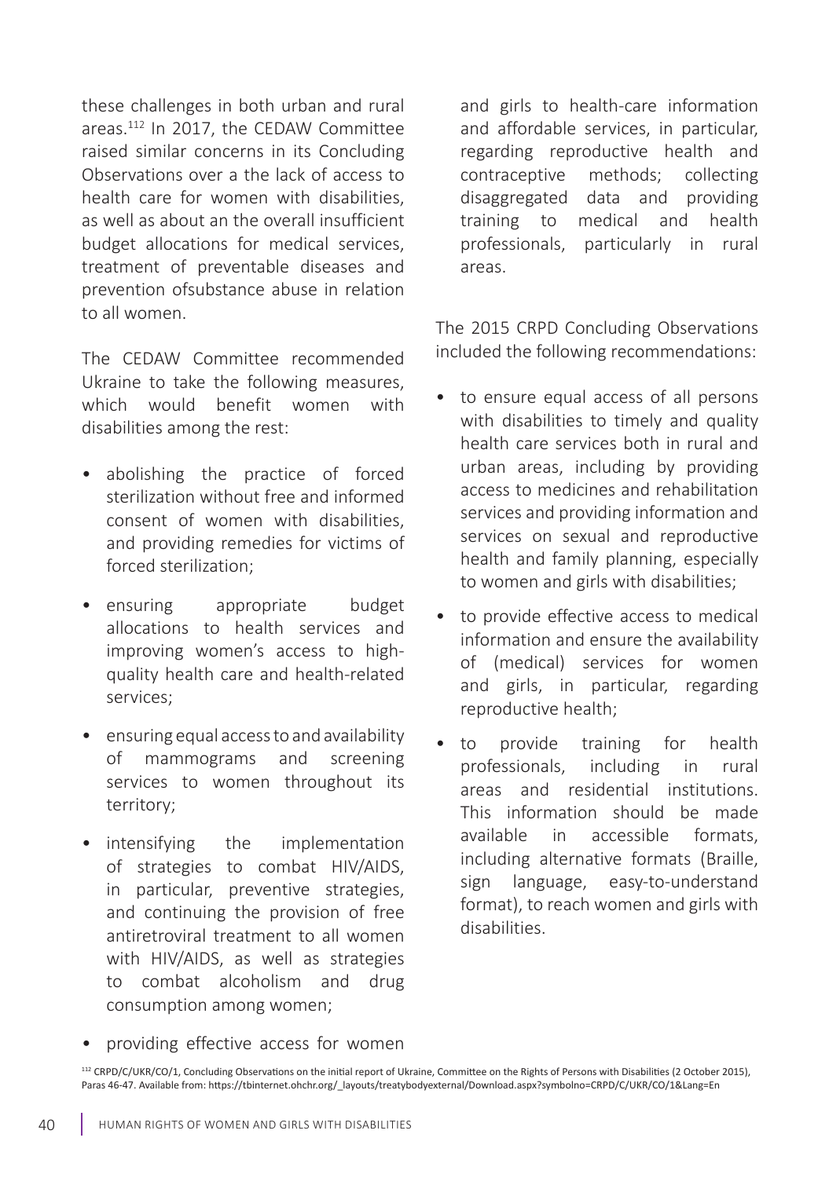these challenges in both urban and rural areas.[112] In 2017, the CEDAW Committee raised similar concerns in its Concluding Observations over a the lack of access to health care for women with disabilities, as well as about an the overall insufficient budget allocations for medical services, treatment of preventable diseases and prevention ofsubstance abuse in relation to all women.

The CEDAW Committee recommended Ukraine to take the following measures, which would benefit women with disabilities among the rest:

- abolishing the practice of forced sterilization without free and informed consent of women with disabilities, and providing remedies for victims of forced sterilization;
- ensuring appropriate budget allocations to health services and improving women's access to high-quality health care and health-related services;
- ensuring equal access to and availability of mammograms and screening services to women throughout its territory;
- intensifying the implementation of strategies to combat HIV/AIDS, in particular, preventive strategies, and continuing the provision of free antiretroviral treatment to all women with HIV/AIDS, as well as strategies to combat alcoholism and drug consumption among women;
- providing effective access for women and girls to health-care information and affordable services, in particular, regarding reproductive health and contraceptive methods; collecting disaggregated data and providing training to medical and health professionals, particularly in rural areas.

The 2015 CRPD Concluding Observations included the following recommendations:

- to ensure equal access of all persons with disabilities to timely and quality health care services both in rural and urban areas, including by providing access to medicines and rehabilitation services and providing information and services on sexual and reproductive health and family planning, especially to women and girls with disabilities;
- to provide effective access to medical information and ensure the availability of (medical) services for women and girls, in particular, regarding reproductive health;
- to provide training for health professionals, including in rural areas and residential institutions. This information should be made available in accessible formats, including alternative formats (Braille, sign language, easy-to-understand format), to reach women and girls with disabilities.

[112] CRPD/C/UKR/CO/1, Concluding Observations on the initial report of Ukraine, Committee on the Rights of Persons with Disabilities (2 October 2015), Paras 46-47. Available from: https://tbinternet.ohchr.org/_layouts/treatybodyexternal/Download.aspx?symbolno=CRPD/C/UKR/CO/1&Lang=En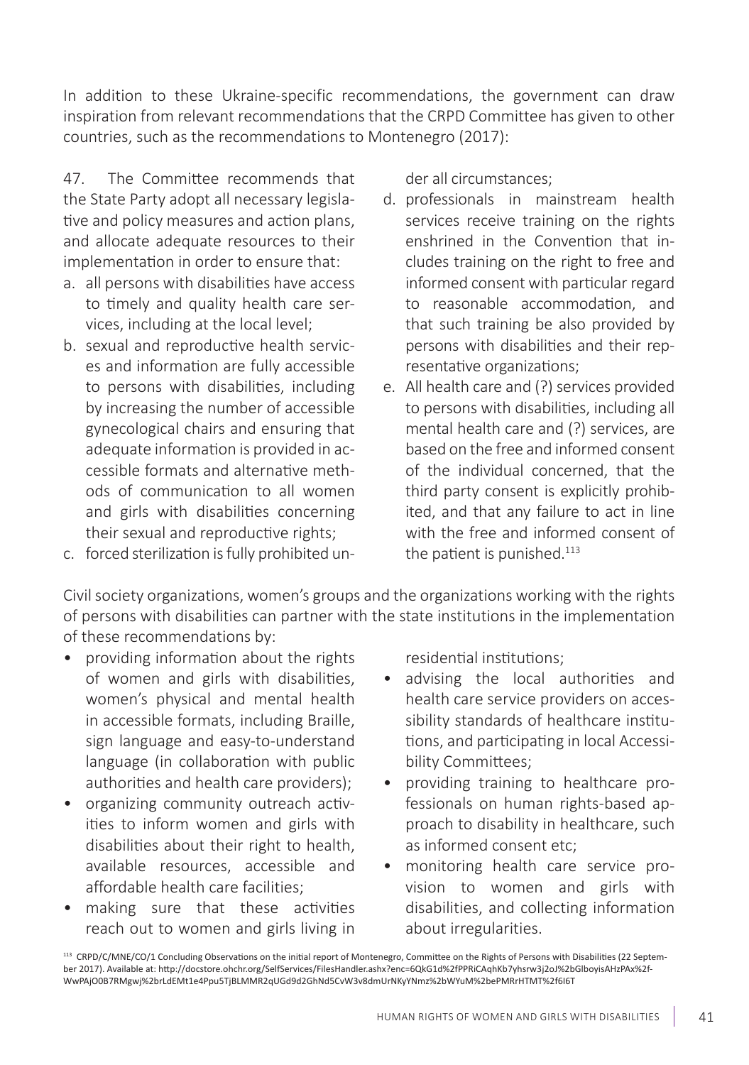In addition to these Ukraine-specific recommendations, the government can draw inspiration from relevant recommendations that the CRPD Committee has given to other countries, such as the recommendations to Montenegro (2017):

47. The Committee recommends that the State Party adopt all necessary legislative and policy measures and action plans, and allocate adequate resources to their implementation in order to ensure that:

a. all persons with disabilities have access to timely and quality health care services, including at the local level;
b. sexual and reproductive health services and information are fully accessible to persons with disabilities, including by increasing the number of accessible gynecological chairs and ensuring that adequate information is provided in accessible formats and alternative methods of communication to all women and girls with disabilities concerning their sexual and reproductive rights;
c. forced sterilization is fully prohibited under all circumstances;
d. professionals in mainstream health services receive training on the rights enshrined in the Convention that includes training on the right to free and informed consent with particular regard to reasonable accommodation, and that such training be also provided by persons with disabilities and their representative organizations;
e. All health care and (?) services provided to persons with disabilities, including all mental health care and (?) services, are based on the free and informed consent of the individual concerned, that the third party consent is explicitly prohibited, and that any failure to act in line with the free and informed consent of the patient is punished.[113]

Civil society organizations, women's groups and the organizations working with the rights of persons with disabilities can partner with the state institutions in the implementation of these recommendations by:

- providing information about the rights of women and girls with disabilities, women's physical and mental health in accessible formats, including Braille, sign language and easy-to-understand language (in collaboration with public authorities and health care providers);
- organizing community outreach activities to inform women and girls with disabilities about their right to health, available resources, accessible and affordable health care facilities;
- making sure that these activities reach out to women and girls living in residential institutions;
- advising the local authorities and health care service providers on accessibility standards of healthcare institutions, and participating in local Accessibility Committees;
- providing training to healthcare professionals on human rights-based approach to disability in healthcare, such as informed consent etc;
- monitoring health care service provision to women and girls with disabilities, and collecting information about irregularities.

[113] CRPD/C/MNE/CO/1 Concluding Observations on the initial report of Montenegro, Committee on the Rights of Persons with Disabilities (22 September 2017). Available at: http://docstore.ohchr.org/SelfServices/FilesHandler.ashx?enc=6QkG1d%2fPPRiCAqhKb7yhsrw3j2oJ%2bGlboyisAHzPAx%2fWwPAjO0B7RMgwj%2brLdEMt1e4Ppu5TjBLMMR2qUGd9d2GhNd5CvW3v8dmUrNKyYNmz%2bWYuM%2bePMRrHTMT%2f6I6T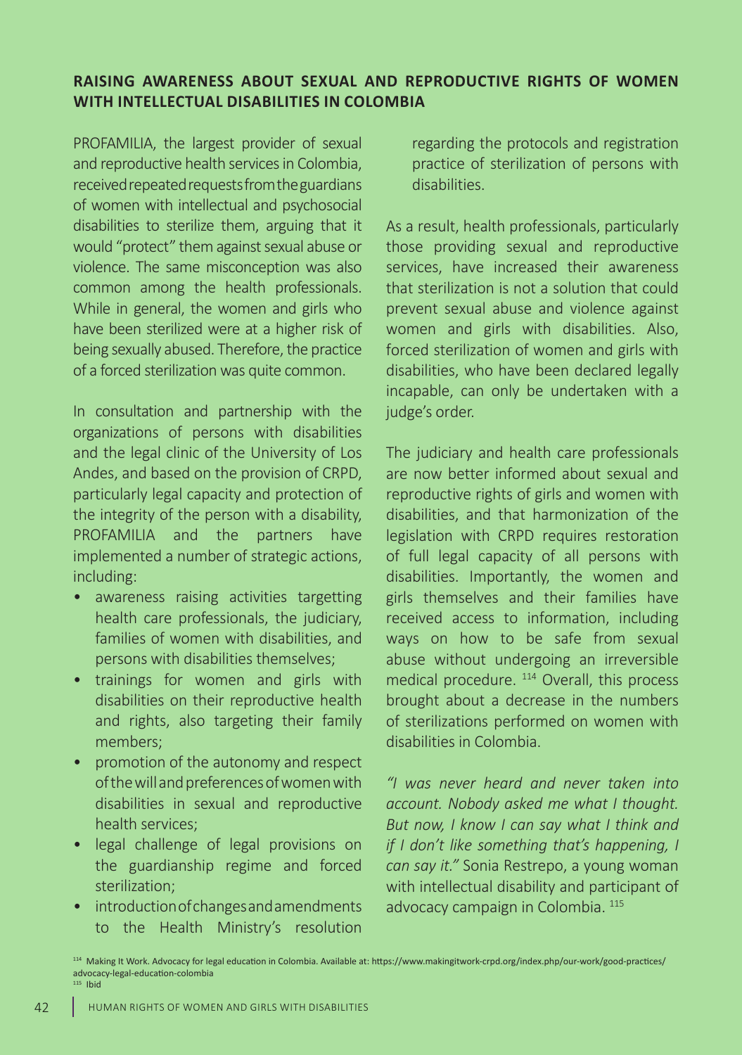## RAISING AWARENESS ABOUT SEXUAL AND REPRODUCTIVE RIGHTS OF WOMEN WITH INTELLECTUAL DISABILITIES IN COLOMBIA

PROFAMILIA, the largest provider of sexual and reproductive health services in Colombia, received repeated requests from the guardians of women with intellectual and psychosocial disabilities to sterilize them, arguing that it would "protect" them against sexual abuse or violence. The same misconception was also common among the health professionals. While in general, the women and girls who have been sterilized were at a higher risk of being sexually abused. Therefore, the practice of a forced sterilization was quite common.

In consultation and partnership with the organizations of persons with disabilities and the legal clinic of the University of Los Andes, and based on the provision of CRPD, particularly legal capacity and protection of the integrity of the person with a disability, PROFAMILIA and the partners have implemented a number of strategic actions, including:

- awareness raising activities targetting health care professionals, the judiciary, families of women with disabilities, and persons with disabilities themselves;
- trainings for women and girls with disabilities on their reproductive health and rights, also targeting their family members;
- promotion of the autonomy and respect of the will and preferences of women with disabilities in sexual and reproductive health services;
- legal challenge of legal provisions on the guardianship regime and forced sterilization;
- introduction of changes and amendments to the Health Ministry's resolution regarding the protocols and registration practice of sterilization of persons with disabilities.

As a result, health professionals, particularly those providing sexual and reproductive services, have increased their awareness that sterilization is not a solution that could prevent sexual abuse and violence against women and girls with disabilities. Also, forced sterilization of women and girls with disabilities, who have been declared legally incapable, can only be undertaken with a judge's order.

The judiciary and health care professionals are now better informed about sexual and reproductive rights of girls and women with disabilities, and that harmonization of the legislation with CRPD requires restoration of full legal capacity of all persons with disabilities. Importantly, the women and girls themselves and their families have received access to information, including ways on how to be safe from sexual abuse without undergoing an irreversible medical procedure. [114] Overall, this process brought about a decrease in the numbers of sterilizations performed on women with disabilities in Colombia.

*"I was never heard and never taken into account. Nobody asked me what I thought. But now, I know I can say what I think and if I don't like something that's happening, I can say it."* Sonia Restrepo, a young woman with intellectual disability and participant of advocacy campaign in Colombia. [115]

[114] Making It Work. Advocacy for legal education in Colombia. Available at: https://www.makingitwork-crpd.org/index.php/our-work/good-practices/advocacy-legal-education-colombia

[115] Ibid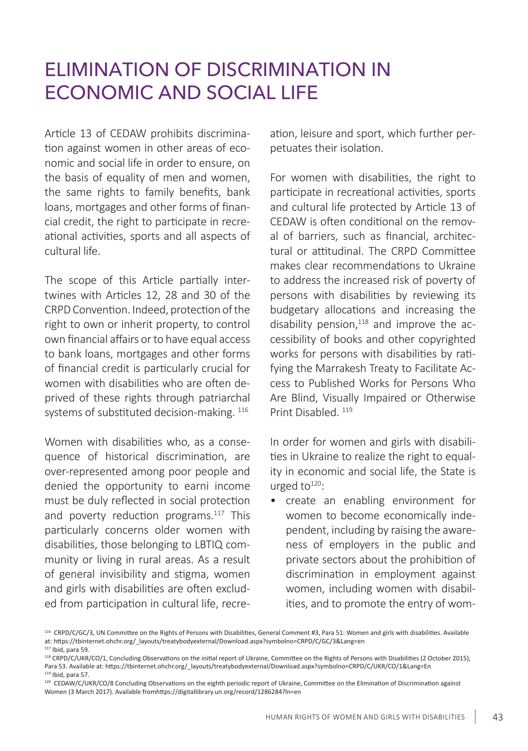# ELIMINATION OF DISCRIMINATION IN ECONOMIC AND SOCIAL LIFE

Article 13 of CEDAW prohibits discrimination against women in other areas of economic and social life in order to ensure, on the basis of equality of men and women, the same rights to family benefits, bank loans, mortgages and other forms of financial credit, the right to participate in recreational activities, sports and all aspects of cultural life.

The scope of this Article partially intertwines with Articles 12, 28 and 30 of the CRPD Convention. Indeed, protection of the right to own or inherit property, to control own financial affairs or to have equal access to bank loans, mortgages and other forms of financial credit is particularly crucial for women with disabilities who are often deprived of these rights through patriarchal systems of substituted decision-making. [116]

Women with disabilities who, as a consequence of historical discrimination, are over-represented among poor people and denied the opportunity to earni income must be duly reflected in social protection and poverty reduction programs.[117] This particularly concerns older women with disabilities, those belonging to LBTIQ community or living in rural areas. As a result of general invisibility and stigma, women and girls with disabilities are often excluded from participation in cultural life, recreation, leisure and sport, which further perpetuates their isolation.

For women with disabilities, the right to participate in recreational activities, sports and cultural life protected by Article 13 of CEDAW is often conditional on the removal of barriers, such as financial, architectural or attitudinal. The CRPD Committee makes clear recommendations to Ukraine to address the increased risk of poverty of persons with disabilities by reviewing its budgetary allocations and increasing the disability pension,[118] and improve the accessibility of books and other copyrighted works for persons with disabilities by ratifying the Marrakesh Treaty to Facilitate Access to Published Works for Persons Who Are Blind, Visually Impaired or Otherwise Print Disabled. [119]

In order for women and girls with disabilities in Ukraine to realize the right to equality in economic and social life, the State is urged to[120]:

- create an enabling environment for women to become economically independent, including by raising the awareness of employers in the public and private sectors about the prohibition of discrimination in employment against women, including women with disabilities, and to promote the entry of wom-

---

[116] CRPD/C/GC/3, UN Committee on the Rights of Persons with Disabilities, General Comment #3, Para 51: Women and girls with disabilities. Available at: https://tbinternet.ohchr.org/_layouts/treatybodyexternal/Download.aspx?symbolno=CRPD/C/GC/3&Lang=en

[117] Ibid, para 59.

[118] CRPD/C/UKR/CO/1, Concluding Observations on the initial report of Ukraine, Committee on the Rights of Persons with Disabilities (2 October 2015), Para 53. Available at: https://tbinternet.ohchr.org/_layouts/treatybodyexternal/Download.aspx?symbolno=CRPD/C/UKR/CO/1&Lang=En

[119] Ibid, para 57.

[120] CEDAW/C/UKR/CO/8 Concluding Observations on the eighth periodic report of Ukraine, Committee on the Elimination of Discrimination against Women (3 March 2017). Available fromhttps://digitallibrary.un.org/record/1286284?ln=en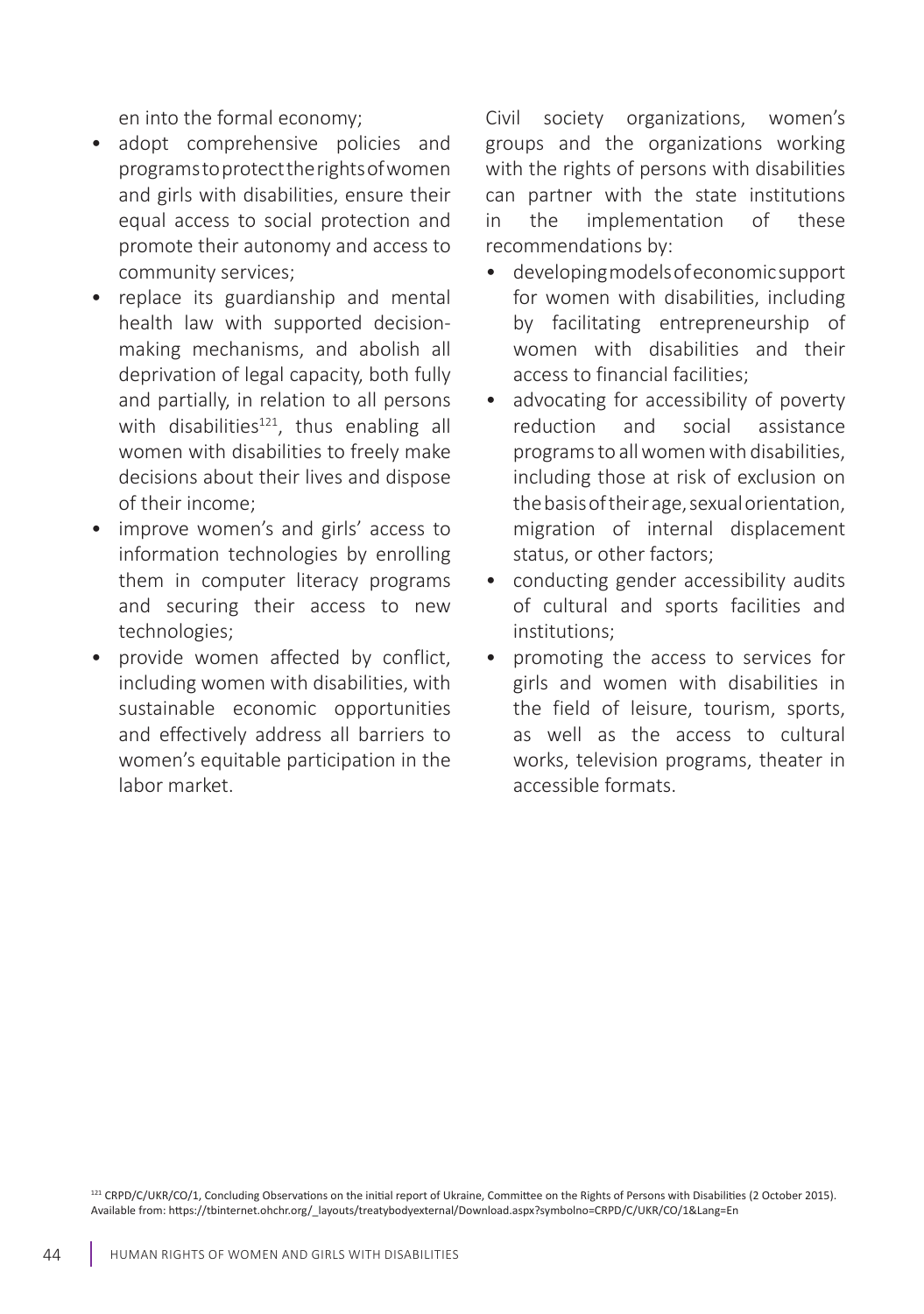en into the formal economy;

- adopt comprehensive policies and programs to protect the rights of women and girls with disabilities, ensure their equal access to social protection and promote their autonomy and access to community services;
- replace its guardianship and mental health law with supported decision-making mechanisms, and abolish all deprivation of legal capacity, both fully and partially, in relation to all persons with disabilities[121], thus enabling all women with disabilities to freely make decisions about their lives and dispose of their income;
- improve women's and girls' access to information technologies by enrolling them in computer literacy programs and securing their access to new technologies;
- provide women affected by conflict, including women with disabilities, with sustainable economic opportunities and effectively address all barriers to women's equitable participation in the labor market.

Civil society organizations, women's groups and the organizations working with the rights of persons with disabilities can partner with the state institutions in the implementation of these recommendations by:

- developing models of economic support for women with disabilities, including by facilitating entrepreneurship of women with disabilities and their access to financial facilities;
- advocating for accessibility of poverty reduction and social assistance programs to all women with disabilities, including those at risk of exclusion on the basis of their age, sexual orientation, migration of internal displacement status, or other factors;
- conducting gender accessibility audits of cultural and sports facilities and institutions;
- promoting the access to services for girls and women with disabilities in the field of leisure, tourism, sports, as well as the access to cultural works, television programs, theater in accessible formats.

[121] CRPD/C/UKR/CO/1, Concluding Observations on the initial report of Ukraine, Committee on the Rights of Persons with Disabilities (2 October 2015). Available from: https://tbinternet.ohchr.org/_layouts/treatybodyexternal/Download.aspx?symbolno=CRPD/C/UKR/CO/1&Lang=En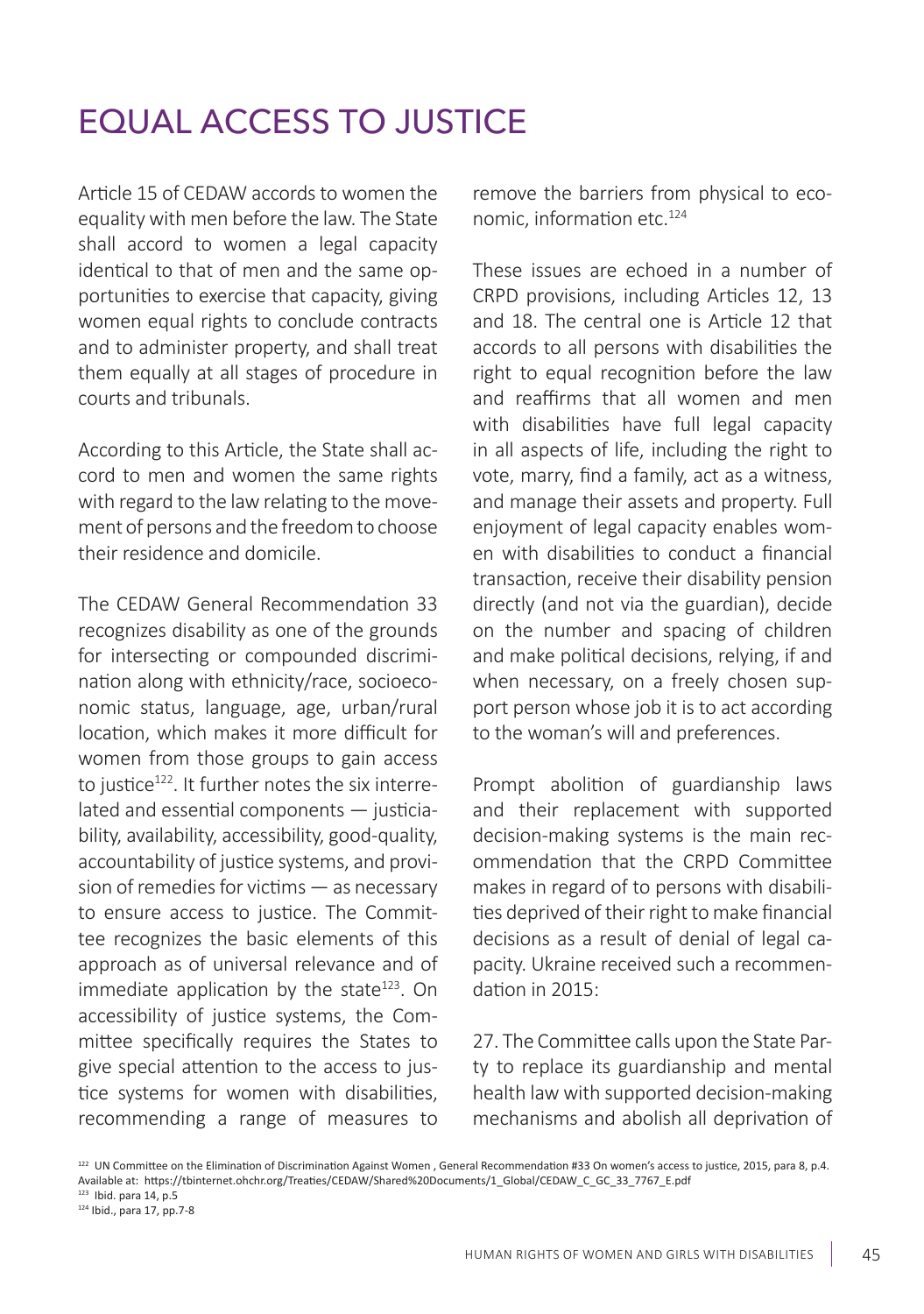# EQUAL ACCESS TO JUSTICE

Article 15 of CEDAW accords to women the equality with men before the law. The State shall accord to women a legal capacity identical to that of men and the same opportunities to exercise that capacity, giving women equal rights to conclude contracts and to administer property, and shall treat them equally at all stages of procedure in courts and tribunals.

According to this Article, the State shall accord to men and women the same rights with regard to the law relating to the movement of persons and the freedom to choose their residence and domicile.

The CEDAW General Recommendation 33 recognizes disability as one of the grounds for intersecting or compounded discrimination along with ethnicity/race, socioeconomic status, language, age, urban/rural location, which makes it more difficult for women from those groups to gain access to justice[122]. It further notes the six interrelated and essential components — justiciability, availability, accessibility, good-quality, accountability of justice systems, and provision of remedies for victims — as necessary to ensure access to justice. The Committee recognizes the basic elements of this approach as of universal relevance and of immediate application by the state[123]. On accessibility of justice systems, the Committee specifically requires the States to give special attention to the access to justice systems for women with disabilities, recommending a range of measures to remove the barriers from physical to economic, information etc.[124]

These issues are echoed in a number of CRPD provisions, including Articles 12, 13 and 18. The central one is Article 12 that accords to all persons with disabilities the right to equal recognition before the law and reaffirms that all women and men with disabilities have full legal capacity in all aspects of life, including the right to vote, marry, find a family, act as a witness, and manage their assets and property. Full enjoyment of legal capacity enables women with disabilities to conduct a financial transaction, receive their disability pension directly (and not via the guardian), decide on the number and spacing of children and make political decisions, relying, if and when necessary, on a freely chosen support person whose job it is to act according to the woman's will and preferences.

Prompt abolition of guardianship laws and their replacement with supported decision-making systems is the main recommendation that the CRPD Committee makes in regard of to persons with disabilities deprived of their right to make financial decisions as a result of denial of legal capacity. Ukraine received such a recommendation in 2015:

27. The Committee calls upon the State Party to replace its guardianship and mental health law with supported decision-making mechanisms and abolish all deprivation of

---

[122] UN Committee on the Elimination of Discrimination Against Women , General Recommendation #33 On women's access to justice, 2015, para 8, p.4. Available at: https://tbinternet.ohchr.org/Treaties/CEDAW/Shared%20Documents/1_Global/CEDAW_C_GC_33_7767_E.pdf

[123] Ibid. para 14, p.5

[124] Ibid., para 17, pp.7-8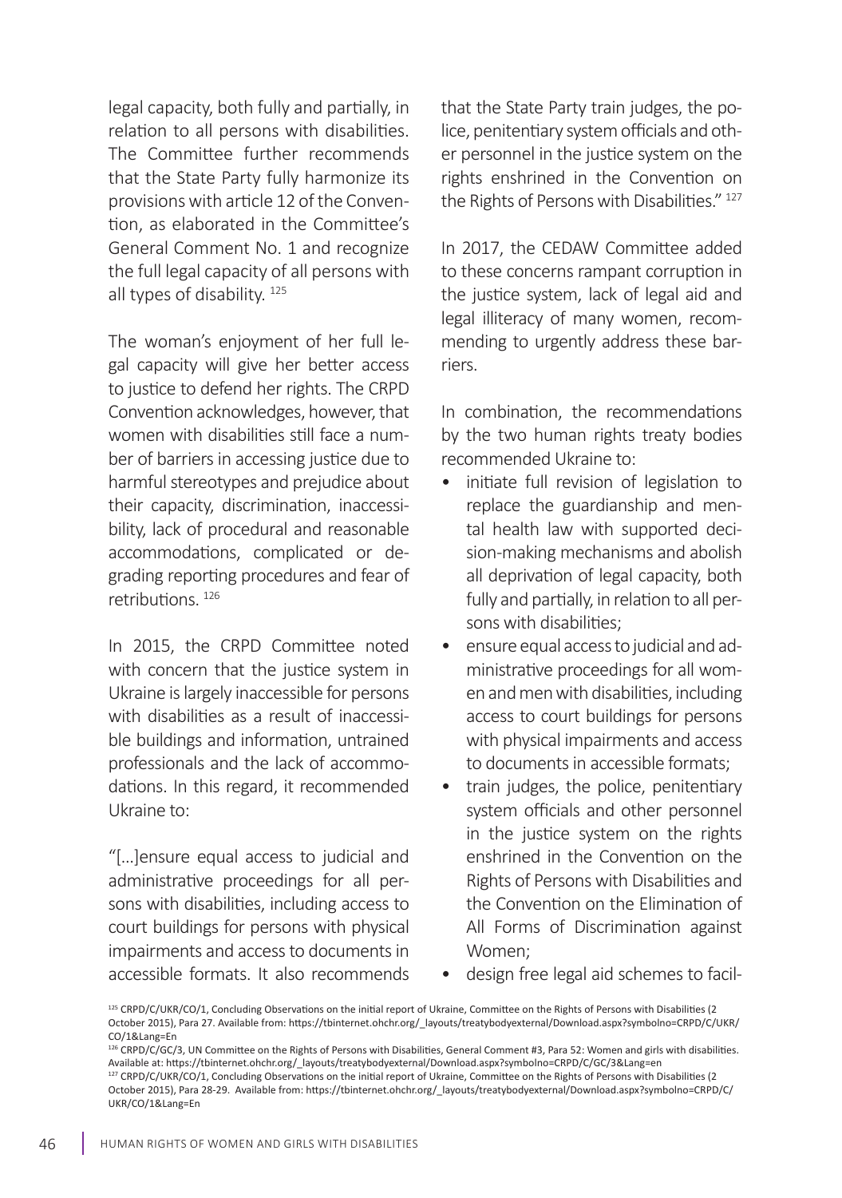legal capacity, both fully and partially, in relation to all persons with disabilities. The Committee further recommends that the State Party fully harmonize its provisions with article 12 of the Convention, as elaborated in the Committee's General Comment No. 1 and recognize the full legal capacity of all persons with all types of disability. [125]

The woman's enjoyment of her full legal capacity will give her better access to justice to defend her rights. The CRPD Convention acknowledges, however, that women with disabilities still face a number of barriers in accessing justice due to harmful stereotypes and prejudice about their capacity, discrimination, inaccessibility, lack of procedural and reasonable accommodations, complicated or degrading reporting procedures and fear of retributions. [126]

In 2015, the CRPD Committee noted with concern that the justice system in Ukraine is largely inaccessible for persons with disabilities as a result of inaccessible buildings and information, untrained professionals and the lack of accommodations. In this regard, it recommended Ukraine to:

"[...]ensure equal access to judicial and administrative proceedings for all persons with disabilities, including access to court buildings for persons with physical impairments and access to documents in accessible formats. It also recommends that the State Party train judges, the police, penitentiary system officials and other personnel in the justice system on the rights enshrined in the Convention on the Rights of Persons with Disabilities." [127]

In 2017, the CEDAW Committee added to these concerns rampant corruption in the justice system, lack of legal aid and legal illiteracy of many women, recommending to urgently address these barriers.

In combination, the recommendations by the two human rights treaty bodies recommended Ukraine to:

- initiate full revision of legislation to replace the guardianship and mental health law with supported decision-making mechanisms and abolish all deprivation of legal capacity, both fully and partially, in relation to all persons with disabilities;
- ensure equal access to judicial and administrative proceedings for all women and men with disabilities, including access to court buildings for persons with physical impairments and access to documents in accessible formats;
- train judges, the police, penitentiary system officials and other personnel in the justice system on the rights enshrined in the Convention on the Rights of Persons with Disabilities and the Convention on the Elimination of All Forms of Discrimination against Women;
- design free legal aid schemes to facil-

[125] CRPD/C/UKR/CO/1, Concluding Observations on the initial report of Ukraine, Committee on the Rights of Persons with Disabilities (2 October 2015), Para 27. Available from: https://tbinternet.ohchr.org/_layouts/treatybodyexternal/Download.aspx?symbolno=CRPD/C/UKR/CO/1&Lang=En

[126] CRPD/C/GC/3, UN Committee on the Rights of Persons with Disabilities, General Comment #3, Para 52: Women and girls with disabilities. Available at: https://tbinternet.ohchr.org/_layouts/treatybodyexternal/Download.aspx?symbolno=CRPD/C/GC/3&Lang=en

[127] CRPD/C/UKR/CO/1, Concluding Observations on the initial report of Ukraine, Committee on the Rights of Persons with Disabilities (2 October 2015), Para 28-29. Available from: https://tbinternet.ohchr.org/_layouts/treatybodyexternal/Download.aspx?symbolno=CRPD/C/UKR/CO/1&Lang=En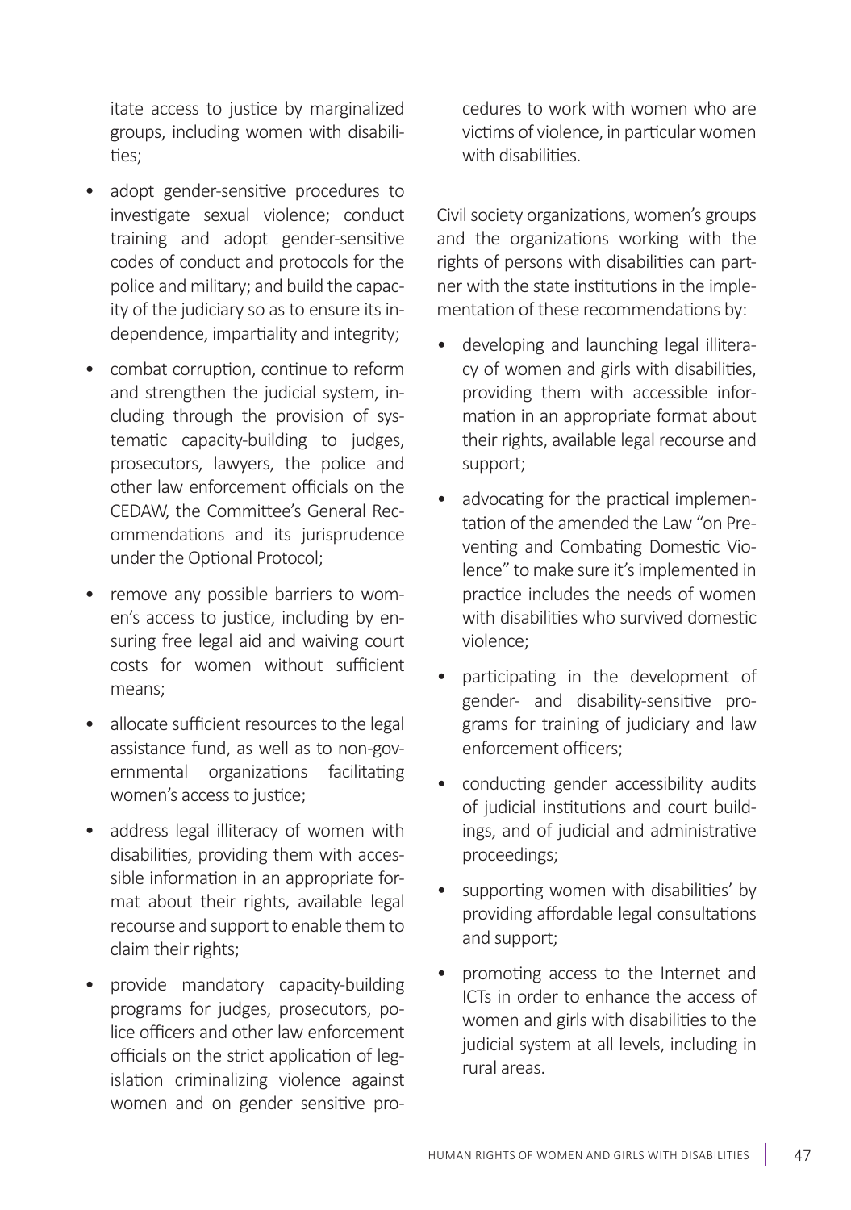itate access to justice by marginalized groups, including women with disabilities;

- adopt gender-sensitive procedures to investigate sexual violence; conduct training and adopt gender-sensitive codes of conduct and protocols for the police and military; and build the capacity of the judiciary so as to ensure its independence, impartiality and integrity;
- combat corruption, continue to reform and strengthen the judicial system, including through the provision of systematic capacity-building to judges, prosecutors, lawyers, the police and other law enforcement officials on the CEDAW, the Committee's General Recommendations and its jurisprudence under the Optional Protocol;
- remove any possible barriers to women's access to justice, including by ensuring free legal aid and waiving court costs for women without sufficient means;
- allocate sufficient resources to the legal assistance fund, as well as to non-governmental organizations facilitating women's access to justice;
- address legal illiteracy of women with disabilities, providing them with accessible information in an appropriate format about their rights, available legal recourse and support to enable them to claim their rights;
- provide mandatory capacity-building programs for judges, prosecutors, police officers and other law enforcement officials on the strict application of legislation criminalizing violence against women and on gender sensitive procedures to work with women who are victims of violence, in particular women with disabilities.

Civil society organizations, women's groups and the organizations working with the rights of persons with disabilities can partner with the state institutions in the implementation of these recommendations by:

- developing and launching legal illiteracy of women and girls with disabilities, providing them with accessible information in an appropriate format about their rights, available legal recourse and support;
- advocating for the practical implementation of the amended the Law "on Preventing and Combating Domestic Violence" to make sure it's implemented in practice includes the needs of women with disabilities who survived domestic violence;
- participating in the development of gender- and disability-sensitive programs for training of judiciary and law enforcement officers;
- conducting gender accessibility audits of judicial institutions and court buildings, and of judicial and administrative proceedings;
- supporting women with disabilities' by providing affordable legal consultations and support;
- promoting access to the Internet and ICTs in order to enhance the access of women and girls with disabilities to the judicial system at all levels, including in rural areas.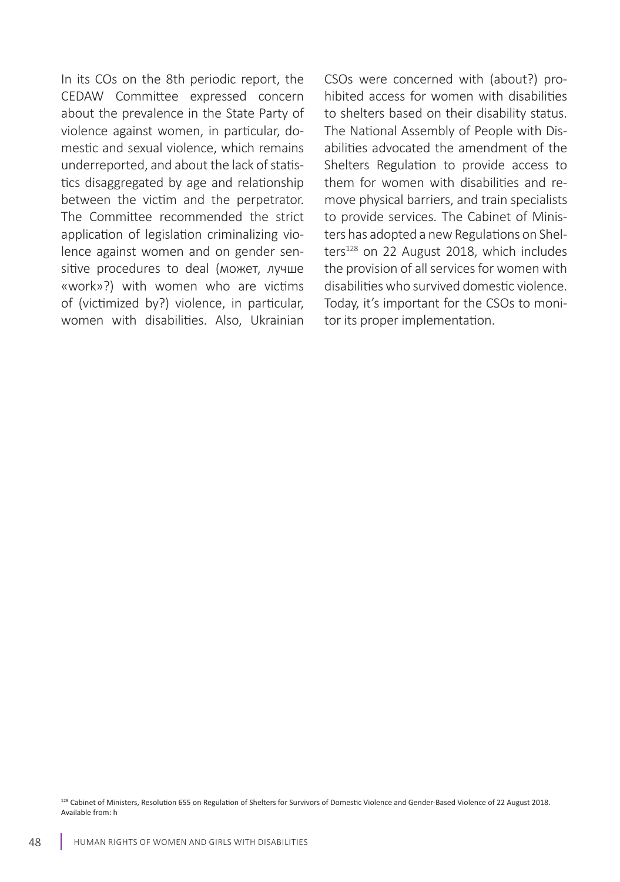In its COs on the 8th periodic report, the CEDAW Committee expressed concern about the prevalence in the State Party of violence against women, in particular, domestic and sexual violence, which remains underreported, and about the lack of statistics disaggregated by age and relationship between the victim and the perpetrator. The Committee recommended the strict application of legislation criminalizing violence against women and on gender sensitive procedures to deal (может, лучше «work»?) with women who are victims of (victimized by?) violence, in particular, women with disabilities. Also, Ukrainian CSOs were concerned with (about?) prohibited access for women with disabilities to shelters based on their disability status. The National Assembly of People with Disabilities advocated the amendment of the Shelters Regulation to provide access to them for women with disabilities and remove physical barriers, and train specialists to provide services. The Cabinet of Ministers has adopted a new Regulations on Shelters[128] on 22 August 2018, which includes the provision of all services for women with disabilities who survived domestic violence. Today, it's important for the CSOs to monitor its proper implementation.

[128] Cabinet of Ministers, Resolution 655 on Regulation of Shelters for Survivors of Domestic Violence and Gender-Based Violence of 22 August 2018. Available from: h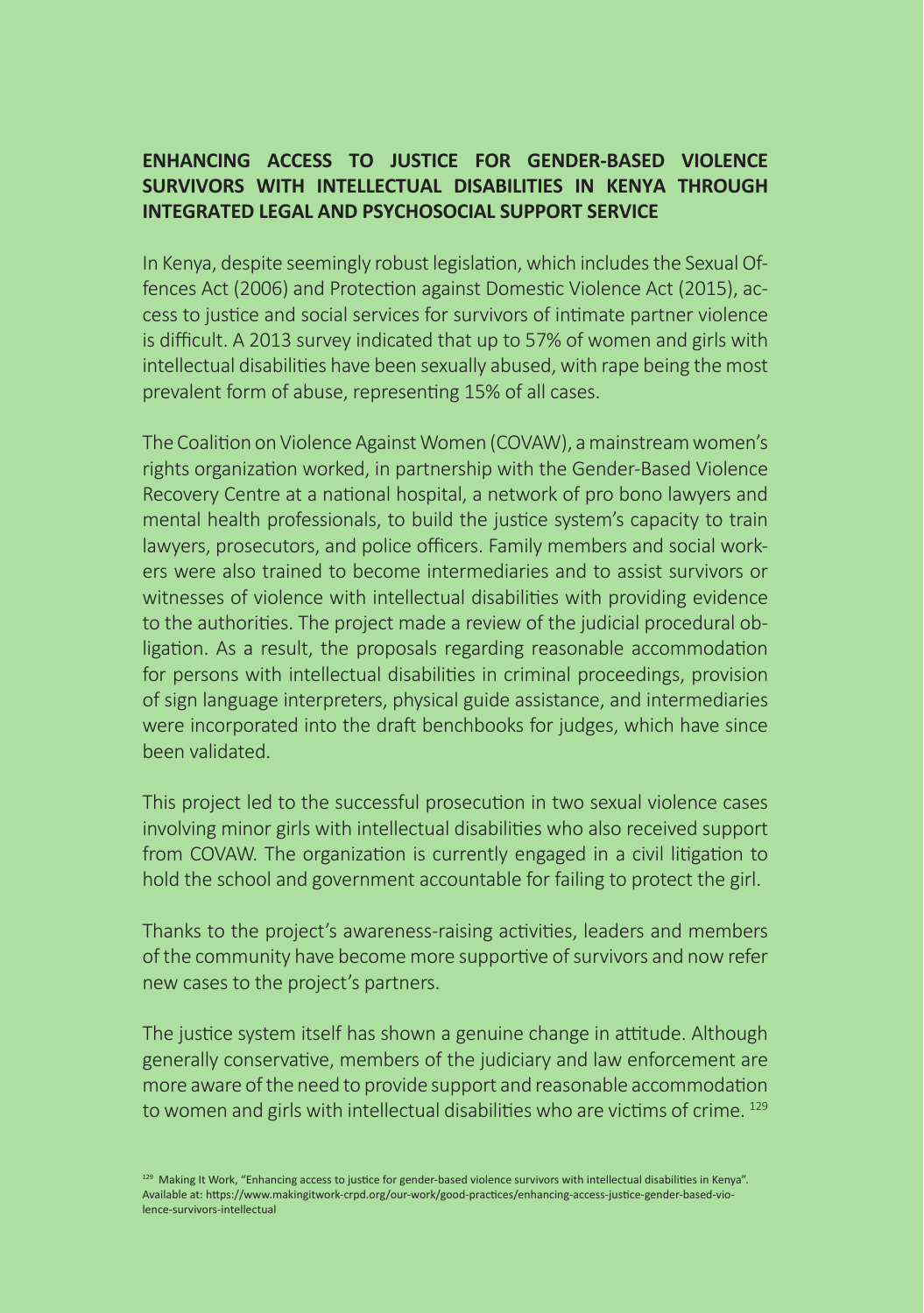## ENHANCING ACCESS TO JUSTICE FOR GENDER-BASED VIOLENCE SURVIVORS WITH INTELLECTUAL DISABILITIES IN KENYA THROUGH INTEGRATED LEGAL AND PSYCHOSOCIAL SUPPORT SERVICE

In Kenya, despite seemingly robust legislation, which includes the Sexual Offences Act (2006) and Protection against Domestic Violence Act (2015), access to justice and social services for survivors of intimate partner violence is difficult. A 2013 survey indicated that up to 57% of women and girls with intellectual disabilities have been sexually abused, with rape being the most prevalent form of abuse, representing 15% of all cases.

The Coalition on Violence Against Women (COVAW), a mainstream women's rights organization worked, in partnership with the Gender-Based Violence Recovery Centre at a national hospital, a network of pro bono lawyers and mental health professionals, to build the justice system's capacity to train lawyers, prosecutors, and police officers. Family members and social workers were also trained to become intermediaries and to assist survivors or witnesses of violence with intellectual disabilities with providing evidence to the authorities. The project made a review of the judicial procedural obligation. As a result, the proposals regarding reasonable accommodation for persons with intellectual disabilities in criminal proceedings, provision of sign language interpreters, physical guide assistance, and intermediaries were incorporated into the draft benchbooks for judges, which have since been validated.

This project led to the successful prosecution in two sexual violence cases involving minor girls with intellectual disabilities who also received support from COVAW. The organization is currently engaged in a civil litigation to hold the school and government accountable for failing to protect the girl.

Thanks to the project's awareness-raising activities, leaders and members of the community have become more supportive of survivors and now refer new cases to the project's partners.

The justice system itself has shown a genuine change in attitude. Although generally conservative, members of the judiciary and law enforcement are more aware of the need to provide support and reasonable accommodation to women and girls with intellectual disabilities who are victims of crime. [129]

[129] Making It Work, "Enhancing access to justice for gender-based violence survivors with intellectual disabilities in Kenya". Available at: https://www.makingitwork-crpd.org/our-work/good-practices/enhancing-access-justice-gender-based-violence-survivors-intellectual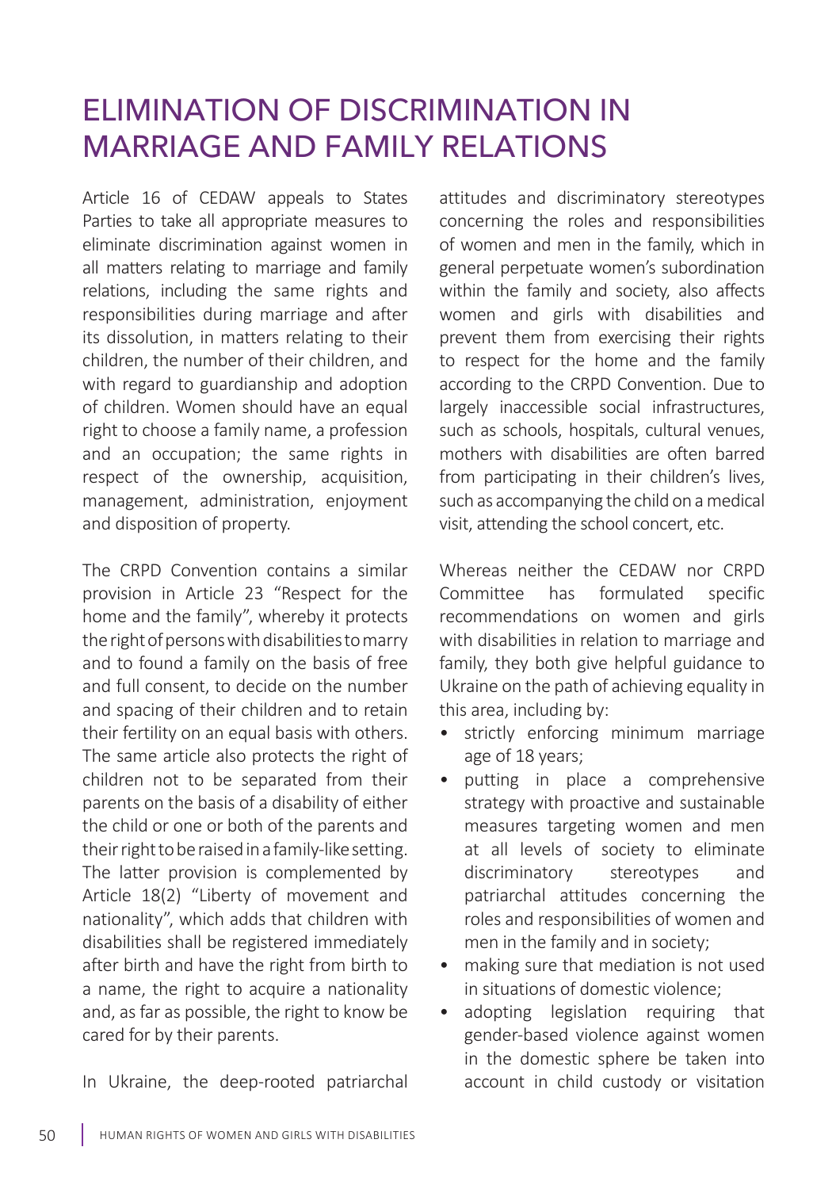# ELIMINATION OF DISCRIMINATION IN MARRIAGE AND FAMILY RELATIONS

Article 16 of CEDAW appeals to States Parties to take all appropriate measures to eliminate discrimination against women in all matters relating to marriage and family relations, including the same rights and responsibilities during marriage and after its dissolution, in matters relating to their children, the number of their children, and with regard to guardianship and adoption of children. Women should have an equal right to choose a family name, a profession and an occupation; the same rights in respect of the ownership, acquisition, management, administration, enjoyment and disposition of property.

The CRPD Convention contains a similar provision in Article 23 "Respect for the home and the family", whereby it protects the right of persons with disabilities to marry and to found a family on the basis of free and full consent, to decide on the number and spacing of their children and to retain their fertility on an equal basis with others. The same article also protects the right of children not to be separated from their parents on the basis of a disability of either the child or one or both of the parents and their right to be raised in a family-like setting. The latter provision is complemented by Article 18(2) "Liberty of movement and nationality", which adds that children with disabilities shall be registered immediately after birth and have the right from birth to a name, the right to acquire a nationality and, as far as possible, the right to know be cared for by their parents.

In Ukraine, the deep-rooted patriarchal attitudes and discriminatory stereotypes concerning the roles and responsibilities of women and men in the family, which in general perpetuate women's subordination within the family and society, also affects women and girls with disabilities and prevent them from exercising their rights to respect for the home and the family according to the CRPD Convention. Due to largely inaccessible social infrastructures, such as schools, hospitals, cultural venues, mothers with disabilities are often barred from participating in their children's lives, such as accompanying the child on a medical visit, attending the school concert, etc.

Whereas neither the CEDAW nor CRPD Committee has formulated specific recommendations on women and girls with disabilities in relation to marriage and family, they both give helpful guidance to Ukraine on the path of achieving equality in this area, including by:

- strictly enforcing minimum marriage age of 18 years;
- putting in place a comprehensive strategy with proactive and sustainable measures targeting women and men at all levels of society to eliminate discriminatory stereotypes and patriarchal attitudes concerning the roles and responsibilities of women and men in the family and in society;
- making sure that mediation is not used in situations of domestic violence;
- adopting legislation requiring that gender-based violence against women in the domestic sphere be taken into account in child custody or visitation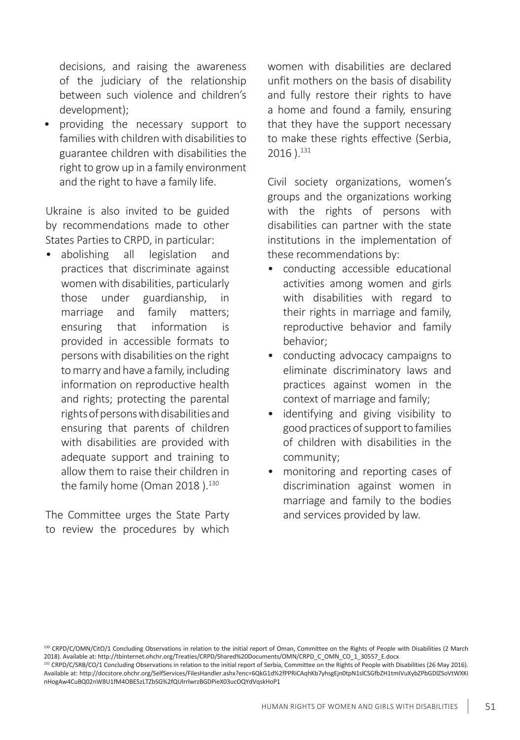decisions, and raising the awareness of the judiciary of the relationship between such violence and children's development);

- providing the necessary support to families with children with disabilities to guarantee children with disabilities the right to grow up in a family environment and the right to have a family life.

Ukraine is also invited to be guided by recommendations made to other States Parties to CRPD, in particular:

- abolishing all legislation and practices that discriminate against women with disabilities, particularly those under guardianship, in marriage and family matters; ensuring that information is provided in accessible formats to persons with disabilities on the right to marry and have a family, including information on reproductive health and rights; protecting the parental rights of persons with disabilities and ensuring that parents of children with disabilities are provided with adequate support and training to allow them to raise their children in the family home (Oman 2018 ).[130]

The Committee urges the State Party to review the procedures by which women with disabilities are declared unfit mothers on the basis of disability and fully restore their rights to have a home and found a family, ensuring that they have the support necessary to make these rights effective (Serbia, 2016 ).[131]

Civil society organizations, women's groups and the organizations working with the rights of persons with disabilities can partner with the state institutions in the implementation of these recommendations by:

- conducting accessible educational activities among women and girls with disabilities with regard to their rights in marriage and family, reproductive behavior and family behavior;
- conducting advocacy campaigns to eliminate discriminatory laws and practices against women in the context of marriage and family;
- identifying and giving visibility to good practices of support to families of children with disabilities in the community;
- monitoring and reporting cases of discrimination against women in marriage and family to the bodies and services provided by law.

[130] CRPD/C/OMN/CitO/1 Concluding Observations in relation to the initial report of Oman, Committee on the Rights of People with Disabilities (2 March 2018). Available at: http://tbinternet.ohchr.org/Treaties/CRPD/Shared%20Documents/OMN/CRPD_C_OMN_CO_1_30557_E.docx

[131] CRPD/C/SRB/CO/1 Concluding Observations in relation to the initial report of Serbia, Committee on the Rights of People with Disabilities (26 May 2016). Available at: http://docstore.ohchr.org/SelfServices/FilesHandler.ashx?enc=6QkG1d%2fPPRiCAqhKb7yhsgEjn0tpN1slCSGfbZH1tmIVuXybZPbGDlZSoVtWXKinHogAw4CuBQ02nW8U1fM4OBE5zLTZbSG%2fQUlrrlwrzBGDPieX03ucOQYdVqskHoP1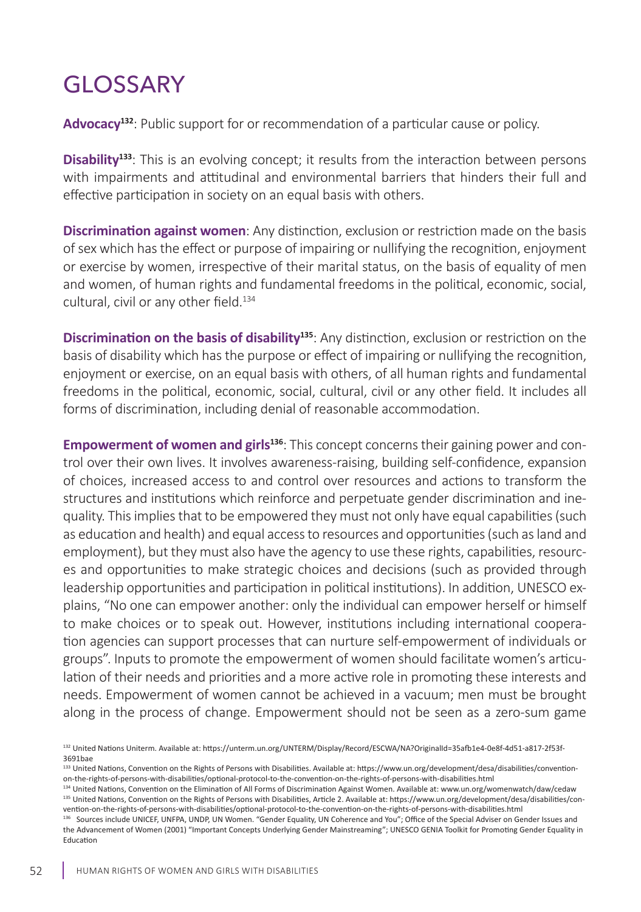# GLOSSARY

**Advocacy**[132]: Public support for or recommendation of a particular cause or policy.

**Disability**[133]: This is an evolving concept; it results from the interaction between persons with impairments and attitudinal and environmental barriers that hinders their full and effective participation in society on an equal basis with others.

**Discrimination against women**: Any distinction, exclusion or restriction made on the basis of sex which has the effect or purpose of impairing or nullifying the recognition, enjoyment or exercise by women, irrespective of their marital status, on the basis of equality of men and women, of human rights and fundamental freedoms in the political, economic, social, cultural, civil or any other field.[134]

**Discrimination on the basis of disability**[135]: Any distinction, exclusion or restriction on the basis of disability which has the purpose or effect of impairing or nullifying the recognition, enjoyment or exercise, on an equal basis with others, of all human rights and fundamental freedoms in the political, economic, social, cultural, civil or any other field. It includes all forms of discrimination, including denial of reasonable accommodation.

**Empowerment of women and girls**[136]: This concept concerns their gaining power and control over their own lives. It involves awareness-raising, building self-confidence, expansion of choices, increased access to and control over resources and actions to transform the structures and institutions which reinforce and perpetuate gender discrimination and inequality. This implies that to be empowered they must not only have equal capabilities (such as education and health) and equal access to resources and opportunities (such as land and employment), but they must also have the agency to use these rights, capabilities, resources and opportunities to make strategic choices and decisions (such as provided through leadership opportunities and participation in political institutions). In addition, UNESCO explains, "No one can empower another: only the individual can empower herself or himself to make choices or to speak out. However, institutions including international cooperation agencies can support processes that can nurture self-empowerment of individuals or groups". Inputs to promote the empowerment of women should facilitate women's articulation of their needs and priorities and a more active role in promoting these interests and needs. Empowerment of women cannot be achieved in a vacuum; men must be brought along in the process of change. Empowerment should not be seen as a zero-sum game

---

[132] United Nations Uniterm. Available at: https://unterm.un.org/UNTERM/Display/Record/ESCWA/NA?OriginalId=35afb1e4-0e8f-4d51-a817-2f53f-3691bae

[133] United Nations, Convention on the Rights of Persons with Disabilities. Available at: https://www.un.org/development/desa/disabilities/convention-on-the-rights-of-persons-with-disabilities/optional-protocol-to-the-convention-on-the-rights-of-persons-with-disabilities.html

[134] United Nations, Convention on the Elimination of All Forms of Discrimination Against Women. Available at: www.un.org/womenwatch/daw/cedaw

[135] United Nations, Convention on the Rights of Persons with Disabilities, Article 2. Available at: https://www.un.org/development/desa/disabilities/convention-on-the-rights-of-persons-with-disabilities/optional-protocol-to-the-convention-on-the-rights-of-persons-with-disabilities.html

[136] Sources include UNICEF, UNFPA, UNDP, UN Women. "Gender Equality, UN Coherence and You"; Office of the Special Adviser on Gender Issues and the Advancement of Women (2001) "Important Concepts Underlying Gender Mainstreaming"; UNESCO GENIA Toolkit for Promoting Gender Equality in Education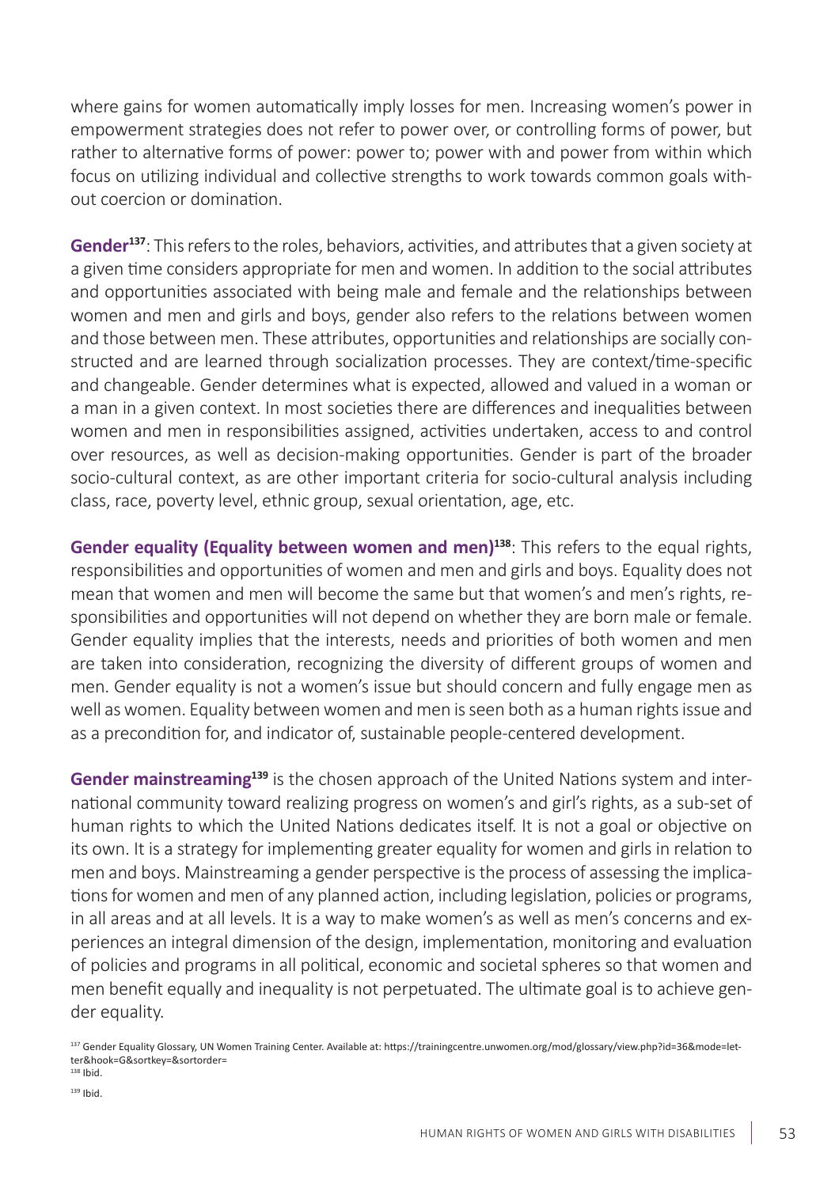where gains for women automatically imply losses for men. Increasing women's power in empowerment strategies does not refer to power over, or controlling forms of power, but rather to alternative forms of power: power to; power with and power from within which focus on utilizing individual and collective strengths to work towards common goals without coercion or domination.

**Gender**[137]: This refers to the roles, behaviors, activities, and attributes that a given society at a given time considers appropriate for men and women. In addition to the social attributes and opportunities associated with being male and female and the relationships between women and men and girls and boys, gender also refers to the relations between women and those between men. These attributes, opportunities and relationships are socially constructed and are learned through socialization processes. They are context/time-specific and changeable. Gender determines what is expected, allowed and valued in a woman or a man in a given context. In most societies there are differences and inequalities between women and men in responsibilities assigned, activities undertaken, access to and control over resources, as well as decision-making opportunities. Gender is part of the broader socio-cultural context, as are other important criteria for socio-cultural analysis including class, race, poverty level, ethnic group, sexual orientation, age, etc.

**Gender equality (Equality between women and men)**[138]: This refers to the equal rights, responsibilities and opportunities of women and men and girls and boys. Equality does not mean that women and men will become the same but that women's and men's rights, responsibilities and opportunities will not depend on whether they are born male or female. Gender equality implies that the interests, needs and priorities of both women and men are taken into consideration, recognizing the diversity of different groups of women and men. Gender equality is not a women's issue but should concern and fully engage men as well as women. Equality between women and men is seen both as a human rights issue and as a precondition for, and indicator of, sustainable people-centered development.

**Gender mainstreaming**[139] is the chosen approach of the United Nations system and international community toward realizing progress on women's and girl's rights, as a sub-set of human rights to which the United Nations dedicates itself. It is not a goal or objective on its own. It is a strategy for implementing greater equality for women and girls in relation to men and boys. Mainstreaming a gender perspective is the process of assessing the implications for women and men of any planned action, including legislation, policies or programs, in all areas and at all levels. It is a way to make women's as well as men's concerns and experiences an integral dimension of the design, implementation, monitoring and evaluation of policies and programs in all political, economic and societal spheres so that women and men benefit equally and inequality is not perpetuated. The ultimate goal is to achieve gender equality.

[137] Gender Equality Glossary, UN Women Training Center. Available at: https://trainingcentre.unwomen.org/mod/glossary/view.php?id=36&mode=letter&hook=G&sortkey=&sortorder=

[138] Ibid.

[139] Ibid.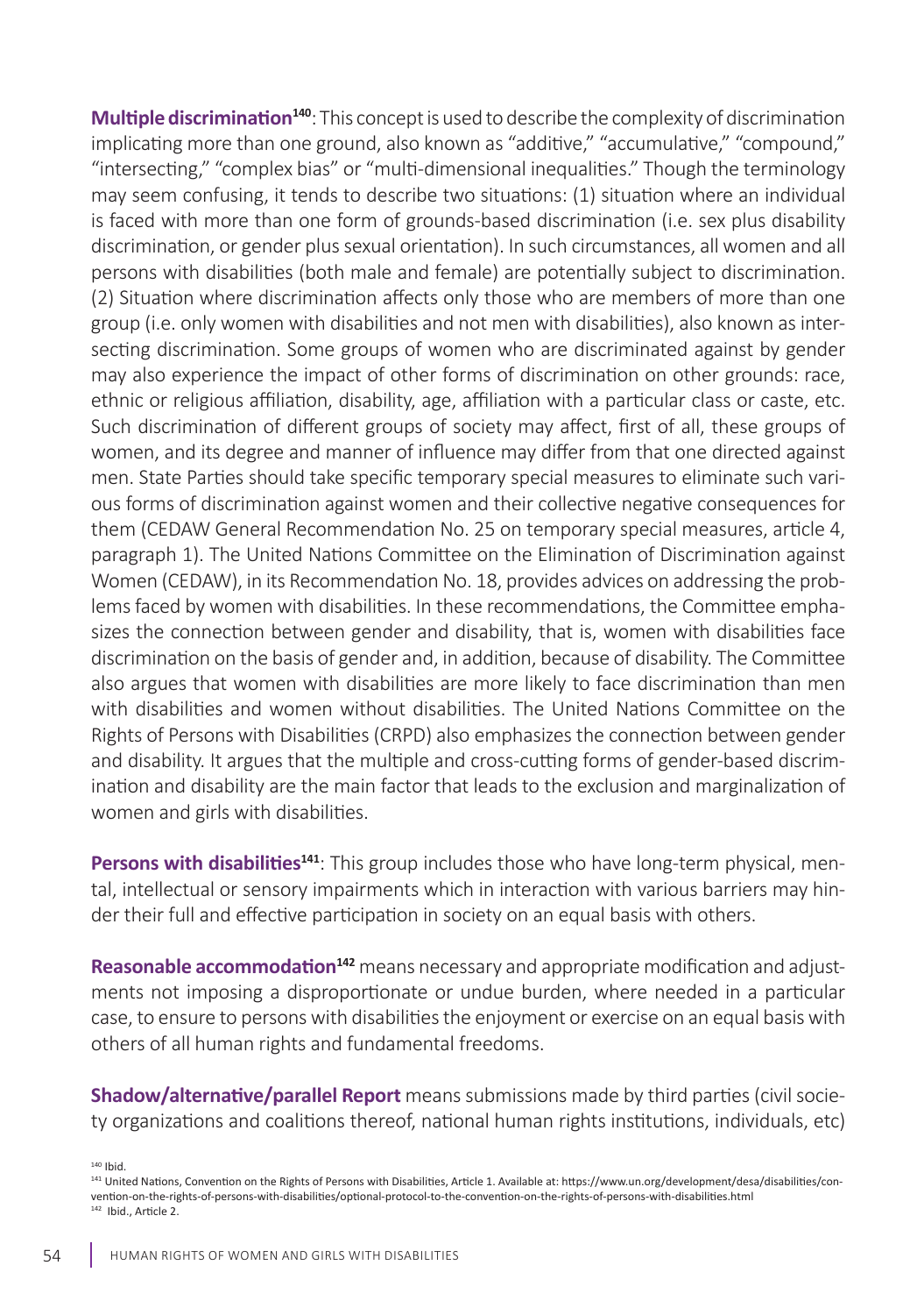**Multiple discrimination**[140]: This concept is used to describe the complexity of discrimination implicating more than one ground, also known as "additive," "accumulative," "compound," "intersecting," "complex bias" or "multi-dimensional inequalities." Though the terminology may seem confusing, it tends to describe two situations: (1) situation where an individual is faced with more than one form of grounds-based discrimination (i.e. sex plus disability discrimination, or gender plus sexual orientation). In such circumstances, all women and all persons with disabilities (both male and female) are potentially subject to discrimination. (2) Situation where discrimination affects only those who are members of more than one group (i.e. only women with disabilities and not men with disabilities), also known as intersecting discrimination. Some groups of women who are discriminated against by gender may also experience the impact of other forms of discrimination on other grounds: race, ethnic or religious affiliation, disability, age, affiliation with a particular class or caste, etc. Such discrimination of different groups of society may affect, first of all, these groups of women, and its degree and manner of influence may differ from that one directed against men. State Parties should take specific temporary special measures to eliminate such various forms of discrimination against women and their collective negative consequences for them (CEDAW General Recommendation No. 25 on temporary special measures, article 4, paragraph 1). The United Nations Committee on the Elimination of Discrimination against Women (CEDAW), in its Recommendation No. 18, provides advices on addressing the problems faced by women with disabilities. In these recommendations, the Committee emphasizes the connection between gender and disability, that is, women with disabilities face discrimination on the basis of gender and, in addition, because of disability. The Committee also argues that women with disabilities are more likely to face discrimination than men with disabilities and women without disabilities. The United Nations Committee on the Rights of Persons with Disabilities (CRPD) also emphasizes the connection between gender and disability. It argues that the multiple and cross-cutting forms of gender-based discrimination and disability are the main factor that leads to the exclusion and marginalization of women and girls with disabilities.

**Persons with disabilities**[141]: This group includes those who have long-term physical, mental, intellectual or sensory impairments which in interaction with various barriers may hinder their full and effective participation in society on an equal basis with others.

**Reasonable accommodation**[142] means necessary and appropriate modification and adjustments not imposing a disproportionate or undue burden, where needed in a particular case, to ensure to persons with disabilities the enjoyment or exercise on an equal basis with others of all human rights and fundamental freedoms.

**Shadow/alternative/parallel Report** means submissions made by third parties (civil society organizations and coalitions thereof, national human rights institutions, individuals, etc)

[140] Ibid.

[141] United Nations, Convention on the Rights of Persons with Disabilities, Article 1. Available at: https://www.un.org/development/desa/disabilities/convention-on-the-rights-of-persons-with-disabilities/optional-protocol-to-the-convention-on-the-rights-of-persons-with-disabilities.html

[142] Ibid., Article 2.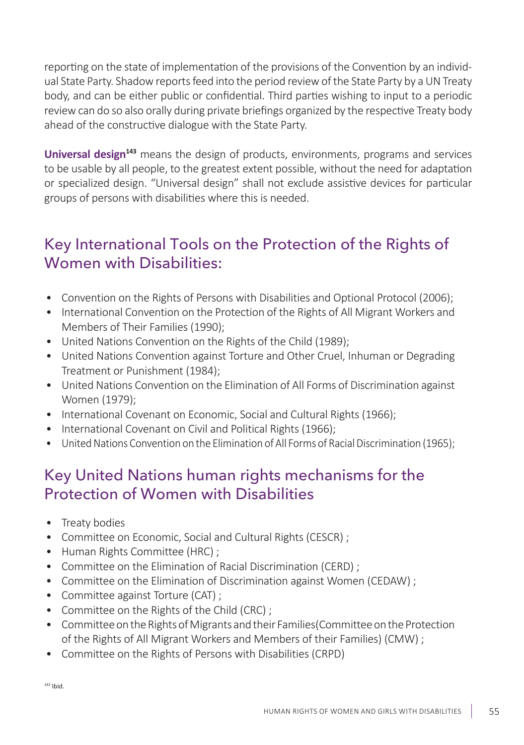reporting on the state of implementation of the provisions of the Convention by an individual State Party. Shadow reports feed into the period review of the State Party by a UN Treaty body, and can be either public or confidential. Third parties wishing to input to a periodic review can do so also orally during private briefings organized by the respective Treaty body ahead of the constructive dialogue with the State Party.

**Universal design**[143] means the design of products, environments, programs and services to be usable by all people, to the greatest extent possible, without the need for adaptation or specialized design. "Universal design" shall not exclude assistive devices for particular groups of persons with disabilities where this is needed.

## Key International Tools on the Protection of the Rights of Women with Disabilities:

- Convention on the Rights of Persons with Disabilities and Optional Protocol (2006);
- International Convention on the Protection of the Rights of All Migrant Workers and Members of Their Families (1990);
- United Nations Convention on the Rights of the Child (1989);
- United Nations Convention against Torture and Other Cruel, Inhuman or Degrading Treatment or Punishment (1984);
- United Nations Convention on the Elimination of All Forms of Discrimination against Women (1979);
- International Covenant on Economic, Social and Cultural Rights (1966);
- International Covenant on Civil and Political Rights (1966);
- United Nations Convention on the Elimination of All Forms of Racial Discrimination (1965);

## Key United Nations human rights mechanisms for the Protection of Women with Disabilities

- Treaty bodies
- Committee on Economic, Social and Cultural Rights (CESCR) ;
- Human Rights Committee (HRC) ;
- Committee on the Elimination of Racial Discrimination (CERD) ;
- Committee on the Elimination of Discrimination against Women (CEDAW) ;
- Committee against Torture (CAT) ;
- Committee on the Rights of the Child (CRC) ;
- Committee on the Rights of Migrants and their Families(Committee on the Protection of the Rights of All Migrant Workers and Members of their Families) (CMW) ;
- Committee on the Rights of Persons with Disabilities (CRPD)

[143] Ibid.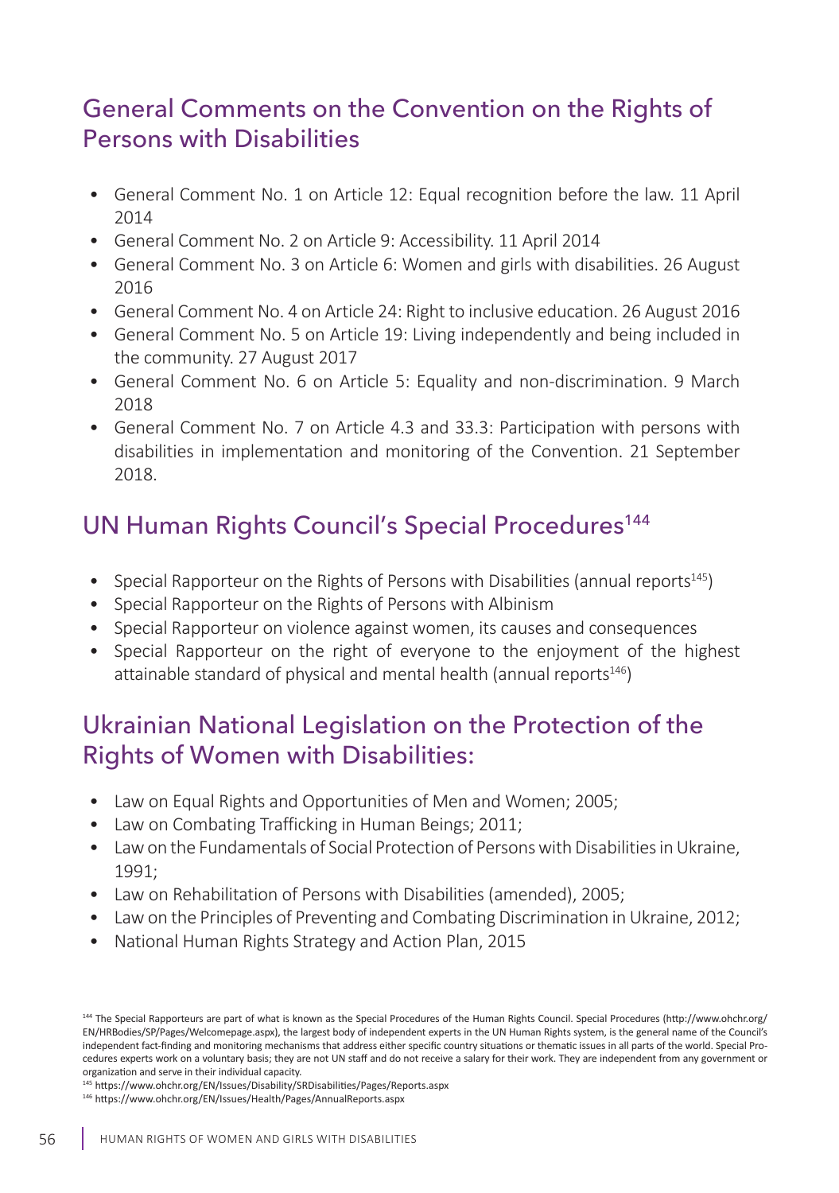## General Comments on the Convention on the Rights of Persons with Disabilities

- General Comment No. 1 on Article 12: Equal recognition before the law. 11 April 2014
- General Comment No. 2 on Article 9: Accessibility. 11 April 2014
- General Comment No. 3 on Article 6: Women and girls with disabilities. 26 August 2016
- General Comment No. 4 on Article 24: Right to inclusive education. 26 August 2016
- General Comment No. 5 on Article 19: Living independently and being included in the community. 27 August 2017
- General Comment No. 6 on Article 5: Equality and non-discrimination. 9 March 2018
- General Comment No. 7 on Article 4.3 and 33.3: Participation with persons with disabilities in implementation and monitoring of the Convention. 21 September 2018.

## UN Human Rights Council's Special Procedures[144]

- Special Rapporteur on the Rights of Persons with Disabilities (annual reports[145])
- Special Rapporteur on the Rights of Persons with Albinism
- Special Rapporteur on violence against women, its causes and consequences
- Special Rapporteur on the right of everyone to the enjoyment of the highest attainable standard of physical and mental health (annual reports[146])

## Ukrainian National Legislation on the Protection of the Rights of Women with Disabilities:

- Law on Equal Rights and Opportunities of Men and Women; 2005;
- Law on Combating Trafficking in Human Beings; 2011;
- Law on the Fundamentals of Social Protection of Persons with Disabilities in Ukraine, 1991;
- Law on Rehabilitation of Persons with Disabilities (amended), 2005;
- Law on the Principles of Preventing and Combating Discrimination in Ukraine, 2012;
- National Human Rights Strategy and Action Plan, 2015

[144] The Special Rapporteurs are part of what is known as the Special Procedures of the Human Rights Council. Special Procedures (http://www.ohchr.org/EN/HRBodies/SP/Pages/Welcomepage.aspx), the largest body of independent experts in the UN Human Rights system, is the general name of the Council's independent fact-finding and monitoring mechanisms that address either specific country situations or thematic issues in all parts of the world. Special Procedures experts work on a voluntary basis; they are not UN staff and do not receive a salary for their work. They are independent from any government or organization and serve in their individual capacity.

[145] https://www.ohchr.org/EN/Issues/Disability/SRDisabilities/Pages/Reports.aspx

[146] https://www.ohchr.org/EN/Issues/Health/Pages/AnnualReports.aspx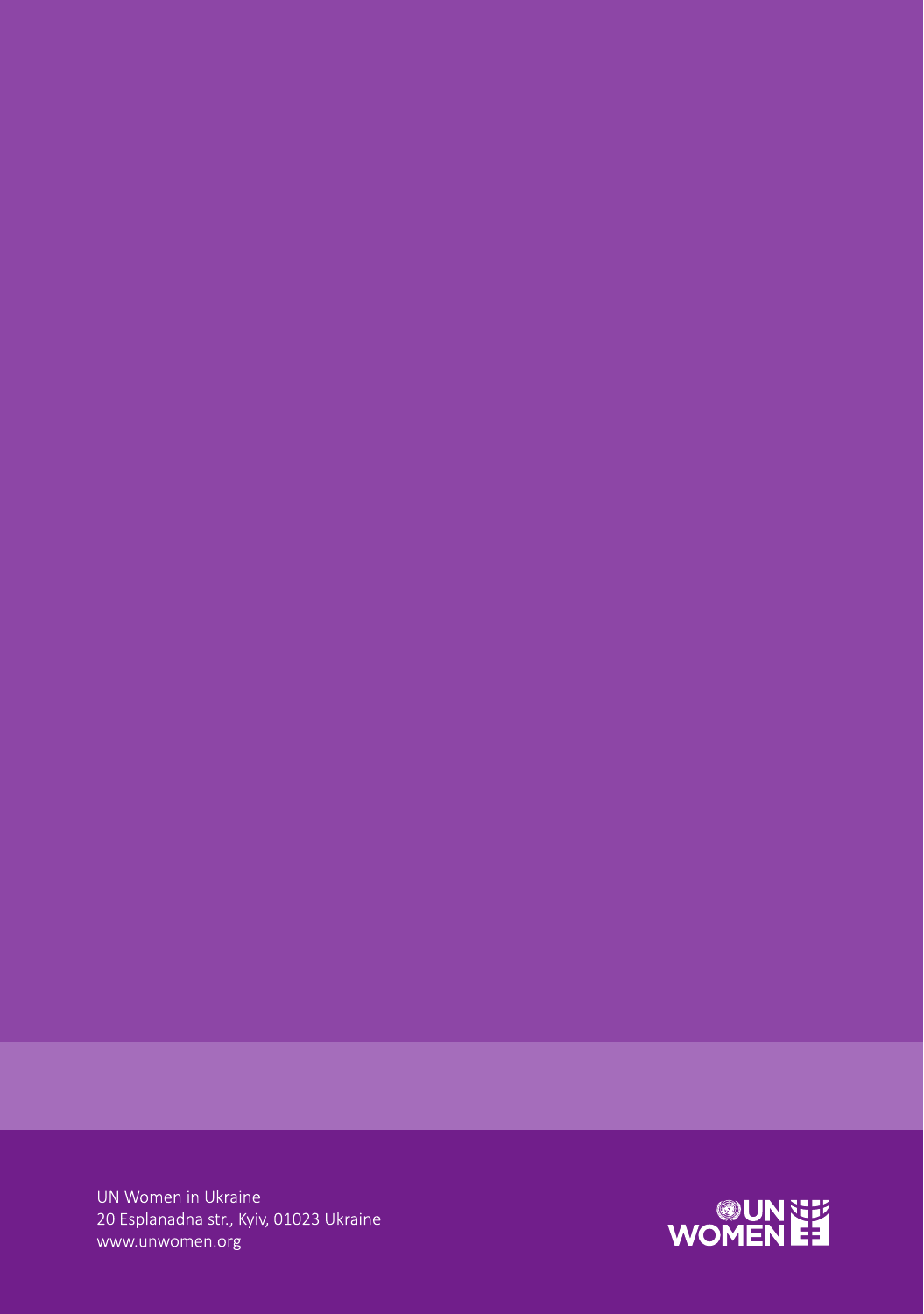UN Women in Ukraine
20 Esplanadna str., Kyiv, 01023 Ukraine
www.unwomen.org

UN WOMEN